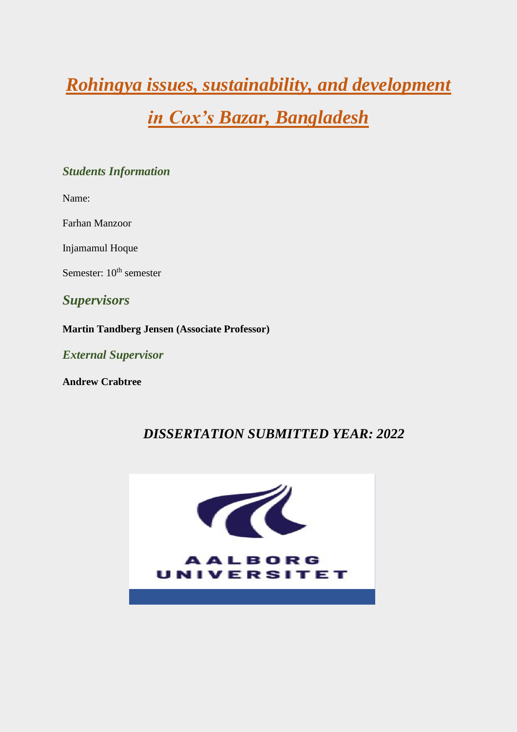# *Rohingya issues, sustainability, and development in Cox's Bazar, Bangladesh*

### *Students Information*

Name:

Farhan Manzoor

Injamamul Hoque

Semester: 10th semester

### *Supervisors*

**Martin Tandberg Jensen (Associate Professor)**

### *External Supervisor*

**Andrew Crabtree**

***DISSERTATION SUBMITTED YEAR: 2022***

AALBORG UNIVERSITET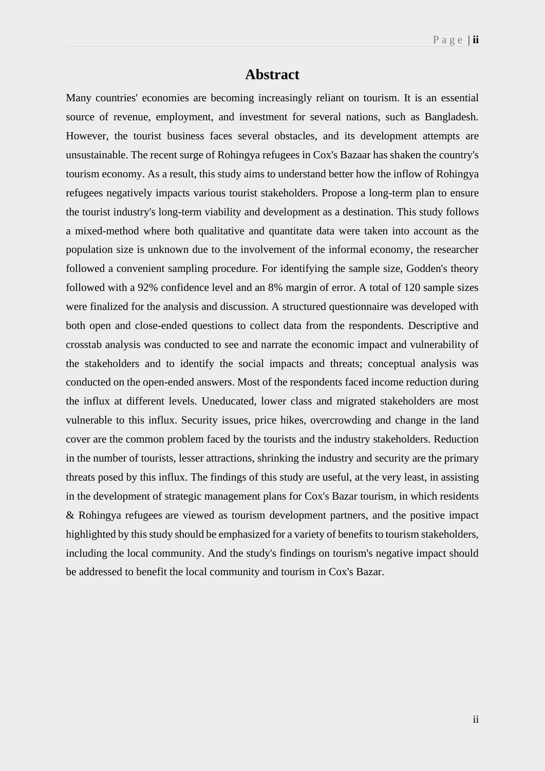# Abstract

Many countries' economies are becoming increasingly reliant on tourism. It is an essential source of revenue, employment, and investment for several nations, such as Bangladesh. However, the tourist business faces several obstacles, and its development attempts are unsustainable. The recent surge of Rohingya refugees in Cox's Bazaar has shaken the country's tourism economy. As a result, this study aims to understand better how the inflow of Rohingya refugees negatively impacts various tourist stakeholders. Propose a long-term plan to ensure the tourist industry's long-term viability and development as a destination. This study follows a mixed-method where both qualitative and quantitate data were taken into account as the population size is unknown due to the involvement of the informal economy, the researcher followed a convenient sampling procedure. For identifying the sample size, Godden's theory followed with a 92% confidence level and an 8% margin of error. A total of 120 sample sizes were finalized for the analysis and discussion. A structured questionnaire was developed with both open and close-ended questions to collect data from the respondents. Descriptive and crosstab analysis was conducted to see and narrate the economic impact and vulnerability of the stakeholders and to identify the social impacts and threats; conceptual analysis was conducted on the open-ended answers. Most of the respondents faced income reduction during the influx at different levels. Uneducated, lower class and migrated stakeholders are most vulnerable to this influx. Security issues, price hikes, overcrowding and change in the land cover are the common problem faced by the tourists and the industry stakeholders. Reduction in the number of tourists, lesser attractions, shrinking the industry and security are the primary threats posed by this influx. The findings of this study are useful, at the very least, in assisting in the development of strategic management plans for Cox's Bazar tourism, in which residents & Rohingya refugees are viewed as tourism development partners, and the positive impact highlighted by this study should be emphasized for a variety of benefits to tourism stakeholders, including the local community. And the study's findings on tourism's negative impact should be addressed to benefit the local community and tourism in Cox's Bazar.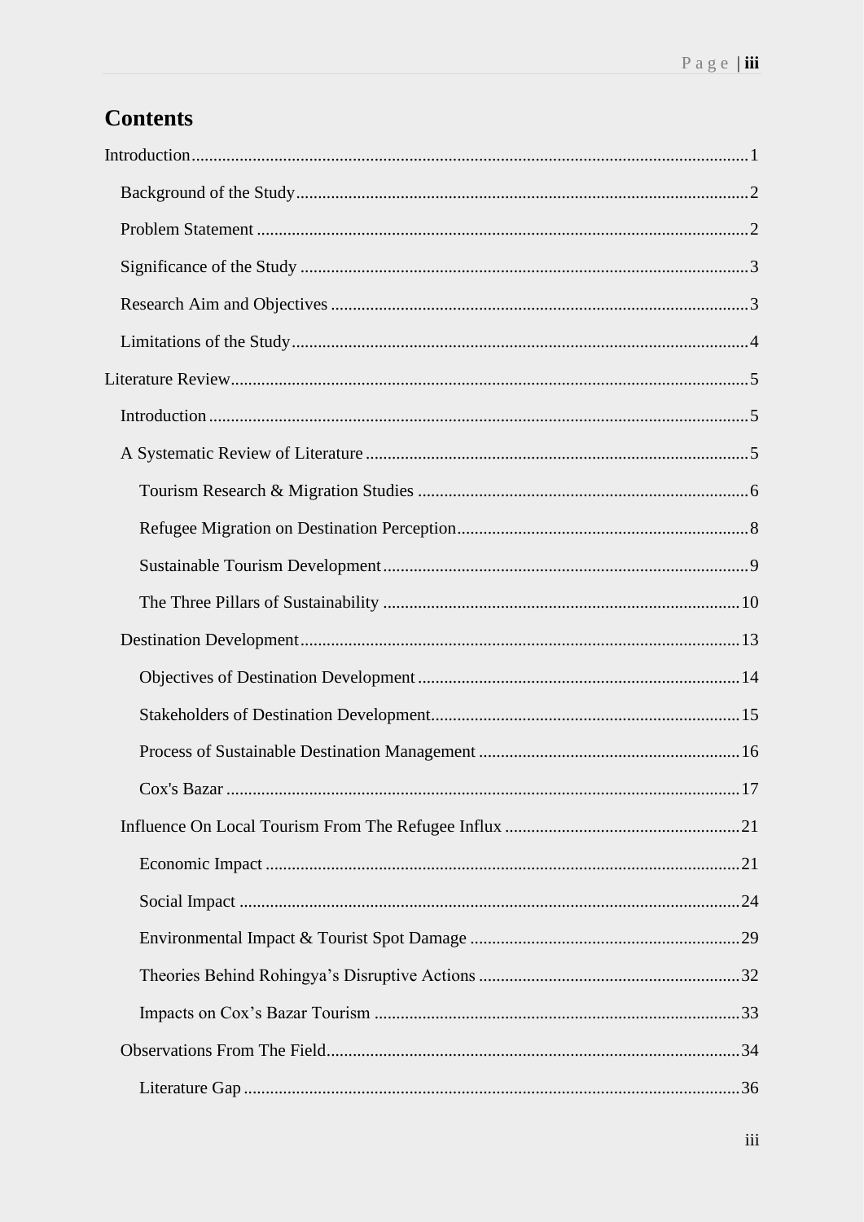# Contents

Introduction ........ 1

- Background of the Study ........ 2
- Problem Statement ........ 2
- Significance of the Study ........ 3
- Research Aim and Objectives ........ 3
- Limitations of the Study ........ 4

Literature Review ........ 5

- Introduction ........ 5
- A Systematic Review of Literature ........ 5
  - Tourism Research & Migration Studies ........ 6
  - Refugee Migration on Destination Perception ........ 8
  - Sustainable Tourism Development ........ 9
  - The Three Pillars of Sustainability ........ 10
- Destination Development ........ 13
  - Objectives of Destination Development ........ 14
  - Stakeholders of Destination Development ........ 15
  - Process of Sustainable Destination Management ........ 16
  - Cox's Bazar ........ 17
- Influence On Local Tourism From The Refugee Influx ........ 21
  - Economic Impact ........ 21
  - Social Impact ........ 24
  - Environmental Impact & Tourist Spot Damage ........ 29
  - Theories Behind Rohingya's Disruptive Actions ........ 32
  - Impacts on Cox's Bazar Tourism ........ 33
- Observations From The Field ........ 34
  - Literature Gap ........ 36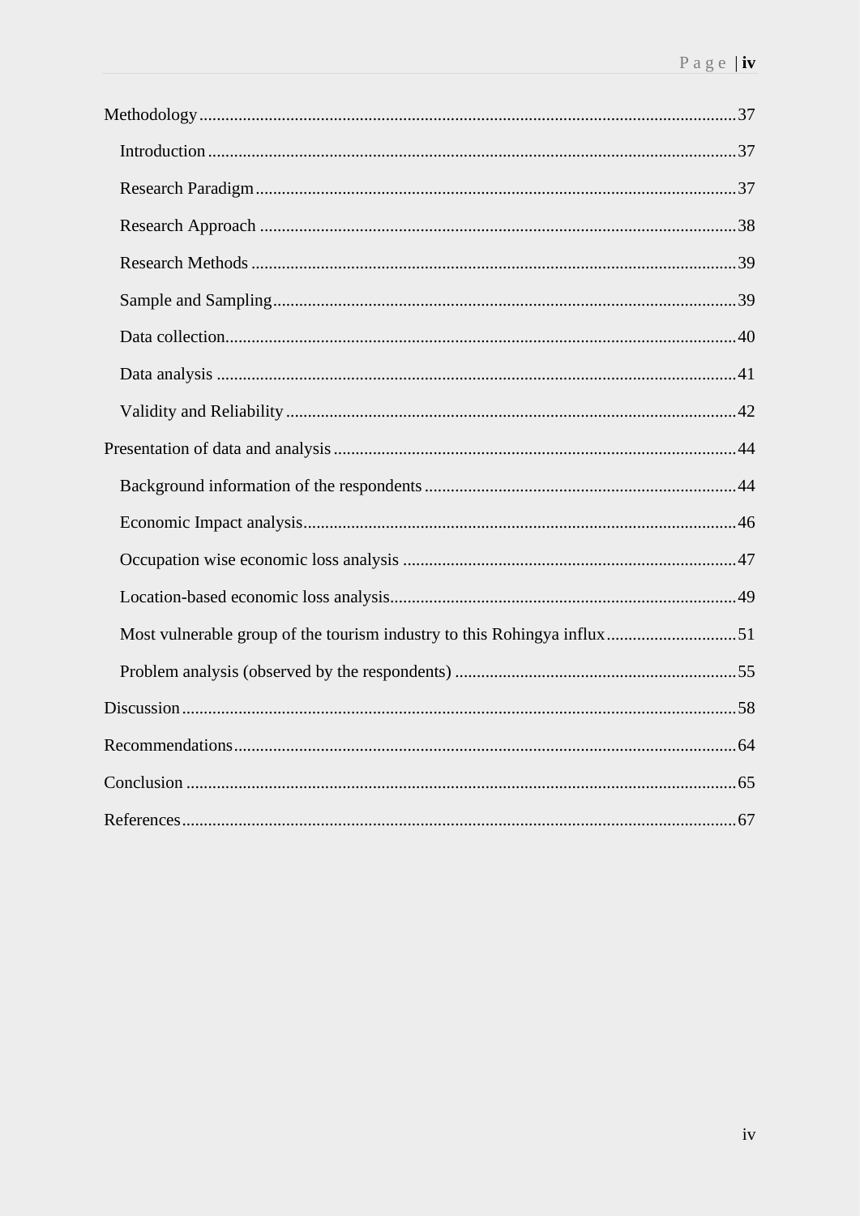Methodology.....37

- Introduction.....37
- Research Paradigm.....37
- Research Approach.....38
- Research Methods.....39
- Sample and Sampling.....39
- Data collection.....40
- Data analysis.....41
- Validity and Reliability.....42

Presentation of data and analysis.....44

- Background information of the respondents.....44
- Economic Impact analysis.....46
- Occupation wise economic loss analysis.....47
- Location-based economic loss analysis.....49
- Most vulnerable group of the tourism industry to this Rohingya influx.....51
- Problem analysis (observed by the respondents).....55

Discussion.....58

Recommendations.....64

Conclusion.....65

References.....67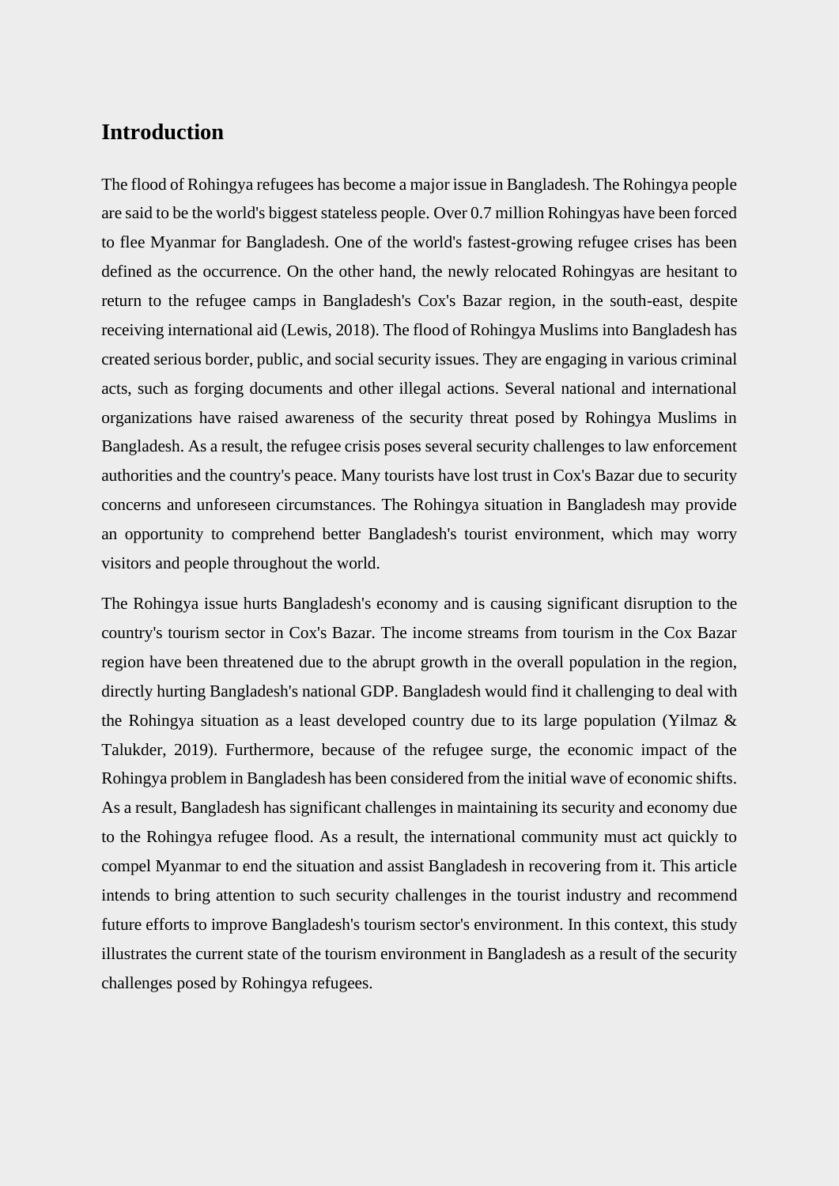## Introduction

The flood of Rohingya refugees has become a major issue in Bangladesh. The Rohingya people are said to be the world's biggest stateless people. Over 0.7 million Rohingyas have been forced to flee Myanmar for Bangladesh. One of the world's fastest-growing refugee crises has been defined as the occurrence. On the other hand, the newly relocated Rohingyas are hesitant to return to the refugee camps in Bangladesh's Cox's Bazar region, in the south-east, despite receiving international aid (Lewis, 2018). The flood of Rohingya Muslims into Bangladesh has created serious border, public, and social security issues. They are engaging in various criminal acts, such as forging documents and other illegal actions. Several national and international organizations have raised awareness of the security threat posed by Rohingya Muslims in Bangladesh. As a result, the refugee crisis poses several security challenges to law enforcement authorities and the country's peace. Many tourists have lost trust in Cox's Bazar due to security concerns and unforeseen circumstances. The Rohingya situation in Bangladesh may provide an opportunity to comprehend better Bangladesh's tourist environment, which may worry visitors and people throughout the world.

The Rohingya issue hurts Bangladesh's economy and is causing significant disruption to the country's tourism sector in Cox's Bazar. The income streams from tourism in the Cox Bazar region have been threatened due to the abrupt growth in the overall population in the region, directly hurting Bangladesh's national GDP. Bangladesh would find it challenging to deal with the Rohingya situation as a least developed country due to its large population (Yilmaz & Talukder, 2019). Furthermore, because of the refugee surge, the economic impact of the Rohingya problem in Bangladesh has been considered from the initial wave of economic shifts. As a result, Bangladesh has significant challenges in maintaining its security and economy due to the Rohingya refugee flood. As a result, the international community must act quickly to compel Myanmar to end the situation and assist Bangladesh in recovering from it. This article intends to bring attention to such security challenges in the tourist industry and recommend future efforts to improve Bangladesh's tourism sector's environment. In this context, this study illustrates the current state of the tourism environment in Bangladesh as a result of the security challenges posed by Rohingya refugees.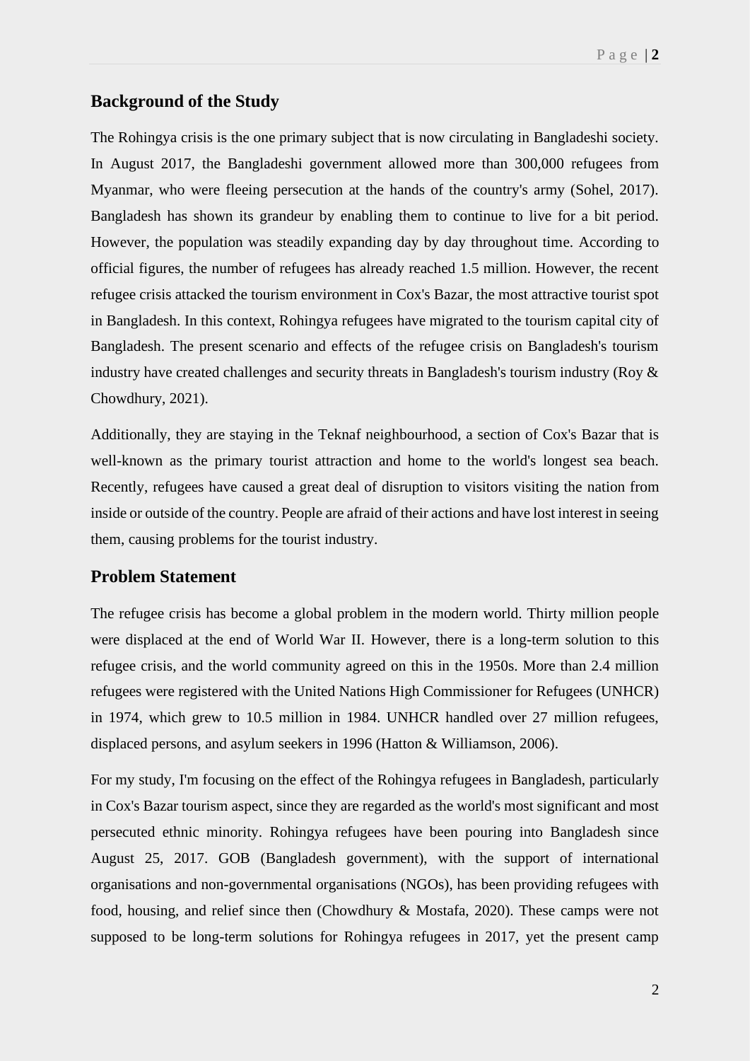## Background of the Study

The Rohingya crisis is the one primary subject that is now circulating in Bangladeshi society. In August 2017, the Bangladeshi government allowed more than 300,000 refugees from Myanmar, who were fleeing persecution at the hands of the country's army (Sohel, 2017). Bangladesh has shown its grandeur by enabling them to continue to live for a bit period. However, the population was steadily expanding day by day throughout time. According to official figures, the number of refugees has already reached 1.5 million. However, the recent refugee crisis attacked the tourism environment in Cox's Bazar, the most attractive tourist spot in Bangladesh. In this context, Rohingya refugees have migrated to the tourism capital city of Bangladesh. The present scenario and effects of the refugee crisis on Bangladesh's tourism industry have created challenges and security threats in Bangladesh's tourism industry (Roy & Chowdhury, 2021).

Additionally, they are staying in the Teknaf neighbourhood, a section of Cox's Bazar that is well-known as the primary tourist attraction and home to the world's longest sea beach. Recently, refugees have caused a great deal of disruption to visitors visiting the nation from inside or outside of the country. People are afraid of their actions and have lost interest in seeing them, causing problems for the tourist industry.

## Problem Statement

The refugee crisis has become a global problem in the modern world. Thirty million people were displaced at the end of World War II. However, there is a long-term solution to this refugee crisis, and the world community agreed on this in the 1950s. More than 2.4 million refugees were registered with the United Nations High Commissioner for Refugees (UNHCR) in 1974, which grew to 10.5 million in 1984. UNHCR handled over 27 million refugees, displaced persons, and asylum seekers in 1996 (Hatton & Williamson, 2006).

For my study, I'm focusing on the effect of the Rohingya refugees in Bangladesh, particularly in Cox's Bazar tourism aspect, since they are regarded as the world's most significant and most persecuted ethnic minority. Rohingya refugees have been pouring into Bangladesh since August 25, 2017. GOB (Bangladesh government), with the support of international organisations and non-governmental organisations (NGOs), has been providing refugees with food, housing, and relief since then (Chowdhury & Mostafa, 2020). These camps were not supposed to be long-term solutions for Rohingya refugees in 2017, yet the present camp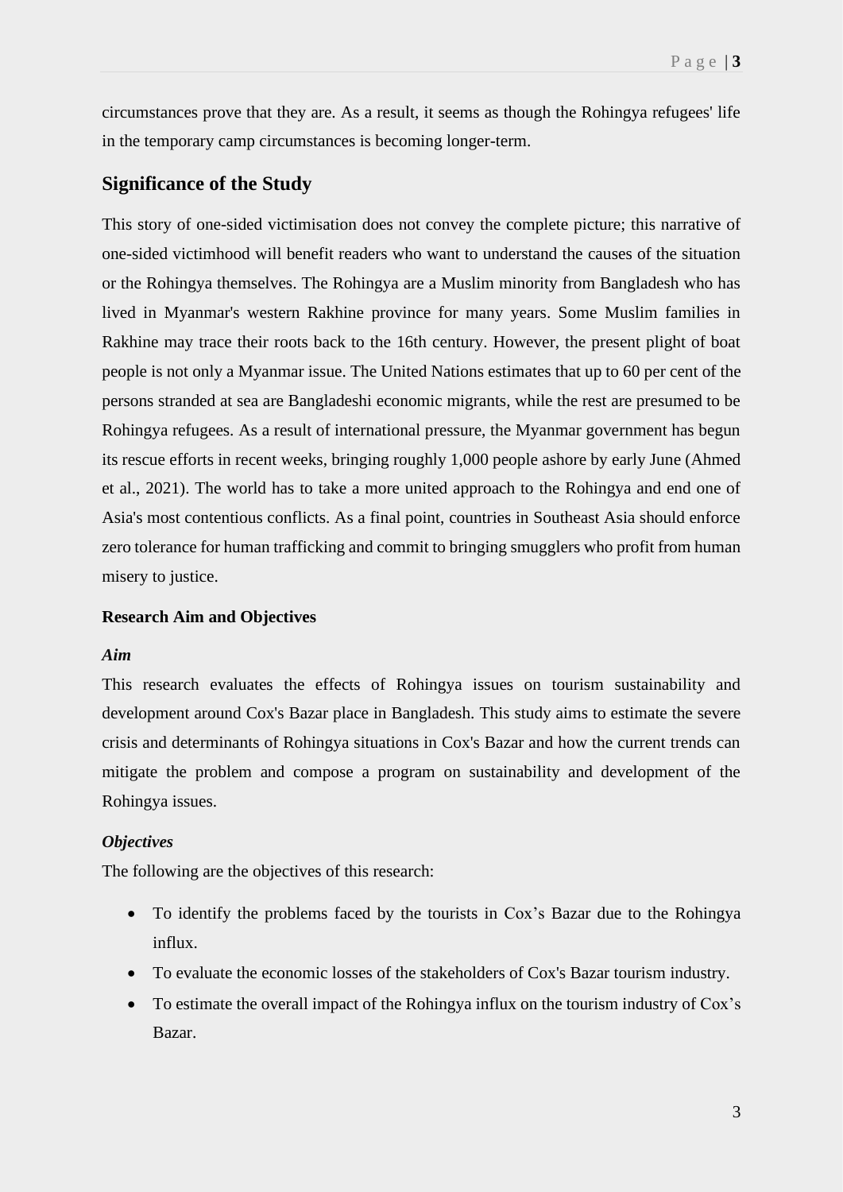circumstances prove that they are. As a result, it seems as though the Rohingya refugees' life in the temporary camp circumstances is becoming longer-term.

## Significance of the Study

This story of one-sided victimisation does not convey the complete picture; this narrative of one-sided victimhood will benefit readers who want to understand the causes of the situation or the Rohingya themselves. The Rohingya are a Muslim minority from Bangladesh who has lived in Myanmar's western Rakhine province for many years. Some Muslim families in Rakhine may trace their roots back to the 16th century. However, the present plight of boat people is not only a Myanmar issue. The United Nations estimates that up to 60 per cent of the persons stranded at sea are Bangladeshi economic migrants, while the rest are presumed to be Rohingya refugees. As a result of international pressure, the Myanmar government has begun its rescue efforts in recent weeks, bringing roughly 1,000 people ashore by early June (Ahmed et al., 2021). The world has to take a more united approach to the Rohingya and end one of Asia's most contentious conflicts. As a final point, countries in Southeast Asia should enforce zero tolerance for human trafficking and commit to bringing smugglers who profit from human misery to justice.

### Research Aim and Objectives

#### *Aim*

This research evaluates the effects of Rohingya issues on tourism sustainability and development around Cox's Bazar place in Bangladesh. This study aims to estimate the severe crisis and determinants of Rohingya situations in Cox's Bazar and how the current trends can mitigate the problem and compose a program on sustainability and development of the Rohingya issues.

#### *Objectives*

The following are the objectives of this research:

- To identify the problems faced by the tourists in Cox's Bazar due to the Rohingya influx.
- To evaluate the economic losses of the stakeholders of Cox's Bazar tourism industry.
- To estimate the overall impact of the Rohingya influx on the tourism industry of Cox's Bazar.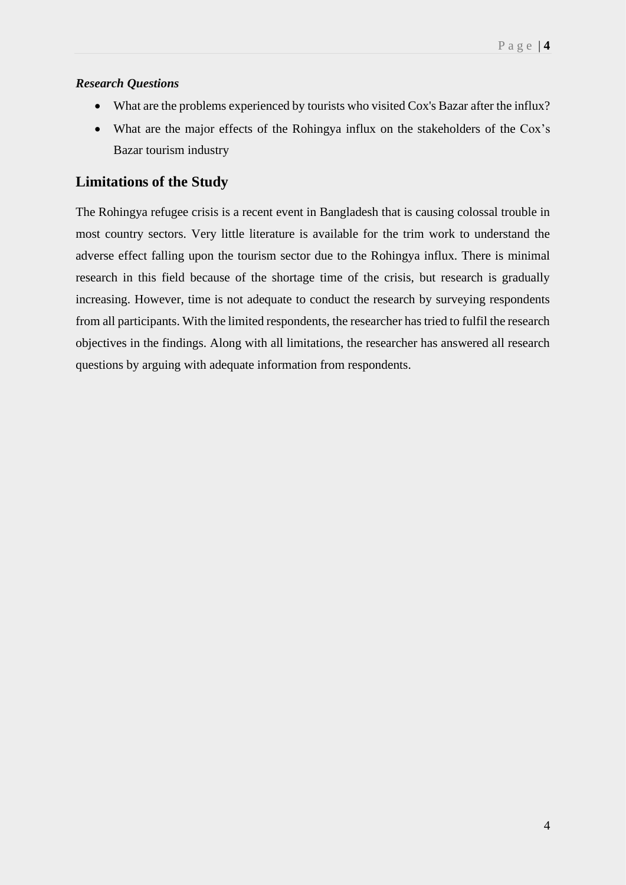***Research Questions***

- What are the problems experienced by tourists who visited Cox's Bazar after the influx?
- What are the major effects of the Rohingya influx on the stakeholders of the Cox's Bazar tourism industry

## Limitations of the Study

The Rohingya refugee crisis is a recent event in Bangladesh that is causing colossal trouble in most country sectors. Very little literature is available for the trim work to understand the adverse effect falling upon the tourism sector due to the Rohingya influx. There is minimal research in this field because of the shortage time of the crisis, but research is gradually increasing. However, time is not adequate to conduct the research by surveying respondents from all participants. With the limited respondents, the researcher has tried to fulfil the research objectives in the findings. Along with all limitations, the researcher has answered all research questions by arguing with adequate information from respondents.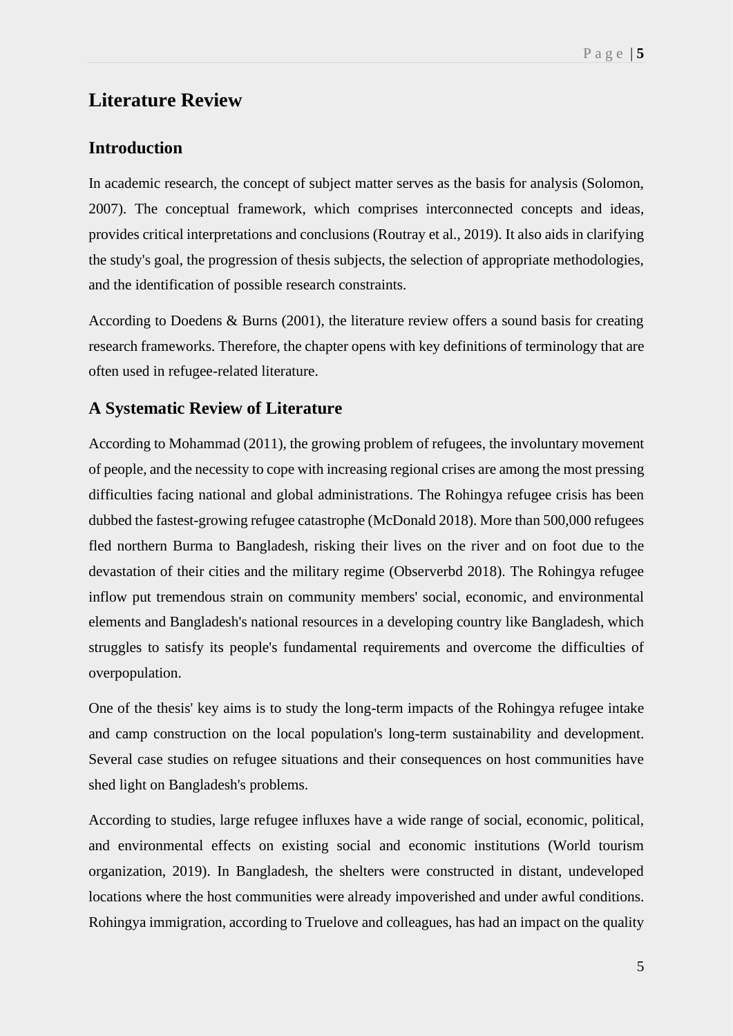# Literature Review

## Introduction

In academic research, the concept of subject matter serves as the basis for analysis (Solomon, 2007). The conceptual framework, which comprises interconnected concepts and ideas, provides critical interpretations and conclusions (Routray et al., 2019). It also aids in clarifying the study's goal, the progression of thesis subjects, the selection of appropriate methodologies, and the identification of possible research constraints.

According to Doedens & Burns (2001), the literature review offers a sound basis for creating research frameworks. Therefore, the chapter opens with key definitions of terminology that are often used in refugee-related literature.

## A Systematic Review of Literature

According to Mohammad (2011), the growing problem of refugees, the involuntary movement of people, and the necessity to cope with increasing regional crises are among the most pressing difficulties facing national and global administrations. The Rohingya refugee crisis has been dubbed the fastest-growing refugee catastrophe (McDonald 2018). More than 500,000 refugees fled northern Burma to Bangladesh, risking their lives on the river and on foot due to the devastation of their cities and the military regime (Observerbd 2018). The Rohingya refugee inflow put tremendous strain on community members' social, economic, and environmental elements and Bangladesh's national resources in a developing country like Bangladesh, which struggles to satisfy its people's fundamental requirements and overcome the difficulties of overpopulation.

One of the thesis' key aims is to study the long-term impacts of the Rohingya refugee intake and camp construction on the local population's long-term sustainability and development. Several case studies on refugee situations and their consequences on host communities have shed light on Bangladesh's problems.

According to studies, large refugee influxes have a wide range of social, economic, political, and environmental effects on existing social and economic institutions (World tourism organization, 2019). In Bangladesh, the shelters were constructed in distant, undeveloped locations where the host communities were already impoverished and under awful conditions. Rohingya immigration, according to Truelove and colleagues, has had an impact on the quality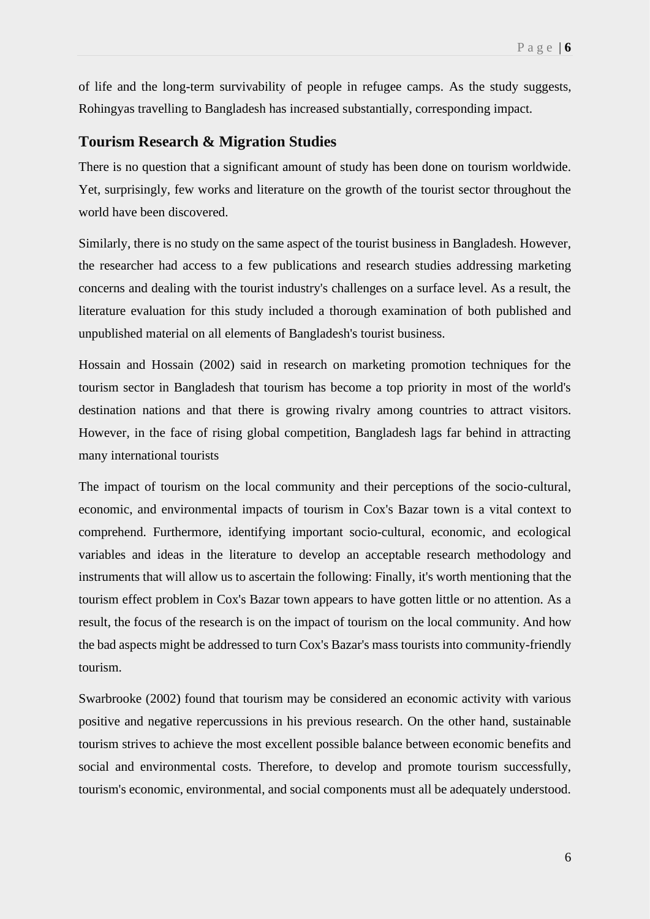of life and the long-term survivability of people in refugee camps. As the study suggests, Rohingyas travelling to Bangladesh has increased substantially, corresponding impact.

## Tourism Research & Migration Studies

There is no question that a significant amount of study has been done on tourism worldwide. Yet, surprisingly, few works and literature on the growth of the tourist sector throughout the world have been discovered.

Similarly, there is no study on the same aspect of the tourist business in Bangladesh. However, the researcher had access to a few publications and research studies addressing marketing concerns and dealing with the tourist industry's challenges on a surface level. As a result, the literature evaluation for this study included a thorough examination of both published and unpublished material on all elements of Bangladesh's tourist business.

Hossain and Hossain (2002) said in research on marketing promotion techniques for the tourism sector in Bangladesh that tourism has become a top priority in most of the world's destination nations and that there is growing rivalry among countries to attract visitors. However, in the face of rising global competition, Bangladesh lags far behind in attracting many international tourists

The impact of tourism on the local community and their perceptions of the socio-cultural, economic, and environmental impacts of tourism in Cox's Bazar town is a vital context to comprehend. Furthermore, identifying important socio-cultural, economic, and ecological variables and ideas in the literature to develop an acceptable research methodology and instruments that will allow us to ascertain the following: Finally, it's worth mentioning that the tourism effect problem in Cox's Bazar town appears to have gotten little or no attention. As a result, the focus of the research is on the impact of tourism on the local community. And how the bad aspects might be addressed to turn Cox's Bazar's mass tourists into community-friendly tourism.

Swarbrooke (2002) found that tourism may be considered an economic activity with various positive and negative repercussions in his previous research. On the other hand, sustainable tourism strives to achieve the most excellent possible balance between economic benefits and social and environmental costs. Therefore, to develop and promote tourism successfully, tourism's economic, environmental, and social components must all be adequately understood.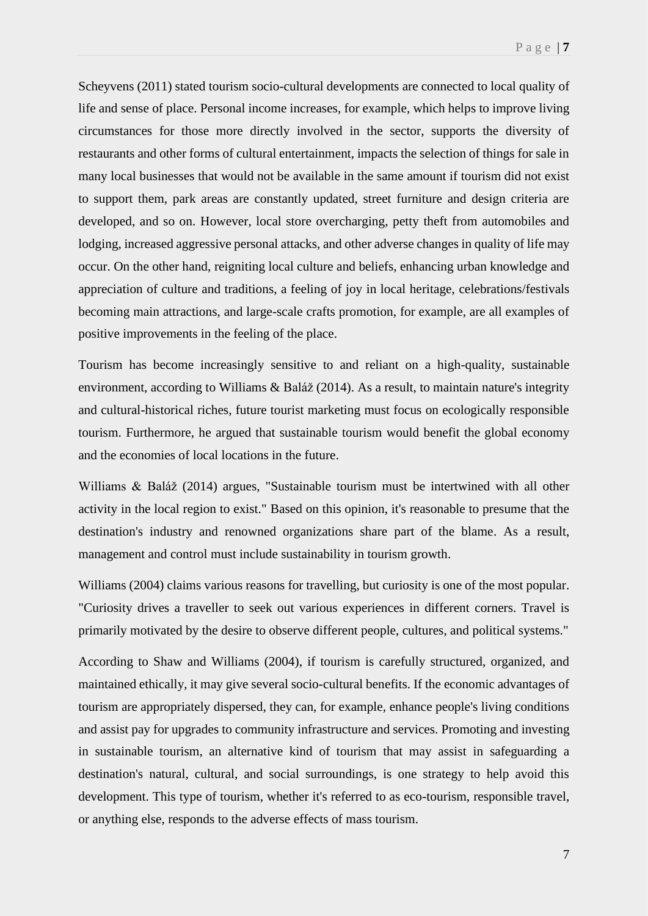Scheyvens (2011) stated tourism socio-cultural developments are connected to local quality of life and sense of place. Personal income increases, for example, which helps to improve living circumstances for those more directly involved in the sector, supports the diversity of restaurants and other forms of cultural entertainment, impacts the selection of things for sale in many local businesses that would not be available in the same amount if tourism did not exist to support them, park areas are constantly updated, street furniture and design criteria are developed, and so on. However, local store overcharging, petty theft from automobiles and lodging, increased aggressive personal attacks, and other adverse changes in quality of life may occur. On the other hand, reigniting local culture and beliefs, enhancing urban knowledge and appreciation of culture and traditions, a feeling of joy in local heritage, celebrations/festivals becoming main attractions, and large-scale crafts promotion, for example, are all examples of positive improvements in the feeling of the place.

Tourism has become increasingly sensitive to and reliant on a high-quality, sustainable environment, according to Williams & Baláž (2014). As a result, to maintain nature's integrity and cultural-historical riches, future tourist marketing must focus on ecologically responsible tourism. Furthermore, he argued that sustainable tourism would benefit the global economy and the economies of local locations in the future.

Williams & Baláž (2014) argues, "Sustainable tourism must be intertwined with all other activity in the local region to exist." Based on this opinion, it's reasonable to presume that the destination's industry and renowned organizations share part of the blame. As a result, management and control must include sustainability in tourism growth.

Williams (2004) claims various reasons for travelling, but curiosity is one of the most popular. "Curiosity drives a traveller to seek out various experiences in different corners. Travel is primarily motivated by the desire to observe different people, cultures, and political systems."

According to Shaw and Williams (2004), if tourism is carefully structured, organized, and maintained ethically, it may give several socio-cultural benefits. If the economic advantages of tourism are appropriately dispersed, they can, for example, enhance people's living conditions and assist pay for upgrades to community infrastructure and services. Promoting and investing in sustainable tourism, an alternative kind of tourism that may assist in safeguarding a destination's natural, cultural, and social surroundings, is one strategy to help avoid this development. This type of tourism, whether it's referred to as eco-tourism, responsible travel, or anything else, responds to the adverse effects of mass tourism.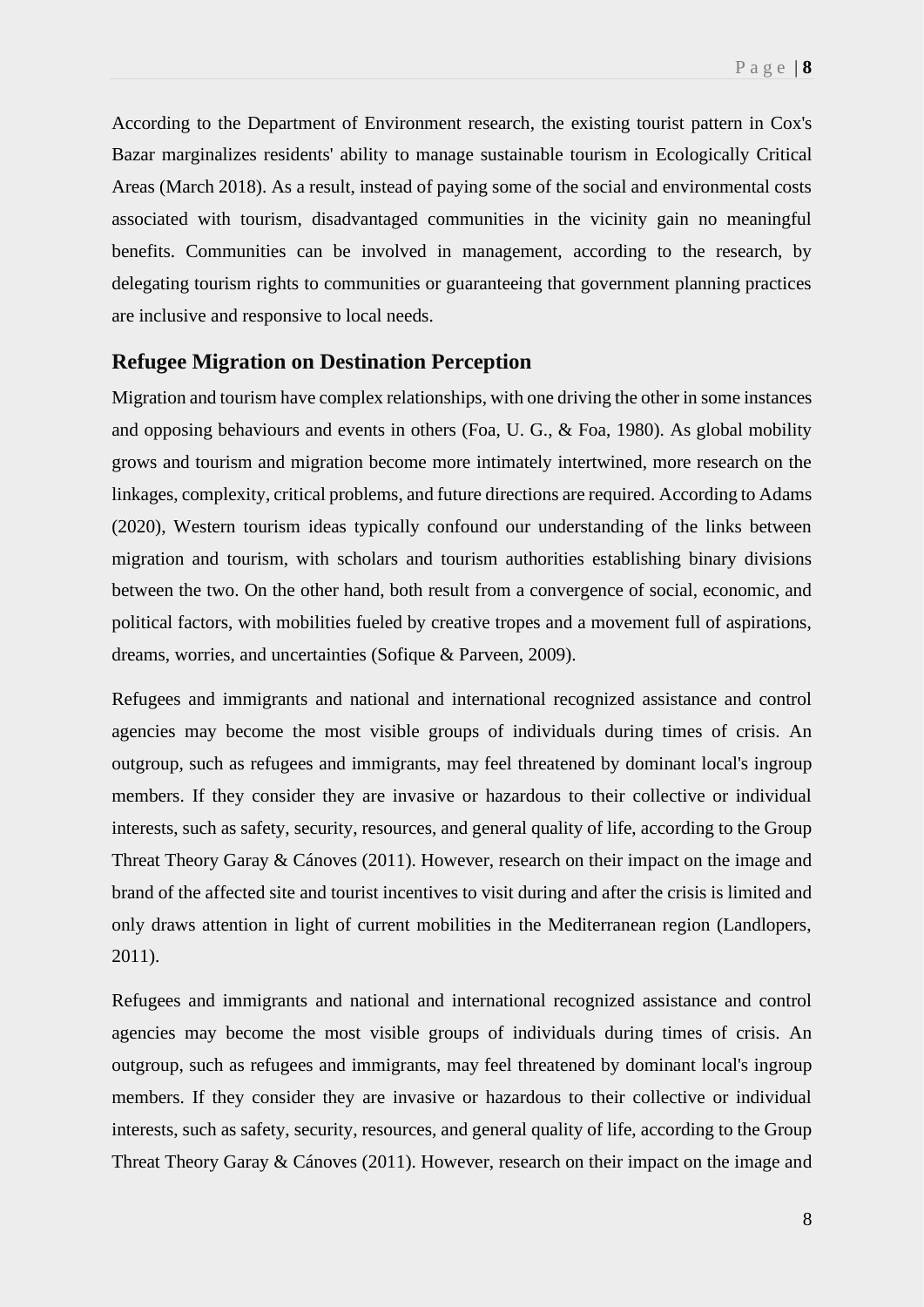According to the Department of Environment research, the existing tourist pattern in Cox's Bazar marginalizes residents' ability to manage sustainable tourism in Ecologically Critical Areas (March 2018). As a result, instead of paying some of the social and environmental costs associated with tourism, disadvantaged communities in the vicinity gain no meaningful benefits. Communities can be involved in management, according to the research, by delegating tourism rights to communities or guaranteeing that government planning practices are inclusive and responsive to local needs.

## Refugee Migration on Destination Perception

Migration and tourism have complex relationships, with one driving the other in some instances and opposing behaviours and events in others (Foa, U. G., & Foa, 1980). As global mobility grows and tourism and migration become more intimately intertwined, more research on the linkages, complexity, critical problems, and future directions are required. According to Adams (2020), Western tourism ideas typically confound our understanding of the links between migration and tourism, with scholars and tourism authorities establishing binary divisions between the two. On the other hand, both result from a convergence of social, economic, and political factors, with mobilities fueled by creative tropes and a movement full of aspirations, dreams, worries, and uncertainties (Sofique & Parveen, 2009).

Refugees and immigrants and national and international recognized assistance and control agencies may become the most visible groups of individuals during times of crisis. An outgroup, such as refugees and immigrants, may feel threatened by dominant local's ingroup members. If they consider they are invasive or hazardous to their collective or individual interests, such as safety, security, resources, and general quality of life, according to the Group Threat Theory Garay & Cánoves (2011). However, research on their impact on the image and brand of the affected site and tourist incentives to visit during and after the crisis is limited and only draws attention in light of current mobilities in the Mediterranean region (Landlopers, 2011).

Refugees and immigrants and national and international recognized assistance and control agencies may become the most visible groups of individuals during times of crisis. An outgroup, such as refugees and immigrants, may feel threatened by dominant local's ingroup members. If they consider they are invasive or hazardous to their collective or individual interests, such as safety, security, resources, and general quality of life, according to the Group Threat Theory Garay & Cánoves (2011). However, research on their impact on the image and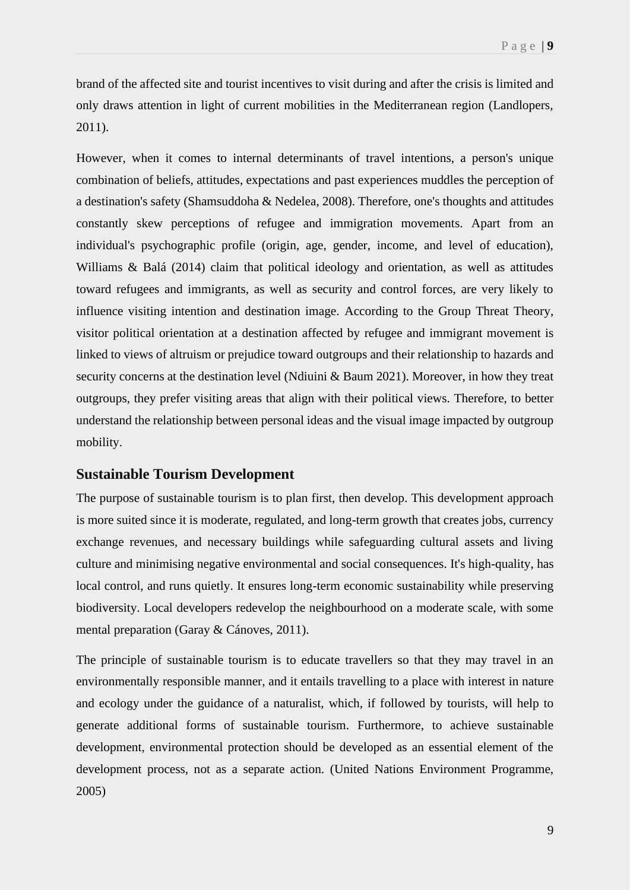brand of the affected site and tourist incentives to visit during and after the crisis is limited and only draws attention in light of current mobilities in the Mediterranean region (Landlopers, 2011).

However, when it comes to internal determinants of travel intentions, a person's unique combination of beliefs, attitudes, expectations and past experiences muddles the perception of a destination's safety (Shamsuddoha & Nedelea, 2008). Therefore, one's thoughts and attitudes constantly skew perceptions of refugee and immigration movements. Apart from an individual's psychographic profile (origin, age, gender, income, and level of education), Williams & Balá (2014) claim that political ideology and orientation, as well as attitudes toward refugees and immigrants, as well as security and control forces, are very likely to influence visiting intention and destination image. According to the Group Threat Theory, visitor political orientation at a destination affected by refugee and immigrant movement is linked to views of altruism or prejudice toward outgroups and their relationship to hazards and security concerns at the destination level (Ndiuini & Baum 2021). Moreover, in how they treat outgroups, they prefer visiting areas that align with their political views. Therefore, to better understand the relationship between personal ideas and the visual image impacted by outgroup mobility.

## Sustainable Tourism Development

The purpose of sustainable tourism is to plan first, then develop. This development approach is more suited since it is moderate, regulated, and long-term growth that creates jobs, currency exchange revenues, and necessary buildings while safeguarding cultural assets and living culture and minimising negative environmental and social consequences. It's high-quality, has local control, and runs quietly. It ensures long-term economic sustainability while preserving biodiversity. Local developers redevelop the neighbourhood on a moderate scale, with some mental preparation (Garay & Cánoves, 2011).

The principle of sustainable tourism is to educate travellers so that they may travel in an environmentally responsible manner, and it entails travelling to a place with interest in nature and ecology under the guidance of a naturalist, which, if followed by tourists, will help to generate additional forms of sustainable tourism. Furthermore, to achieve sustainable development, environmental protection should be developed as an essential element of the development process, not as a separate action. (United Nations Environment Programme, 2005)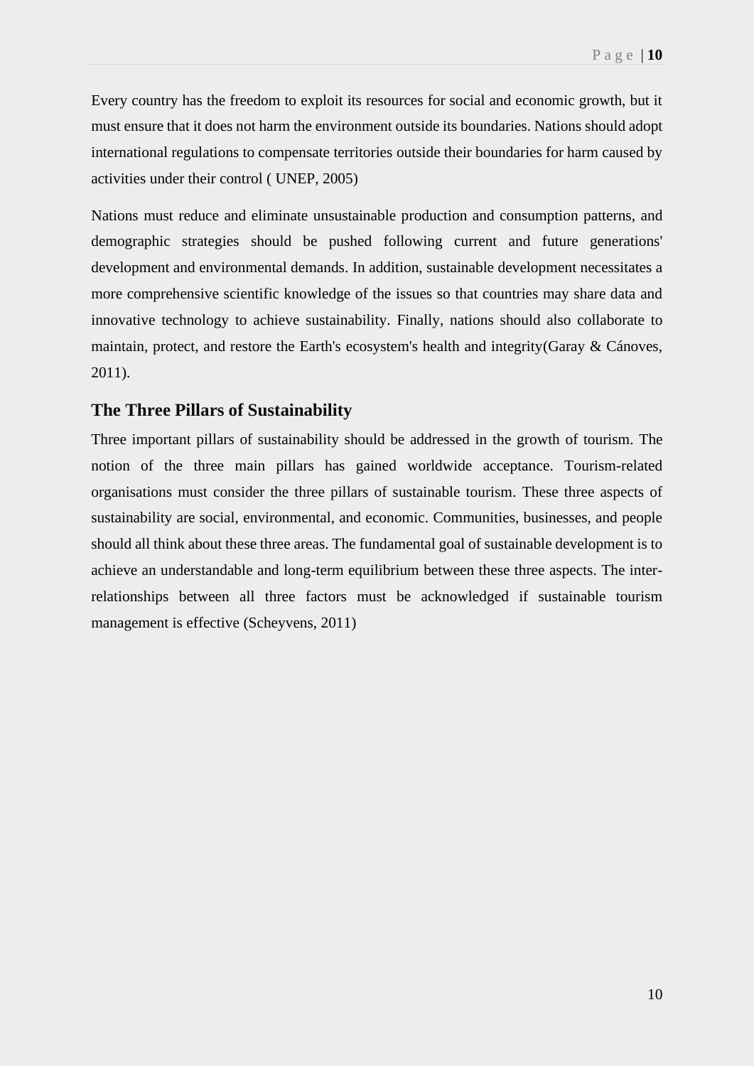Every country has the freedom to exploit its resources for social and economic growth, but it must ensure that it does not harm the environment outside its boundaries. Nations should adopt international regulations to compensate territories outside their boundaries for harm caused by activities under their control ( UNEP, 2005)

Nations must reduce and eliminate unsustainable production and consumption patterns, and demographic strategies should be pushed following current and future generations' development and environmental demands. In addition, sustainable development necessitates a more comprehensive scientific knowledge of the issues so that countries may share data and innovative technology to achieve sustainability. Finally, nations should also collaborate to maintain, protect, and restore the Earth's ecosystem's health and integrity(Garay & Cánoves, 2011).

## The Three Pillars of Sustainability

Three important pillars of sustainability should be addressed in the growth of tourism. The notion of the three main pillars has gained worldwide acceptance. Tourism-related organisations must consider the three pillars of sustainable tourism. These three aspects of sustainability are social, environmental, and economic. Communities, businesses, and people should all think about these three areas. The fundamental goal of sustainable development is to achieve an understandable and long-term equilibrium between these three aspects. The inter-relationships between all three factors must be acknowledged if sustainable tourism management is effective (Scheyvens, 2011)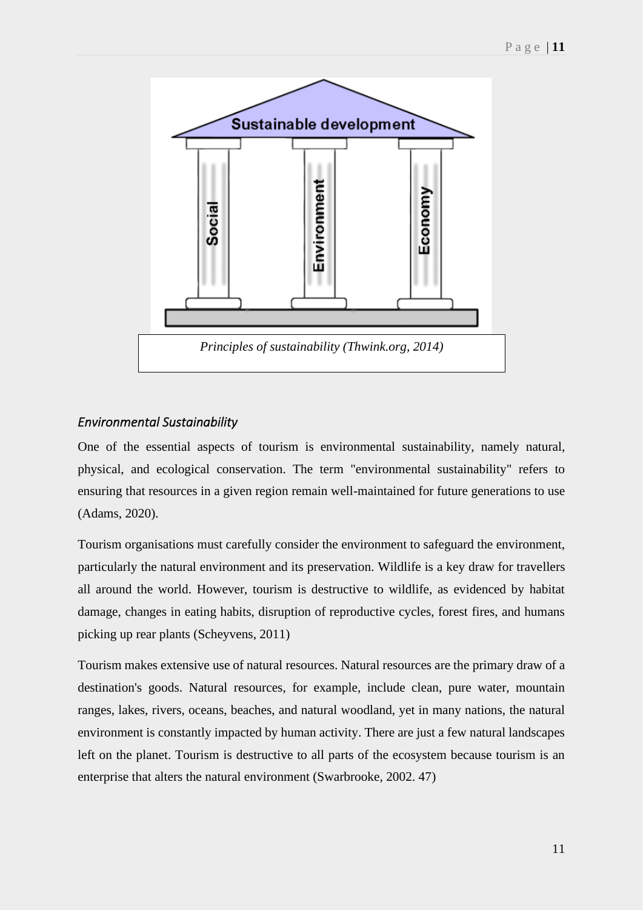Principles of sustainability (Thwink.org, 2014)

### *Environmental Sustainability*

One of the essential aspects of tourism is environmental sustainability, namely natural, physical, and ecological conservation. The term "environmental sustainability" refers to ensuring that resources in a given region remain well-maintained for future generations to use (Adams, 2020).

Tourism organisations must carefully consider the environment to safeguard the environment, particularly the natural environment and its preservation. Wildlife is a key draw for travellers all around the world. However, tourism is destructive to wildlife, as evidenced by habitat damage, changes in eating habits, disruption of reproductive cycles, forest fires, and humans picking up rear plants (Scheyvens, 2011)

Tourism makes extensive use of natural resources. Natural resources are the primary draw of a destination's goods. Natural resources, for example, include clean, pure water, mountain ranges, lakes, rivers, oceans, beaches, and natural woodland, yet in many nations, the natural environment is constantly impacted by human activity. There are just a few natural landscapes left on the planet. Tourism is destructive to all parts of the ecosystem because tourism is an enterprise that alters the natural environment (Swarbrooke, 2002. 47)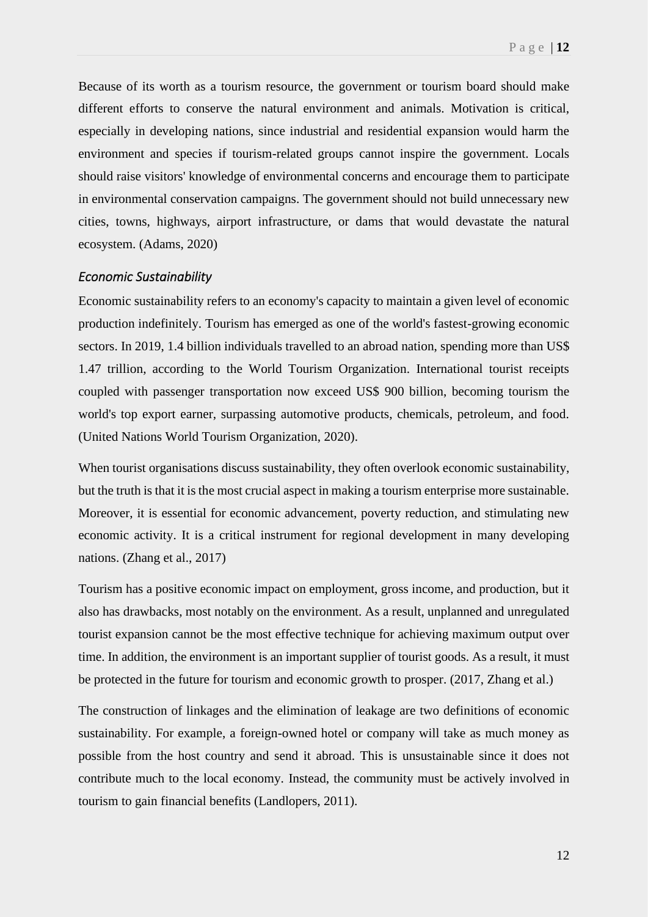Because of its worth as a tourism resource, the government or tourism board should make different efforts to conserve the natural environment and animals. Motivation is critical, especially in developing nations, since industrial and residential expansion would harm the environment and species if tourism-related groups cannot inspire the government. Locals should raise visitors' knowledge of environmental concerns and encourage them to participate in environmental conservation campaigns. The government should not build unnecessary new cities, towns, highways, airport infrastructure, or dams that would devastate the natural ecosystem. (Adams, 2020)

### *Economic Sustainability*

Economic sustainability refers to an economy's capacity to maintain a given level of economic production indefinitely. Tourism has emerged as one of the world's fastest-growing economic sectors. In 2019, 1.4 billion individuals travelled to an abroad nation, spending more than US$ 1.47 trillion, according to the World Tourism Organization. International tourist receipts coupled with passenger transportation now exceed US$ 900 billion, becoming tourism the world's top export earner, surpassing automotive products, chemicals, petroleum, and food. (United Nations World Tourism Organization, 2020).

When tourist organisations discuss sustainability, they often overlook economic sustainability, but the truth is that it is the most crucial aspect in making a tourism enterprise more sustainable. Moreover, it is essential for economic advancement, poverty reduction, and stimulating new economic activity. It is a critical instrument for regional development in many developing nations. (Zhang et al., 2017)

Tourism has a positive economic impact on employment, gross income, and production, but it also has drawbacks, most notably on the environment. As a result, unplanned and unregulated tourist expansion cannot be the most effective technique for achieving maximum output over time. In addition, the environment is an important supplier of tourist goods. As a result, it must be protected in the future for tourism and economic growth to prosper. (2017, Zhang et al.)

The construction of linkages and the elimination of leakage are two definitions of economic sustainability. For example, a foreign-owned hotel or company will take as much money as possible from the host country and send it abroad. This is unsustainable since it does not contribute much to the local economy. Instead, the community must be actively involved in tourism to gain financial benefits (Landlopers, 2011).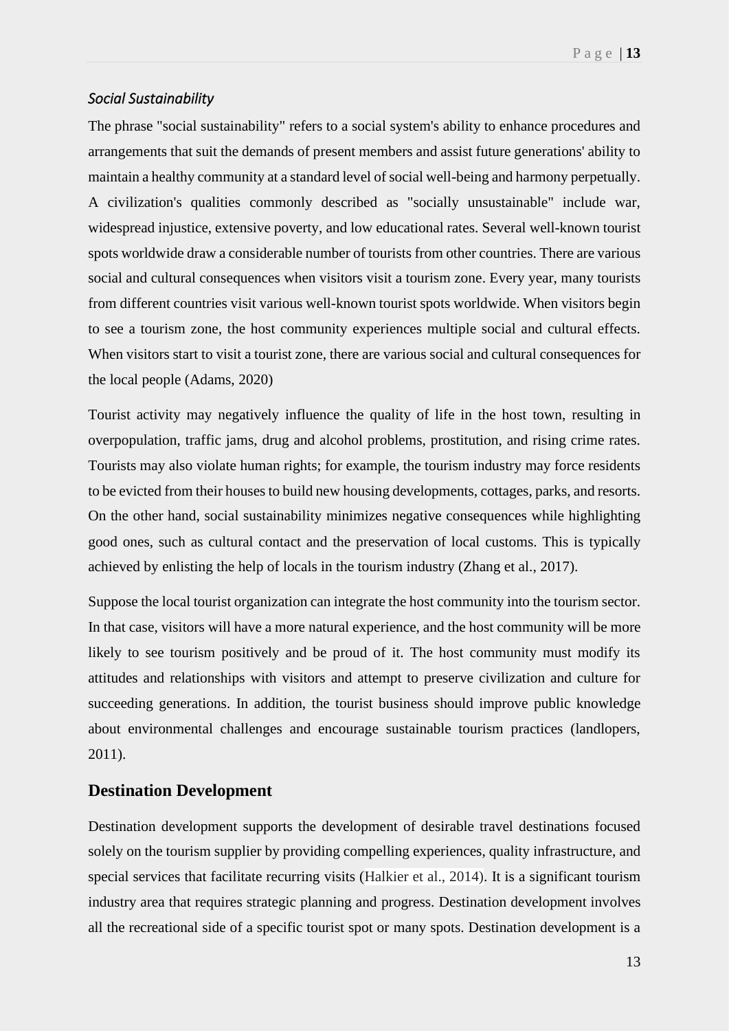### *Social Sustainability*

The phrase "social sustainability" refers to a social system's ability to enhance procedures and arrangements that suit the demands of present members and assist future generations' ability to maintain a healthy community at a standard level of social well-being and harmony perpetually. A civilization's qualities commonly described as "socially unsustainable" include war, widespread injustice, extensive poverty, and low educational rates. Several well-known tourist spots worldwide draw a considerable number of tourists from other countries. There are various social and cultural consequences when visitors visit a tourism zone. Every year, many tourists from different countries visit various well-known tourist spots worldwide. When visitors begin to see a tourism zone, the host community experiences multiple social and cultural effects. When visitors start to visit a tourist zone, there are various social and cultural consequences for the local people (Adams, 2020)

Tourist activity may negatively influence the quality of life in the host town, resulting in overpopulation, traffic jams, drug and alcohol problems, prostitution, and rising crime rates. Tourists may also violate human rights; for example, the tourism industry may force residents to be evicted from their houses to build new housing developments, cottages, parks, and resorts. On the other hand, social sustainability minimizes negative consequences while highlighting good ones, such as cultural contact and the preservation of local customs. This is typically achieved by enlisting the help of locals in the tourism industry (Zhang et al., 2017).

Suppose the local tourist organization can integrate the host community into the tourism sector. In that case, visitors will have a more natural experience, and the host community will be more likely to see tourism positively and be proud of it. The host community must modify its attitudes and relationships with visitors and attempt to preserve civilization and culture for succeeding generations. In addition, the tourist business should improve public knowledge about environmental challenges and encourage sustainable tourism practices (landlopers, 2011).

## Destination Development

Destination development supports the development of desirable travel destinations focused solely on the tourism supplier by providing compelling experiences, quality infrastructure, and special services that facilitate recurring visits (Halkier et al., 2014). It is a significant tourism industry area that requires strategic planning and progress. Destination development involves all the recreational side of a specific tourist spot or many spots. Destination development is a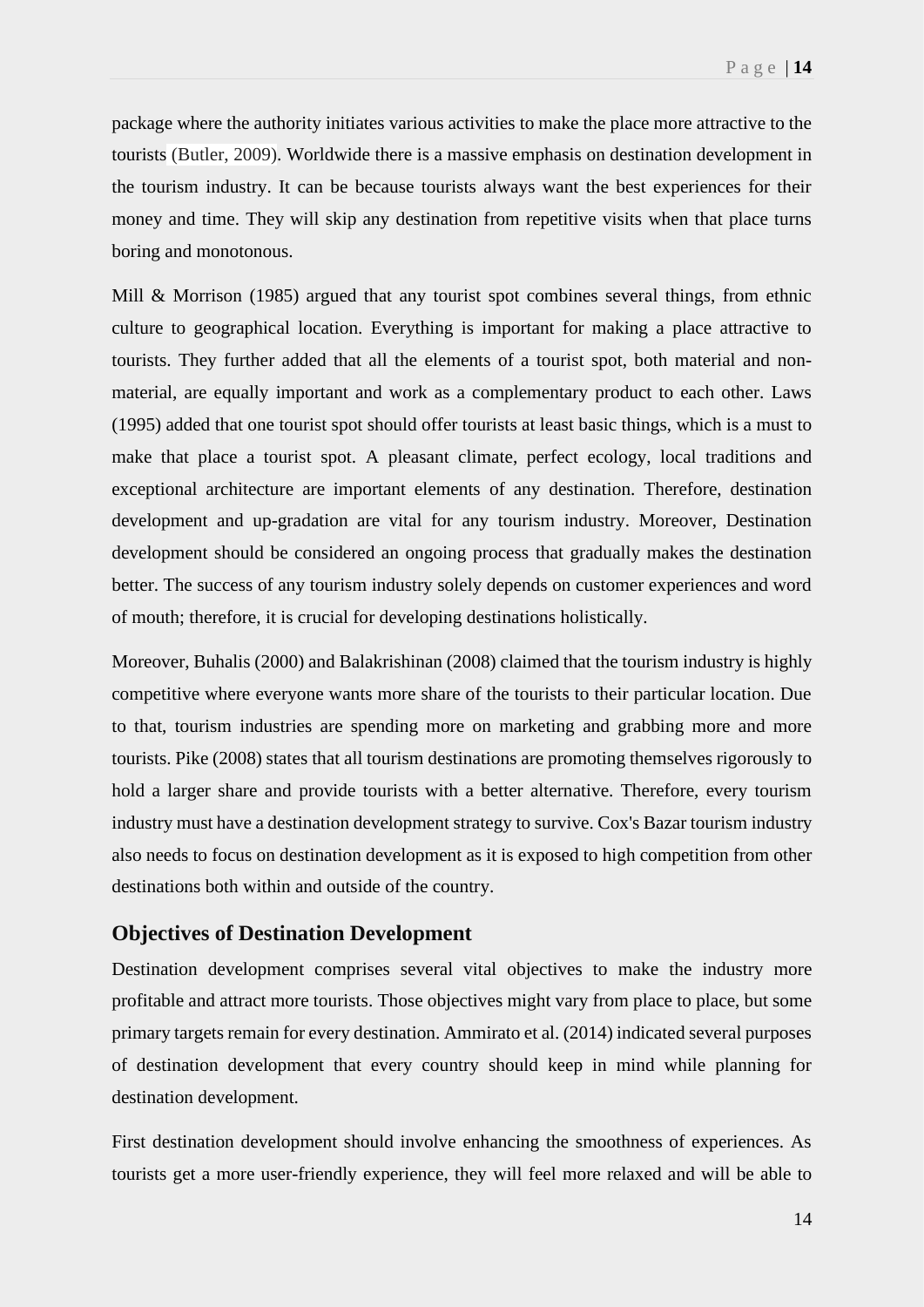package where the authority initiates various activities to make the place more attractive to the tourists (Butler, 2009). Worldwide there is a massive emphasis on destination development in the tourism industry. It can be because tourists always want the best experiences for their money and time. They will skip any destination from repetitive visits when that place turns boring and monotonous.

Mill & Morrison (1985) argued that any tourist spot combines several things, from ethnic culture to geographical location. Everything is important for making a place attractive to tourists. They further added that all the elements of a tourist spot, both material and non-material, are equally important and work as a complementary product to each other. Laws (1995) added that one tourist spot should offer tourists at least basic things, which is a must to make that place a tourist spot. A pleasant climate, perfect ecology, local traditions and exceptional architecture are important elements of any destination. Therefore, destination development and up-gradation are vital for any tourism industry. Moreover, Destination development should be considered an ongoing process that gradually makes the destination better. The success of any tourism industry solely depends on customer experiences and word of mouth; therefore, it is crucial for developing destinations holistically.

Moreover, Buhalis (2000) and Balakrishinan (2008) claimed that the tourism industry is highly competitive where everyone wants more share of the tourists to their particular location. Due to that, tourism industries are spending more on marketing and grabbing more and more tourists. Pike (2008) states that all tourism destinations are promoting themselves rigorously to hold a larger share and provide tourists with a better alternative. Therefore, every tourism industry must have a destination development strategy to survive. Cox's Bazar tourism industry also needs to focus on destination development as it is exposed to high competition from other destinations both within and outside of the country.

## Objectives of Destination Development

Destination development comprises several vital objectives to make the industry more profitable and attract more tourists. Those objectives might vary from place to place, but some primary targets remain for every destination. Ammirato et al. (2014) indicated several purposes of destination development that every country should keep in mind while planning for destination development.

First destination development should involve enhancing the smoothness of experiences. As tourists get a more user-friendly experience, they will feel more relaxed and will be able to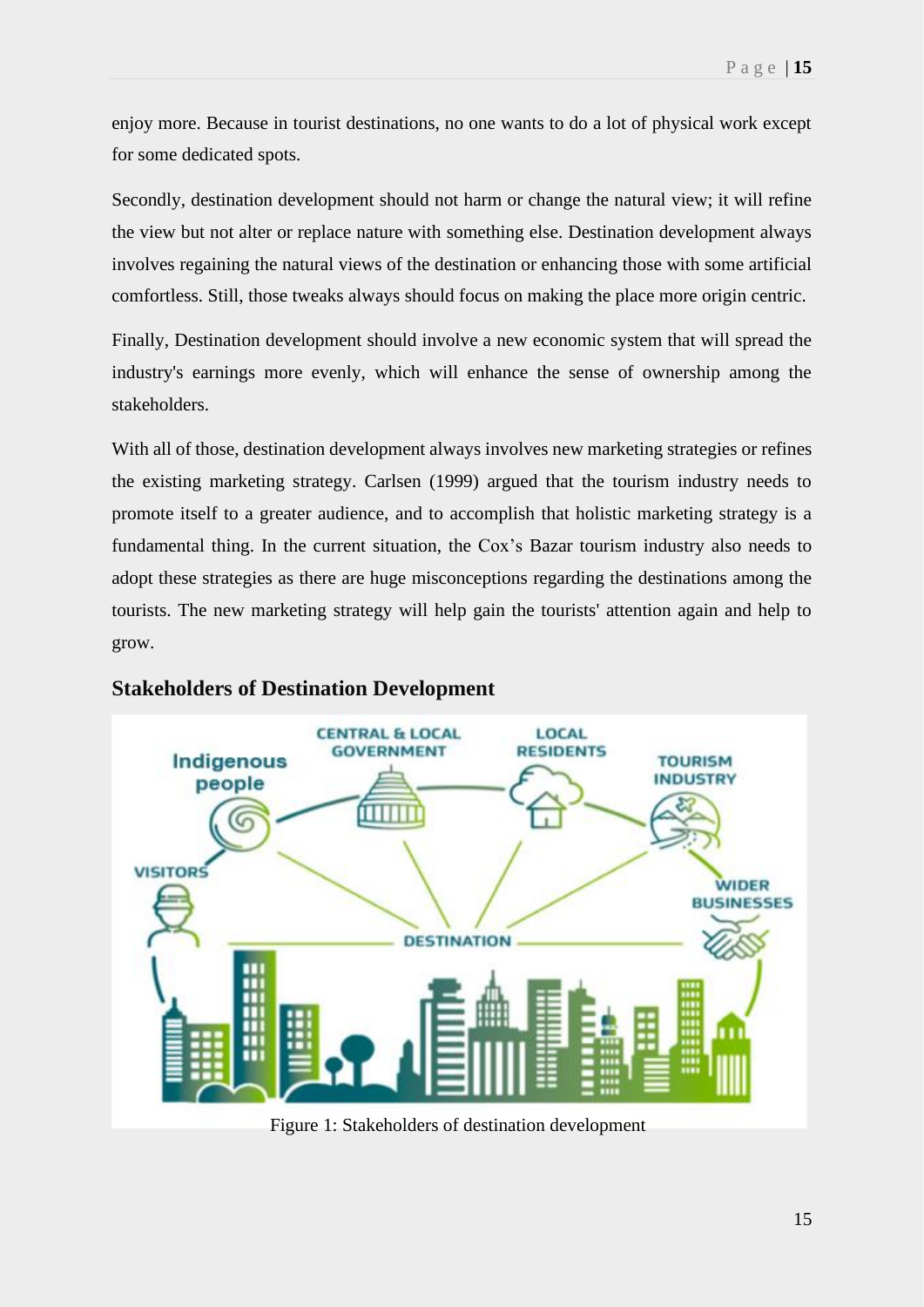enjoy more. Because in tourist destinations, no one wants to do a lot of physical work except for some dedicated spots.

Secondly, destination development should not harm or change the natural view; it will refine the view but not alter or replace nature with something else. Destination development always involves regaining the natural views of the destination or enhancing those with some artificial comfortless. Still, those tweaks always should focus on making the place more origin centric.

Finally, Destination development should involve a new economic system that will spread the industry's earnings more evenly, which will enhance the sense of ownership among the stakeholders.

With all of those, destination development always involves new marketing strategies or refines the existing marketing strategy. Carlsen (1999) argued that the tourism industry needs to promote itself to a greater audience, and to accomplish that holistic marketing strategy is a fundamental thing. In the current situation, the Cox's Bazar tourism industry also needs to adopt these strategies as there are huge misconceptions regarding the destinations among the tourists. The new marketing strategy will help gain the tourists' attention again and help to grow.

## Stakeholders of Destination Development

Figure 1: Stakeholders of destination development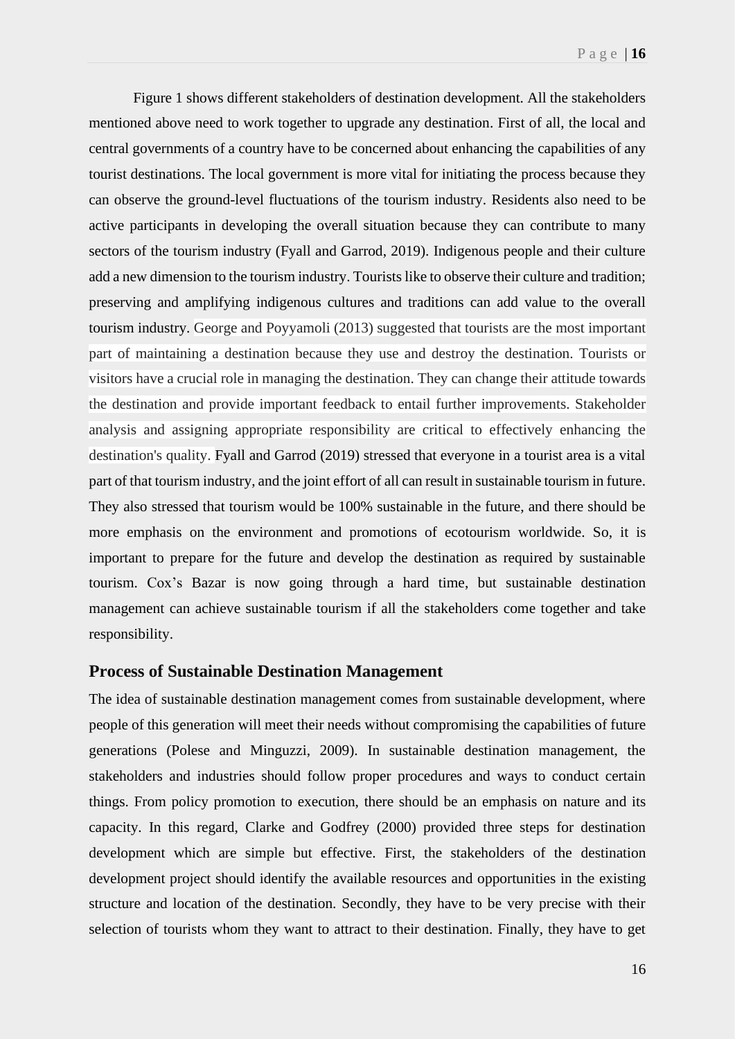Figure 1 shows different stakeholders of destination development. All the stakeholders mentioned above need to work together to upgrade any destination. First of all, the local and central governments of a country have to be concerned about enhancing the capabilities of any tourist destinations. The local government is more vital for initiating the process because they can observe the ground-level fluctuations of the tourism industry. Residents also need to be active participants in developing the overall situation because they can contribute to many sectors of the tourism industry (Fyall and Garrod, 2019). Indigenous people and their culture add a new dimension to the tourism industry. Tourists like to observe their culture and tradition; preserving and amplifying indigenous cultures and traditions can add value to the overall tourism industry. George and Poyyamoli (2013) suggested that tourists are the most important part of maintaining a destination because they use and destroy the destination. Tourists or visitors have a crucial role in managing the destination. They can change their attitude towards the destination and provide important feedback to entail further improvements. Stakeholder analysis and assigning appropriate responsibility are critical to effectively enhancing the destination's quality. Fyall and Garrod (2019) stressed that everyone in a tourist area is a vital part of that tourism industry, and the joint effort of all can result in sustainable tourism in future. They also stressed that tourism would be 100% sustainable in the future, and there should be more emphasis on the environment and promotions of ecotourism worldwide. So, it is important to prepare for the future and develop the destination as required by sustainable tourism. Cox's Bazar is now going through a hard time, but sustainable destination management can achieve sustainable tourism if all the stakeholders come together and take responsibility.

## Process of Sustainable Destination Management

The idea of sustainable destination management comes from sustainable development, where people of this generation will meet their needs without compromising the capabilities of future generations (Polese and Minguzzi, 2009). In sustainable destination management, the stakeholders and industries should follow proper procedures and ways to conduct certain things. From policy promotion to execution, there should be an emphasis on nature and its capacity. In this regard, Clarke and Godfrey (2000) provided three steps for destination development which are simple but effective. First, the stakeholders of the destination development project should identify the available resources and opportunities in the existing structure and location of the destination. Secondly, they have to be very precise with their selection of tourists whom they want to attract to their destination. Finally, they have to get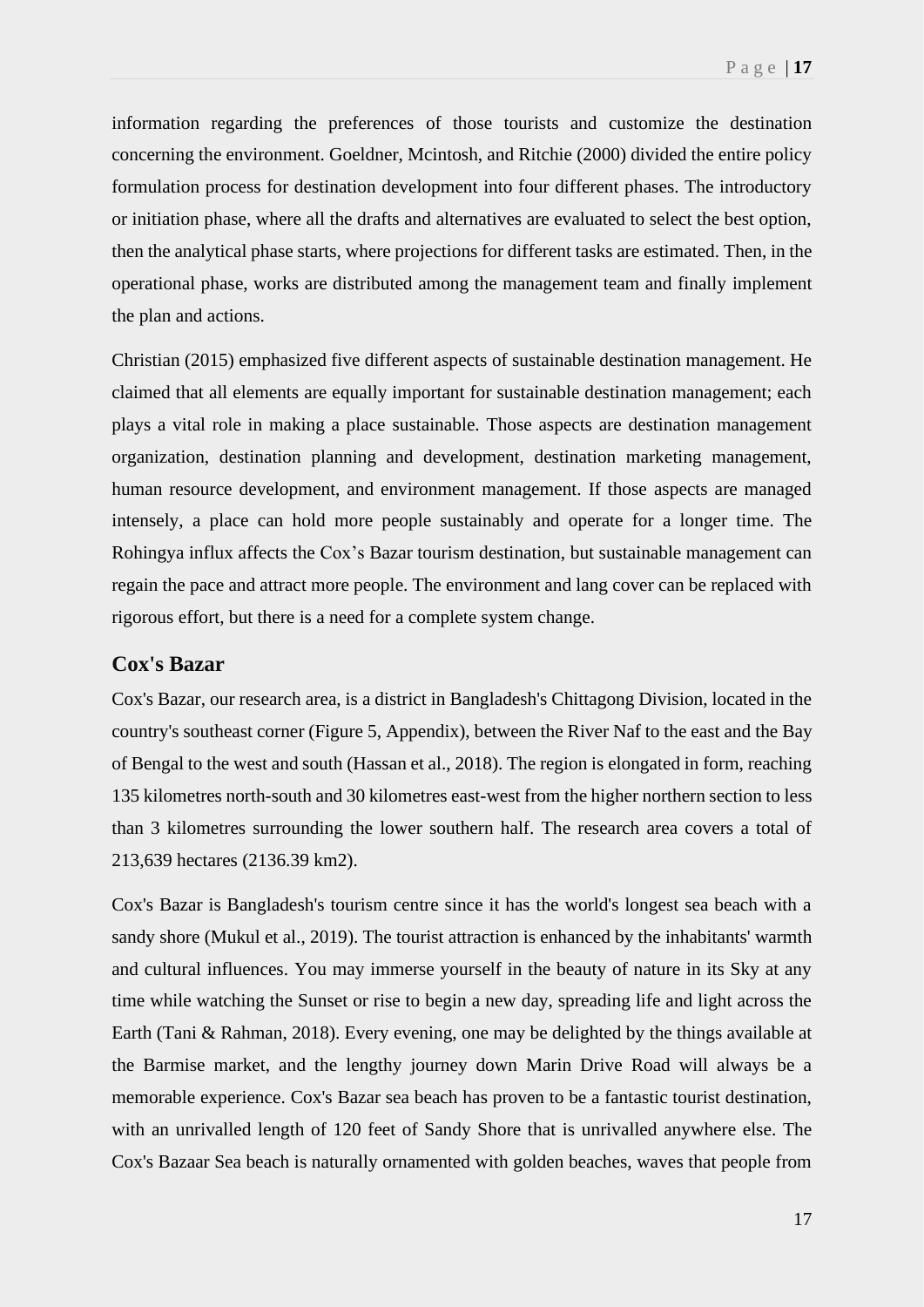information regarding the preferences of those tourists and customize the destination concerning the environment. Goeldner, Mcintosh, and Ritchie (2000) divided the entire policy formulation process for destination development into four different phases. The introductory or initiation phase, where all the drafts and alternatives are evaluated to select the best option, then the analytical phase starts, where projections for different tasks are estimated. Then, in the operational phase, works are distributed among the management team and finally implement the plan and actions.

Christian (2015) emphasized five different aspects of sustainable destination management. He claimed that all elements are equally important for sustainable destination management; each plays a vital role in making a place sustainable. Those aspects are destination management organization, destination planning and development, destination marketing management, human resource development, and environment management. If those aspects are managed intensely, a place can hold more people sustainably and operate for a longer time. The Rohingya influx affects the Cox's Bazar tourism destination, but sustainable management can regain the pace and attract more people. The environment and lang cover can be replaced with rigorous effort, but there is a need for a complete system change.

## Cox's Bazar

Cox's Bazar, our research area, is a district in Bangladesh's Chittagong Division, located in the country's southeast corner (Figure 5, Appendix), between the River Naf to the east and the Bay of Bengal to the west and south (Hassan et al., 2018). The region is elongated in form, reaching 135 kilometres north-south and 30 kilometres east-west from the higher northern section to less than 3 kilometres surrounding the lower southern half. The research area covers a total of 213,639 hectares (2136.39 km2).

Cox's Bazar is Bangladesh's tourism centre since it has the world's longest sea beach with a sandy shore (Mukul et al., 2019). The tourist attraction is enhanced by the inhabitants' warmth and cultural influences. You may immerse yourself in the beauty of nature in its Sky at any time while watching the Sunset or rise to begin a new day, spreading life and light across the Earth (Tani & Rahman, 2018). Every evening, one may be delighted by the things available at the Barmise market, and the lengthy journey down Marin Drive Road will always be a memorable experience. Cox's Bazar sea beach has proven to be a fantastic tourist destination, with an unrivalled length of 120 feet of Sandy Shore that is unrivalled anywhere else. The Cox's Bazaar Sea beach is naturally ornamented with golden beaches, waves that people from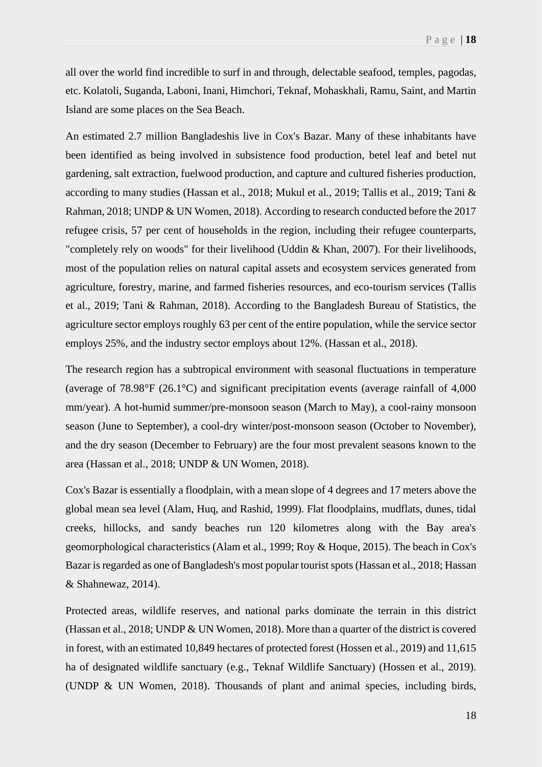all over the world find incredible to surf in and through, delectable seafood, temples, pagodas, etc. Kolatoli, Suganda, Laboni, Inani, Himchori, Teknaf, Mohaskhali, Ramu, Saint, and Martin Island are some places on the Sea Beach.

An estimated 2.7 million Bangladeshis live in Cox's Bazar. Many of these inhabitants have been identified as being involved in subsistence food production, betel leaf and betel nut gardening, salt extraction, fuelwood production, and capture and cultured fisheries production, according to many studies (Hassan et al., 2018; Mukul et al., 2019; Tallis et al., 2019; Tani & Rahman, 2018; UNDP & UN Women, 2018). According to research conducted before the 2017 refugee crisis, 57 per cent of households in the region, including their refugee counterparts, "completely rely on woods" for their livelihood (Uddin & Khan, 2007). For their livelihoods, most of the population relies on natural capital assets and ecosystem services generated from agriculture, forestry, marine, and farmed fisheries resources, and eco-tourism services (Tallis et al., 2019; Tani & Rahman, 2018). According to the Bangladesh Bureau of Statistics, the agriculture sector employs roughly 63 per cent of the entire population, while the service sector employs 25%, and the industry sector employs about 12%. (Hassan et al., 2018).

The research region has a subtropical environment with seasonal fluctuations in temperature (average of 78.98°F (26.1°C) and significant precipitation events (average rainfall of 4,000 mm/year). A hot-humid summer/pre-monsoon season (March to May), a cool-rainy monsoon season (June to September), a cool-dry winter/post-monsoon season (October to November), and the dry season (December to February) are the four most prevalent seasons known to the area (Hassan et al., 2018; UNDP & UN Women, 2018).

Cox's Bazar is essentially a floodplain, with a mean slope of 4 degrees and 17 meters above the global mean sea level (Alam, Huq, and Rashid, 1999). Flat floodplains, mudflats, dunes, tidal creeks, hillocks, and sandy beaches run 120 kilometres along with the Bay area's geomorphological characteristics (Alam et al., 1999; Roy & Hoque, 2015). The beach in Cox's Bazar is regarded as one of Bangladesh's most popular tourist spots (Hassan et al., 2018; Hassan & Shahnewaz, 2014).

Protected areas, wildlife reserves, and national parks dominate the terrain in this district (Hassan et al., 2018; UNDP & UN Women, 2018). More than a quarter of the district is covered in forest, with an estimated 10,849 hectares of protected forest (Hossen et al., 2019) and 11,615 ha of designated wildlife sanctuary (e.g., Teknaf Wildlife Sanctuary) (Hossen et al., 2019). (UNDP & UN Women, 2018). Thousands of plant and animal species, including birds,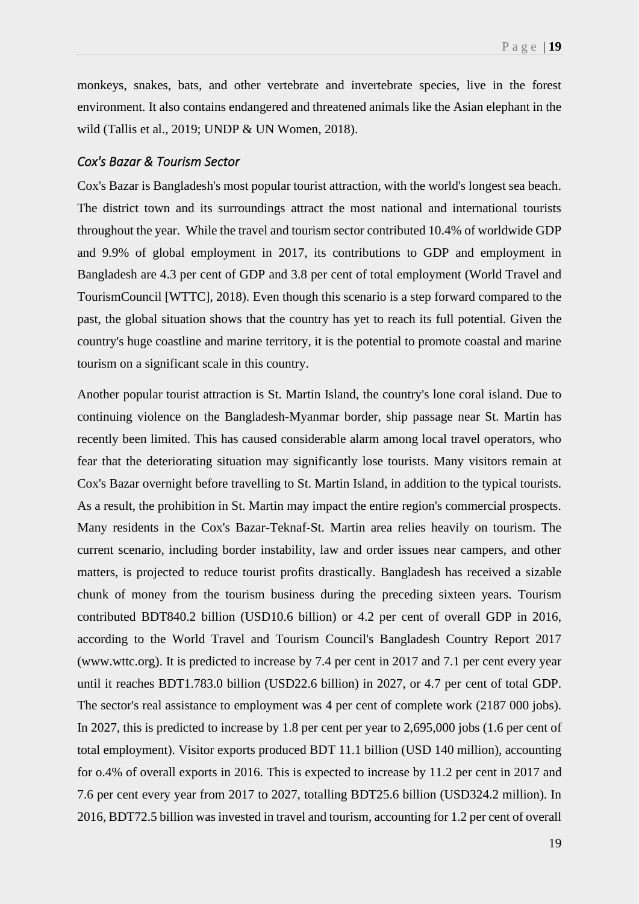monkeys, snakes, bats, and other vertebrate and invertebrate species, live in the forest environment. It also contains endangered and threatened animals like the Asian elephant in the wild (Tallis et al., 2019; UNDP & UN Women, 2018).

### *Cox's Bazar & Tourism Sector*

Cox's Bazar is Bangladesh's most popular tourist attraction, with the world's longest sea beach. The district town and its surroundings attract the most national and international tourists throughout the year. While the travel and tourism sector contributed 10.4% of worldwide GDP and 9.9% of global employment in 2017, its contributions to GDP and employment in Bangladesh are 4.3 per cent of GDP and 3.8 per cent of total employment (World Travel and TourismCouncil [WTTC], 2018). Even though this scenario is a step forward compared to the past, the global situation shows that the country has yet to reach its full potential. Given the country's huge coastline and marine territory, it is the potential to promote coastal and marine tourism on a significant scale in this country.

Another popular tourist attraction is St. Martin Island, the country's lone coral island. Due to continuing violence on the Bangladesh-Myanmar border, ship passage near St. Martin has recently been limited. This has caused considerable alarm among local travel operators, who fear that the deteriorating situation may significantly lose tourists. Many visitors remain at Cox's Bazar overnight before travelling to St. Martin Island, in addition to the typical tourists. As a result, the prohibition in St. Martin may impact the entire region's commercial prospects. Many residents in the Cox's Bazar-Teknaf-St. Martin area relies heavily on tourism. The current scenario, including border instability, law and order issues near campers, and other matters, is projected to reduce tourist profits drastically. Bangladesh has received a sizable chunk of money from the tourism business during the preceding sixteen years. Tourism contributed BDT840.2 billion (USD10.6 billion) or 4.2 per cent of overall GDP in 2016, according to the World Travel and Tourism Council's Bangladesh Country Report 2017 (www.wttc.org). It is predicted to increase by 7.4 per cent in 2017 and 7.1 per cent every year until it reaches BDT1.783.0 billion (USD22.6 billion) in 2027, or 4.7 per cent of total GDP. The sector's real assistance to employment was 4 per cent of complete work (2187 000 jobs). In 2027, this is predicted to increase by 1.8 per cent per year to 2,695,000 jobs (1.6 per cent of total employment). Visitor exports produced BDT 11.1 billion (USD 140 million), accounting for o.4% of overall exports in 2016. This is expected to increase by 11.2 per cent in 2017 and 7.6 per cent every year from 2017 to 2027, totalling BDT25.6 billion (USD324.2 million). In 2016, BDT72.5 billion was invested in travel and tourism, accounting for 1.2 per cent of overall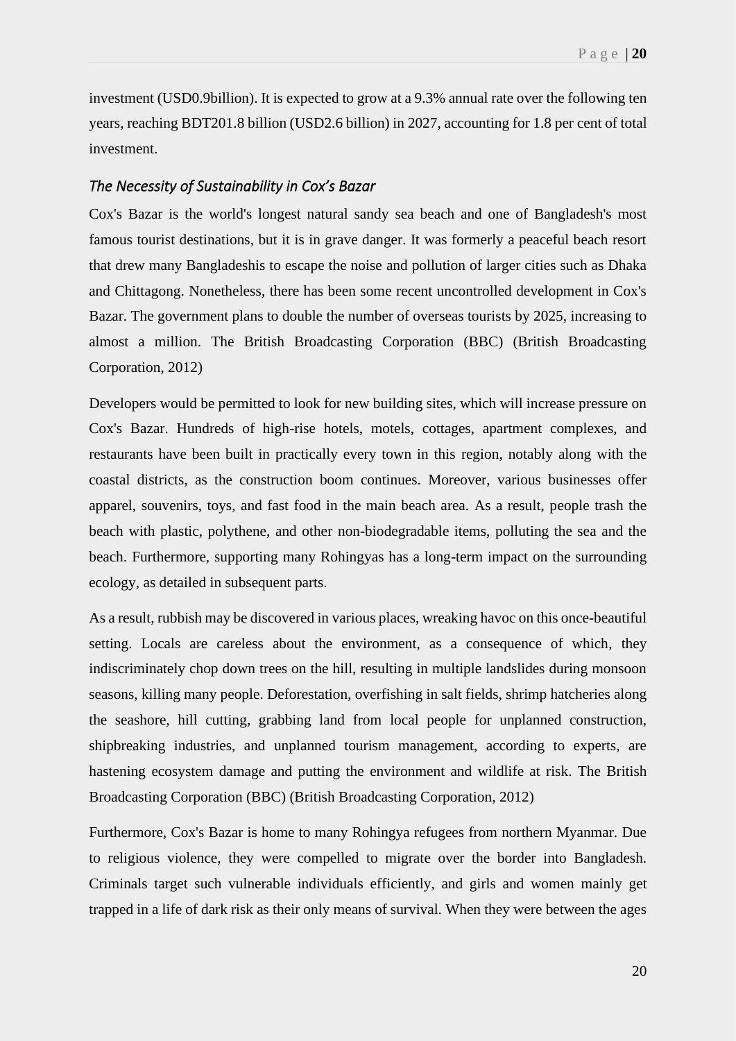investment (USD0.9billion). It is expected to grow at a 9.3% annual rate over the following ten years, reaching BDT201.8 billion (USD2.6 billion) in 2027, accounting for 1.8 per cent of total investment.

### *The Necessity of Sustainability in Cox's Bazar*

Cox's Bazar is the world's longest natural sandy sea beach and one of Bangladesh's most famous tourist destinations, but it is in grave danger. It was formerly a peaceful beach resort that drew many Bangladeshis to escape the noise and pollution of larger cities such as Dhaka and Chittagong. Nonetheless, there has been some recent uncontrolled development in Cox's Bazar. The government plans to double the number of overseas tourists by 2025, increasing to almost a million. The British Broadcasting Corporation (BBC) (British Broadcasting Corporation, 2012)

Developers would be permitted to look for new building sites, which will increase pressure on Cox's Bazar. Hundreds of high-rise hotels, motels, cottages, apartment complexes, and restaurants have been built in practically every town in this region, notably along with the coastal districts, as the construction boom continues. Moreover, various businesses offer apparel, souvenirs, toys, and fast food in the main beach area. As a result, people trash the beach with plastic, polythene, and other non-biodegradable items, polluting the sea and the beach. Furthermore, supporting many Rohingyas has a long-term impact on the surrounding ecology, as detailed in subsequent parts.

As a result, rubbish may be discovered in various places, wreaking havoc on this once-beautiful setting. Locals are careless about the environment, as a consequence of which, they indiscriminately chop down trees on the hill, resulting in multiple landslides during monsoon seasons, killing many people. Deforestation, overfishing in salt fields, shrimp hatcheries along the seashore, hill cutting, grabbing land from local people for unplanned construction, shipbreaking industries, and unplanned tourism management, according to experts, are hastening ecosystem damage and putting the environment and wildlife at risk. The British Broadcasting Corporation (BBC) (British Broadcasting Corporation, 2012)

Furthermore, Cox's Bazar is home to many Rohingya refugees from northern Myanmar. Due to religious violence, they were compelled to migrate over the border into Bangladesh. Criminals target such vulnerable individuals efficiently, and girls and women mainly get trapped in a life of dark risk as their only means of survival. When they were between the ages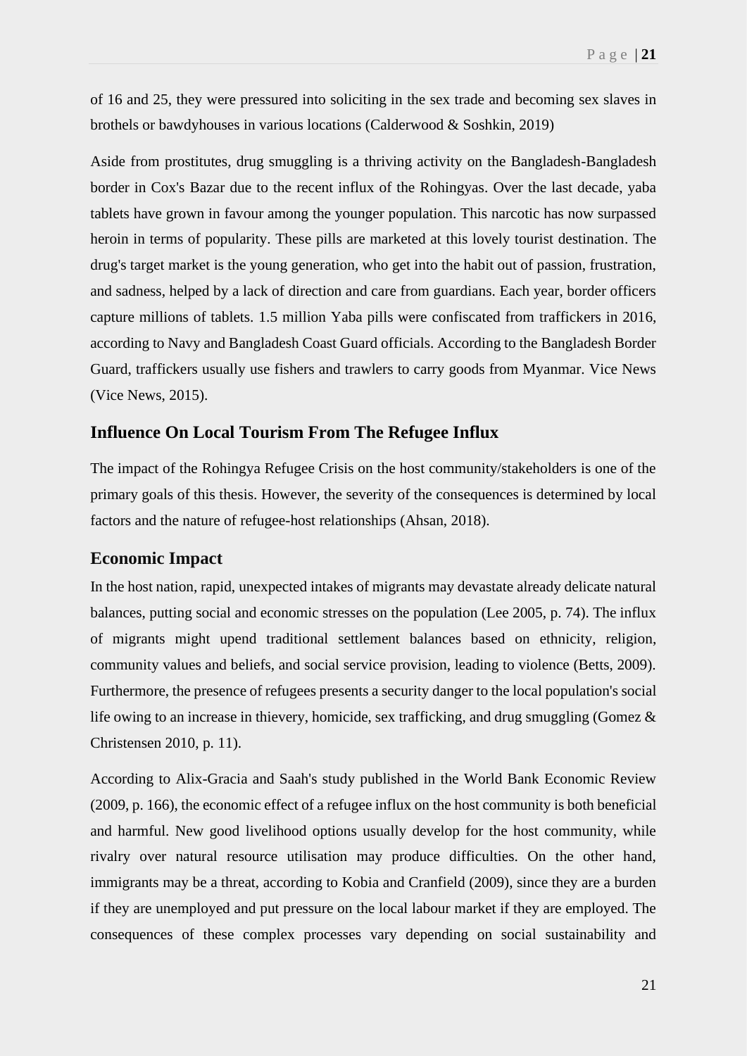of 16 and 25, they were pressured into soliciting in the sex trade and becoming sex slaves in brothels or bawdyhouses in various locations (Calderwood & Soshkin, 2019)

Aside from prostitutes, drug smuggling is a thriving activity on the Bangladesh-Bangladesh border in Cox's Bazar due to the recent influx of the Rohingyas. Over the last decade, yaba tablets have grown in favour among the younger population. This narcotic has now surpassed heroin in terms of popularity. These pills are marketed at this lovely tourist destination. The drug's target market is the young generation, who get into the habit out of passion, frustration, and sadness, helped by a lack of direction and care from guardians. Each year, border officers capture millions of tablets. 1.5 million Yaba pills were confiscated from traffickers in 2016, according to Navy and Bangladesh Coast Guard officials. According to the Bangladesh Border Guard, traffickers usually use fishers and trawlers to carry goods from Myanmar. Vice News (Vice News, 2015).

## Influence On Local Tourism From The Refugee Influx

The impact of the Rohingya Refugee Crisis on the host community/stakeholders is one of the primary goals of this thesis. However, the severity of the consequences is determined by local factors and the nature of refugee-host relationships (Ahsan, 2018).

## Economic Impact

In the host nation, rapid, unexpected intakes of migrants may devastate already delicate natural balances, putting social and economic stresses on the population (Lee 2005, p. 74). The influx of migrants might upend traditional settlement balances based on ethnicity, religion, community values and beliefs, and social service provision, leading to violence (Betts, 2009). Furthermore, the presence of refugees presents a security danger to the local population's social life owing to an increase in thievery, homicide, sex trafficking, and drug smuggling (Gomez & Christensen 2010, p. 11).

According to Alix-Gracia and Saah's study published in the World Bank Economic Review (2009, p. 166), the economic effect of a refugee influx on the host community is both beneficial and harmful. New good livelihood options usually develop for the host community, while rivalry over natural resource utilisation may produce difficulties. On the other hand, immigrants may be a threat, according to Kobia and Cranfield (2009), since they are a burden if they are unemployed and put pressure on the local labour market if they are employed. The consequences of these complex processes vary depending on social sustainability and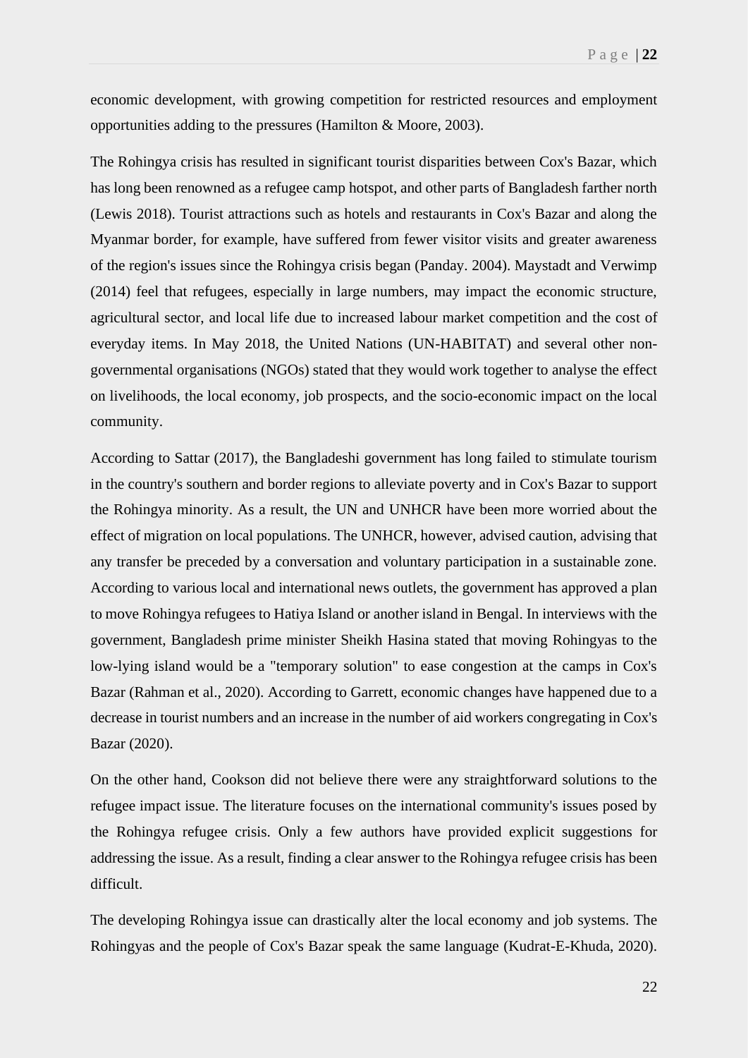economic development, with growing competition for restricted resources and employment opportunities adding to the pressures (Hamilton & Moore, 2003).

The Rohingya crisis has resulted in significant tourist disparities between Cox's Bazar, which has long been renowned as a refugee camp hotspot, and other parts of Bangladesh farther north (Lewis 2018). Tourist attractions such as hotels and restaurants in Cox's Bazar and along the Myanmar border, for example, have suffered from fewer visitor visits and greater awareness of the region's issues since the Rohingya crisis began (Panday. 2004). Maystadt and Verwimp (2014) feel that refugees, especially in large numbers, may impact the economic structure, agricultural sector, and local life due to increased labour market competition and the cost of everyday items. In May 2018, the United Nations (UN-HABITAT) and several other non-governmental organisations (NGOs) stated that they would work together to analyse the effect on livelihoods, the local economy, job prospects, and the socio-economic impact on the local community.

According to Sattar (2017), the Bangladeshi government has long failed to stimulate tourism in the country's southern and border regions to alleviate poverty and in Cox's Bazar to support the Rohingya minority. As a result, the UN and UNHCR have been more worried about the effect of migration on local populations. The UNHCR, however, advised caution, advising that any transfer be preceded by a conversation and voluntary participation in a sustainable zone. According to various local and international news outlets, the government has approved a plan to move Rohingya refugees to Hatiya Island or another island in Bengal. In interviews with the government, Bangladesh prime minister Sheikh Hasina stated that moving Rohingyas to the low-lying island would be a "temporary solution" to ease congestion at the camps in Cox's Bazar (Rahman et al., 2020). According to Garrett, economic changes have happened due to a decrease in tourist numbers and an increase in the number of aid workers congregating in Cox's Bazar (2020).

On the other hand, Cookson did not believe there were any straightforward solutions to the refugee impact issue. The literature focuses on the international community's issues posed by the Rohingya refugee crisis. Only a few authors have provided explicit suggestions for addressing the issue. As a result, finding a clear answer to the Rohingya refugee crisis has been difficult.

The developing Rohingya issue can drastically alter the local economy and job systems. The Rohingyas and the people of Cox's Bazar speak the same language (Kudrat-E-Khuda, 2020).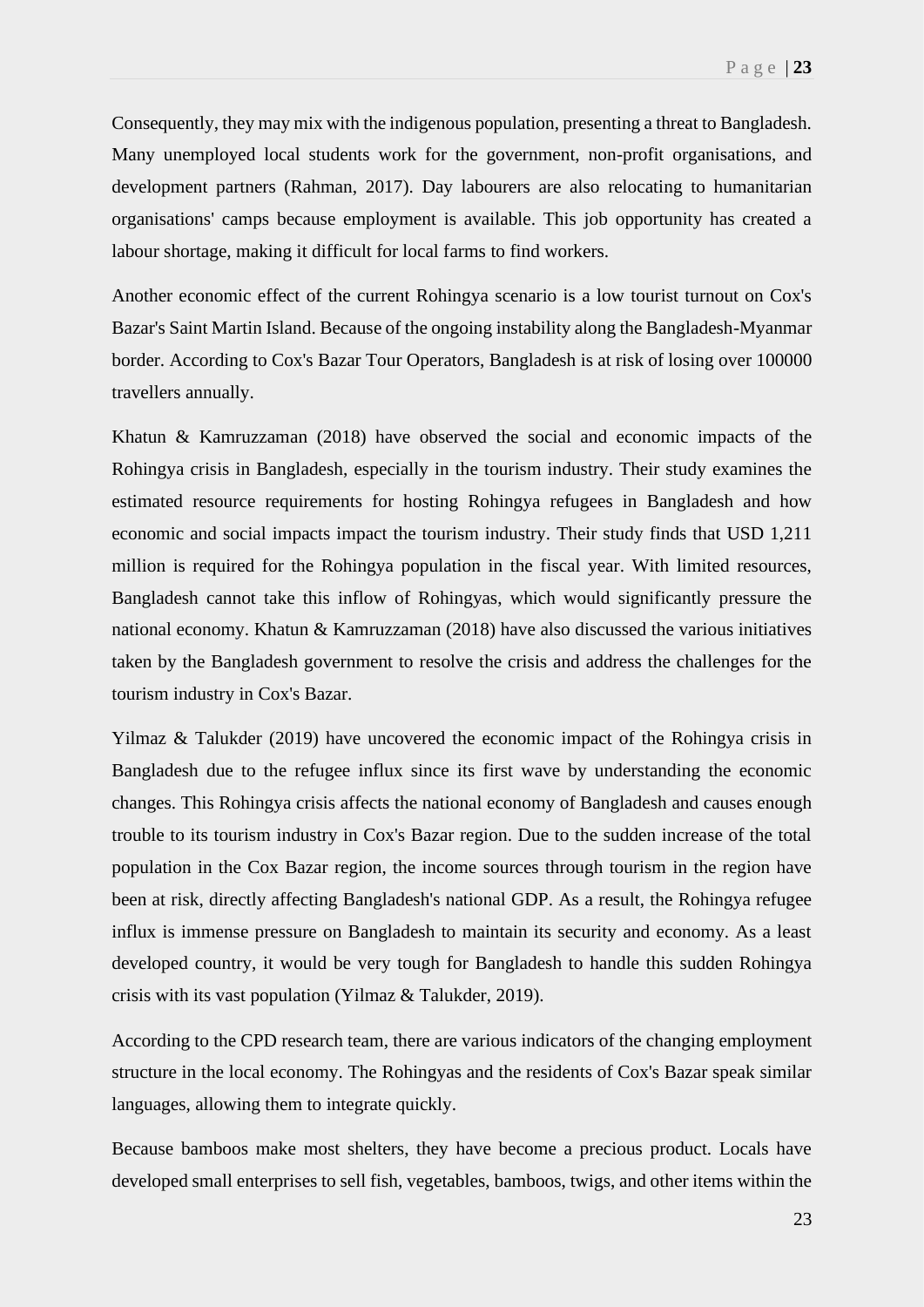Consequently, they may mix with the indigenous population, presenting a threat to Bangladesh. Many unemployed local students work for the government, non-profit organisations, and development partners (Rahman, 2017). Day labourers are also relocating to humanitarian organisations' camps because employment is available. This job opportunity has created a labour shortage, making it difficult for local farms to find workers.

Another economic effect of the current Rohingya scenario is a low tourist turnout on Cox's Bazar's Saint Martin Island. Because of the ongoing instability along the Bangladesh-Myanmar border. According to Cox's Bazar Tour Operators, Bangladesh is at risk of losing over 100000 travellers annually.

Khatun & Kamruzzaman (2018) have observed the social and economic impacts of the Rohingya crisis in Bangladesh, especially in the tourism industry. Their study examines the estimated resource requirements for hosting Rohingya refugees in Bangladesh and how economic and social impacts impact the tourism industry. Their study finds that USD 1,211 million is required for the Rohingya population in the fiscal year. With limited resources, Bangladesh cannot take this inflow of Rohingyas, which would significantly pressure the national economy. Khatun & Kamruzzaman (2018) have also discussed the various initiatives taken by the Bangladesh government to resolve the crisis and address the challenges for the tourism industry in Cox's Bazar.

Yilmaz & Talukder (2019) have uncovered the economic impact of the Rohingya crisis in Bangladesh due to the refugee influx since its first wave by understanding the economic changes. This Rohingya crisis affects the national economy of Bangladesh and causes enough trouble to its tourism industry in Cox's Bazar region. Due to the sudden increase of the total population in the Cox Bazar region, the income sources through tourism in the region have been at risk, directly affecting Bangladesh's national GDP. As a result, the Rohingya refugee influx is immense pressure on Bangladesh to maintain its security and economy. As a least developed country, it would be very tough for Bangladesh to handle this sudden Rohingya crisis with its vast population (Yilmaz & Talukder, 2019).

According to the CPD research team, there are various indicators of the changing employment structure in the local economy. The Rohingyas and the residents of Cox's Bazar speak similar languages, allowing them to integrate quickly.

Because bamboos make most shelters, they have become a precious product. Locals have developed small enterprises to sell fish, vegetables, bamboos, twigs, and other items within the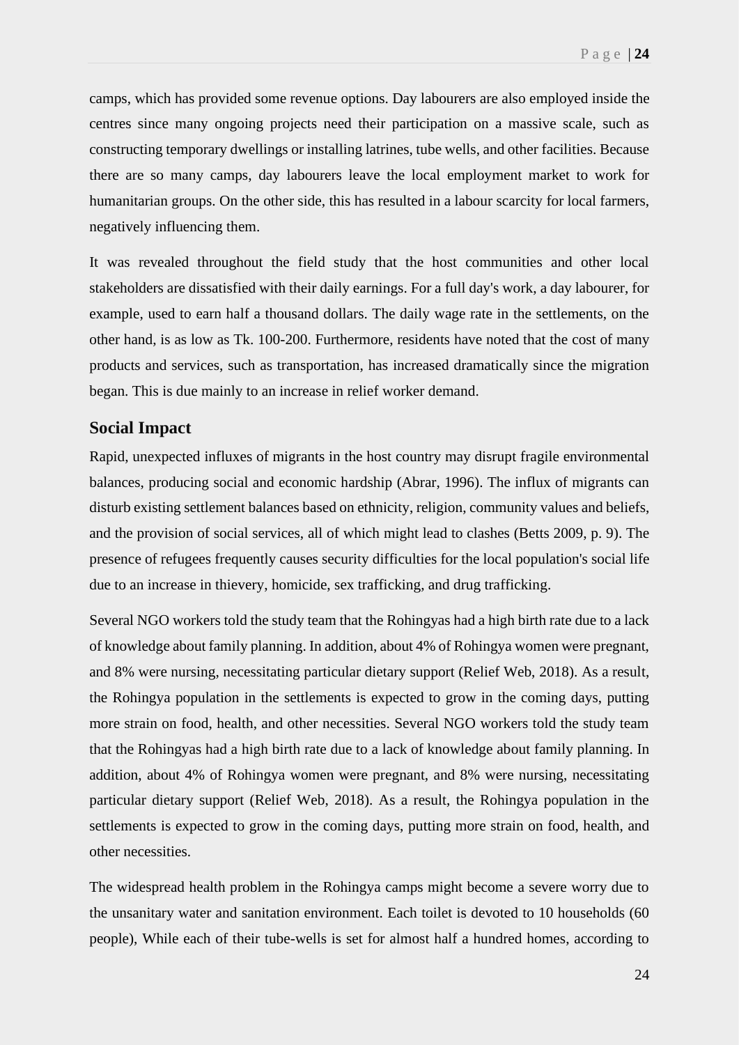camps, which has provided some revenue options. Day labourers are also employed inside the centres since many ongoing projects need their participation on a massive scale, such as constructing temporary dwellings or installing latrines, tube wells, and other facilities. Because there are so many camps, day labourers leave the local employment market to work for humanitarian groups. On the other side, this has resulted in a labour scarcity for local farmers, negatively influencing them.

It was revealed throughout the field study that the host communities and other local stakeholders are dissatisfied with their daily earnings. For a full day's work, a day labourer, for example, used to earn half a thousand dollars. The daily wage rate in the settlements, on the other hand, is as low as Tk. 100-200. Furthermore, residents have noted that the cost of many products and services, such as transportation, has increased dramatically since the migration began. This is due mainly to an increase in relief worker demand.

## Social Impact

Rapid, unexpected influxes of migrants in the host country may disrupt fragile environmental balances, producing social and economic hardship (Abrar, 1996). The influx of migrants can disturb existing settlement balances based on ethnicity, religion, community values and beliefs, and the provision of social services, all of which might lead to clashes (Betts 2009, p. 9). The presence of refugees frequently causes security difficulties for the local population's social life due to an increase in thievery, homicide, sex trafficking, and drug trafficking.

Several NGO workers told the study team that the Rohingyas had a high birth rate due to a lack of knowledge about family planning. In addition, about 4% of Rohingya women were pregnant, and 8% were nursing, necessitating particular dietary support (Relief Web, 2018). As a result, the Rohingya population in the settlements is expected to grow in the coming days, putting more strain on food, health, and other necessities. Several NGO workers told the study team that the Rohingyas had a high birth rate due to a lack of knowledge about family planning. In addition, about 4% of Rohingya women were pregnant, and 8% were nursing, necessitating particular dietary support (Relief Web, 2018). As a result, the Rohingya population in the settlements is expected to grow in the coming days, putting more strain on food, health, and other necessities.

The widespread health problem in the Rohingya camps might become a severe worry due to the unsanitary water and sanitation environment. Each toilet is devoted to 10 households (60 people), While each of their tube-wells is set for almost half a hundred homes, according to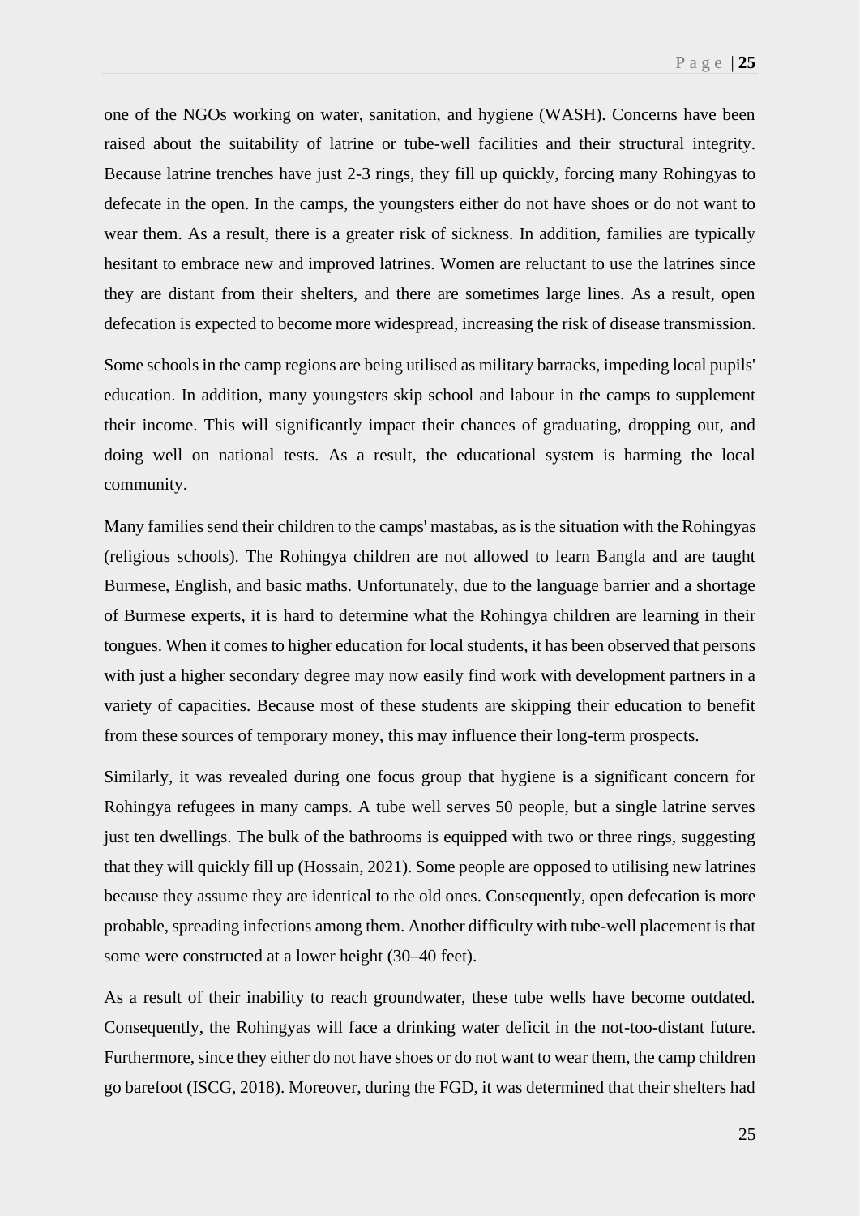one of the NGOs working on water, sanitation, and hygiene (WASH). Concerns have been raised about the suitability of latrine or tube-well facilities and their structural integrity. Because latrine trenches have just 2-3 rings, they fill up quickly, forcing many Rohingyas to defecate in the open. In the camps, the youngsters either do not have shoes or do not want to wear them. As a result, there is a greater risk of sickness. In addition, families are typically hesitant to embrace new and improved latrines. Women are reluctant to use the latrines since they are distant from their shelters, and there are sometimes large lines. As a result, open defecation is expected to become more widespread, increasing the risk of disease transmission.

Some schools in the camp regions are being utilised as military barracks, impeding local pupils' education. In addition, many youngsters skip school and labour in the camps to supplement their income. This will significantly impact their chances of graduating, dropping out, and doing well on national tests. As a result, the educational system is harming the local community.

Many families send their children to the camps' mastabas, as is the situation with the Rohingyas (religious schools). The Rohingya children are not allowed to learn Bangla and are taught Burmese, English, and basic maths. Unfortunately, due to the language barrier and a shortage of Burmese experts, it is hard to determine what the Rohingya children are learning in their tongues. When it comes to higher education for local students, it has been observed that persons with just a higher secondary degree may now easily find work with development partners in a variety of capacities. Because most of these students are skipping their education to benefit from these sources of temporary money, this may influence their long-term prospects.

Similarly, it was revealed during one focus group that hygiene is a significant concern for Rohingya refugees in many camps. A tube well serves 50 people, but a single latrine serves just ten dwellings. The bulk of the bathrooms is equipped with two or three rings, suggesting that they will quickly fill up (Hossain, 2021). Some people are opposed to utilising new latrines because they assume they are identical to the old ones. Consequently, open defecation is more probable, spreading infections among them. Another difficulty with tube-well placement is that some were constructed at a lower height (30–40 feet).

As a result of their inability to reach groundwater, these tube wells have become outdated. Consequently, the Rohingyas will face a drinking water deficit in the not-too-distant future. Furthermore, since they either do not have shoes or do not want to wear them, the camp children go barefoot (ISCG, 2018). Moreover, during the FGD, it was determined that their shelters had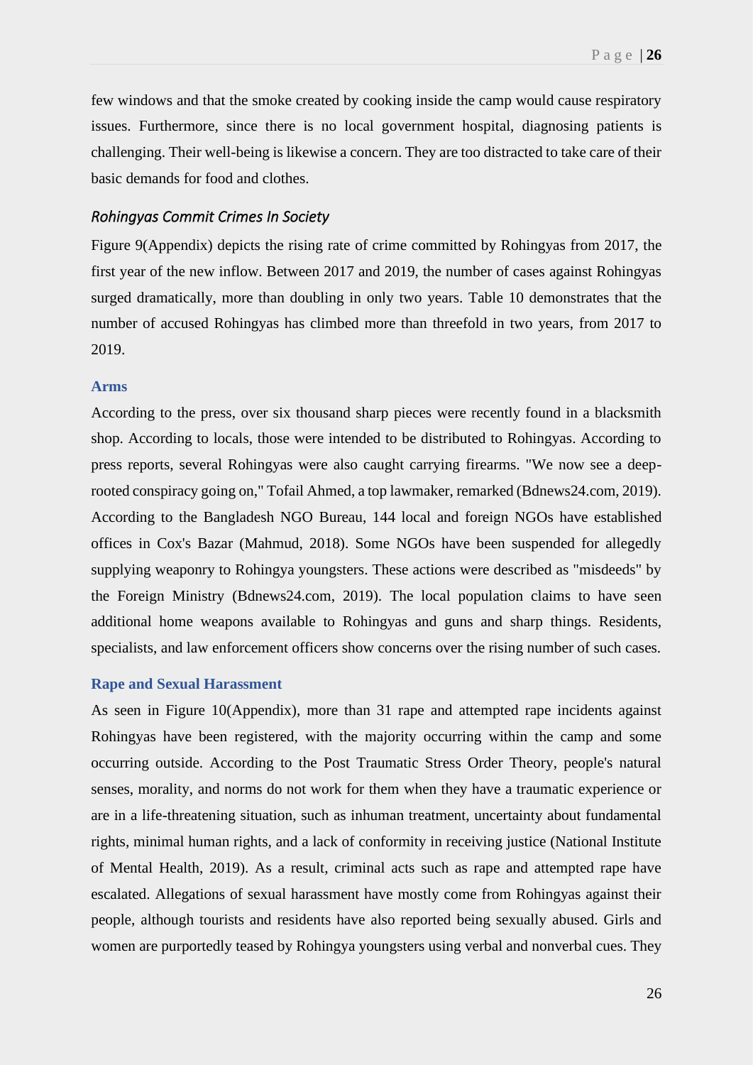few windows and that the smoke created by cooking inside the camp would cause respiratory issues. Furthermore, since there is no local government hospital, diagnosing patients is challenging. Their well-being is likewise a concern. They are too distracted to take care of their basic demands for food and clothes.

### *Rohingyas Commit Crimes In Society*

Figure 9(Appendix) depicts the rising rate of crime committed by Rohingyas from 2017, the first year of the new inflow. Between 2017 and 2019, the number of cases against Rohingyas surged dramatically, more than doubling in only two years. Table 10 demonstrates that the number of accused Rohingyas has climbed more than threefold in two years, from 2017 to 2019.

#### Arms

According to the press, over six thousand sharp pieces were recently found in a blacksmith shop. According to locals, those were intended to be distributed to Rohingyas. According to press reports, several Rohingyas were also caught carrying firearms. "We now see a deep-rooted conspiracy going on," Tofail Ahmed, a top lawmaker, remarked (Bdnews24.com, 2019). According to the Bangladesh NGO Bureau, 144 local and foreign NGOs have established offices in Cox's Bazar (Mahmud, 2018). Some NGOs have been suspended for allegedly supplying weaponry to Rohingya youngsters. These actions were described as "misdeeds" by the Foreign Ministry (Bdnews24.com, 2019). The local population claims to have seen additional home weapons available to Rohingyas and guns and sharp things. Residents, specialists, and law enforcement officers show concerns over the rising number of such cases.

#### Rape and Sexual Harassment

As seen in Figure 10(Appendix), more than 31 rape and attempted rape incidents against Rohingyas have been registered, with the majority occurring within the camp and some occurring outside. According to the Post Traumatic Stress Order Theory, people's natural senses, morality, and norms do not work for them when they have a traumatic experience or are in a life-threatening situation, such as inhuman treatment, uncertainty about fundamental rights, minimal human rights, and a lack of conformity in receiving justice (National Institute of Mental Health, 2019). As a result, criminal acts such as rape and attempted rape have escalated. Allegations of sexual harassment have mostly come from Rohingyas against their people, although tourists and residents have also reported being sexually abused. Girls and women are purportedly teased by Rohingya youngsters using verbal and nonverbal cues. They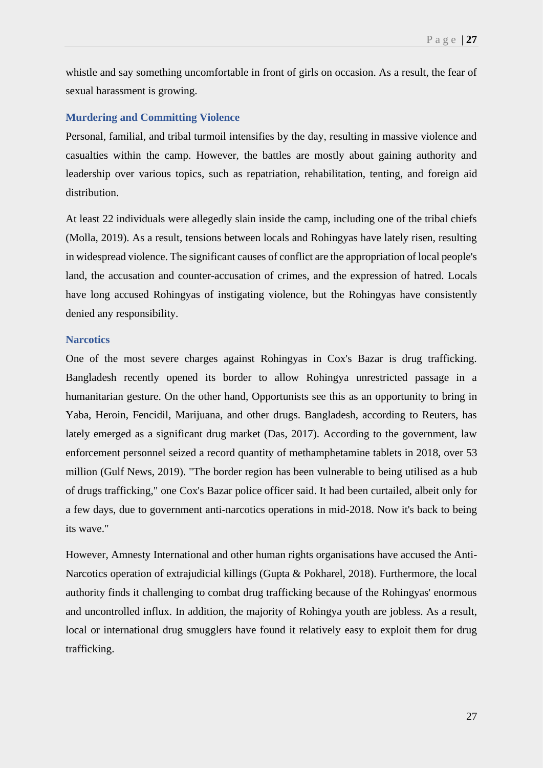whistle and say something uncomfortable in front of girls on occasion. As a result, the fear of sexual harassment is growing.

### Murdering and Committing Violence

Personal, familial, and tribal turmoil intensifies by the day, resulting in massive violence and casualties within the camp. However, the battles are mostly about gaining authority and leadership over various topics, such as repatriation, rehabilitation, tenting, and foreign aid distribution.

At least 22 individuals were allegedly slain inside the camp, including one of the tribal chiefs (Molla, 2019). As a result, tensions between locals and Rohingyas have lately risen, resulting in widespread violence. The significant causes of conflict are the appropriation of local people's land, the accusation and counter-accusation of crimes, and the expression of hatred. Locals have long accused Rohingyas of instigating violence, but the Rohingyas have consistently denied any responsibility.

### Narcotics

One of the most severe charges against Rohingyas in Cox's Bazar is drug trafficking. Bangladesh recently opened its border to allow Rohingya unrestricted passage in a humanitarian gesture. On the other hand, Opportunists see this as an opportunity to bring in Yaba, Heroin, Fencidil, Marijuana, and other drugs. Bangladesh, according to Reuters, has lately emerged as a significant drug market (Das, 2017). According to the government, law enforcement personnel seized a record quantity of methamphetamine tablets in 2018, over 53 million (Gulf News, 2019). "The border region has been vulnerable to being utilised as a hub of drugs trafficking," one Cox's Bazar police officer said. It had been curtailed, albeit only for a few days, due to government anti-narcotics operations in mid-2018. Now it's back to being its wave."

However, Amnesty International and other human rights organisations have accused the Anti-Narcotics operation of extrajudicial killings (Gupta & Pokharel, 2018). Furthermore, the local authority finds it challenging to combat drug trafficking because of the Rohingyas' enormous and uncontrolled influx. In addition, the majority of Rohingya youth are jobless. As a result, local or international drug smugglers have found it relatively easy to exploit them for drug trafficking.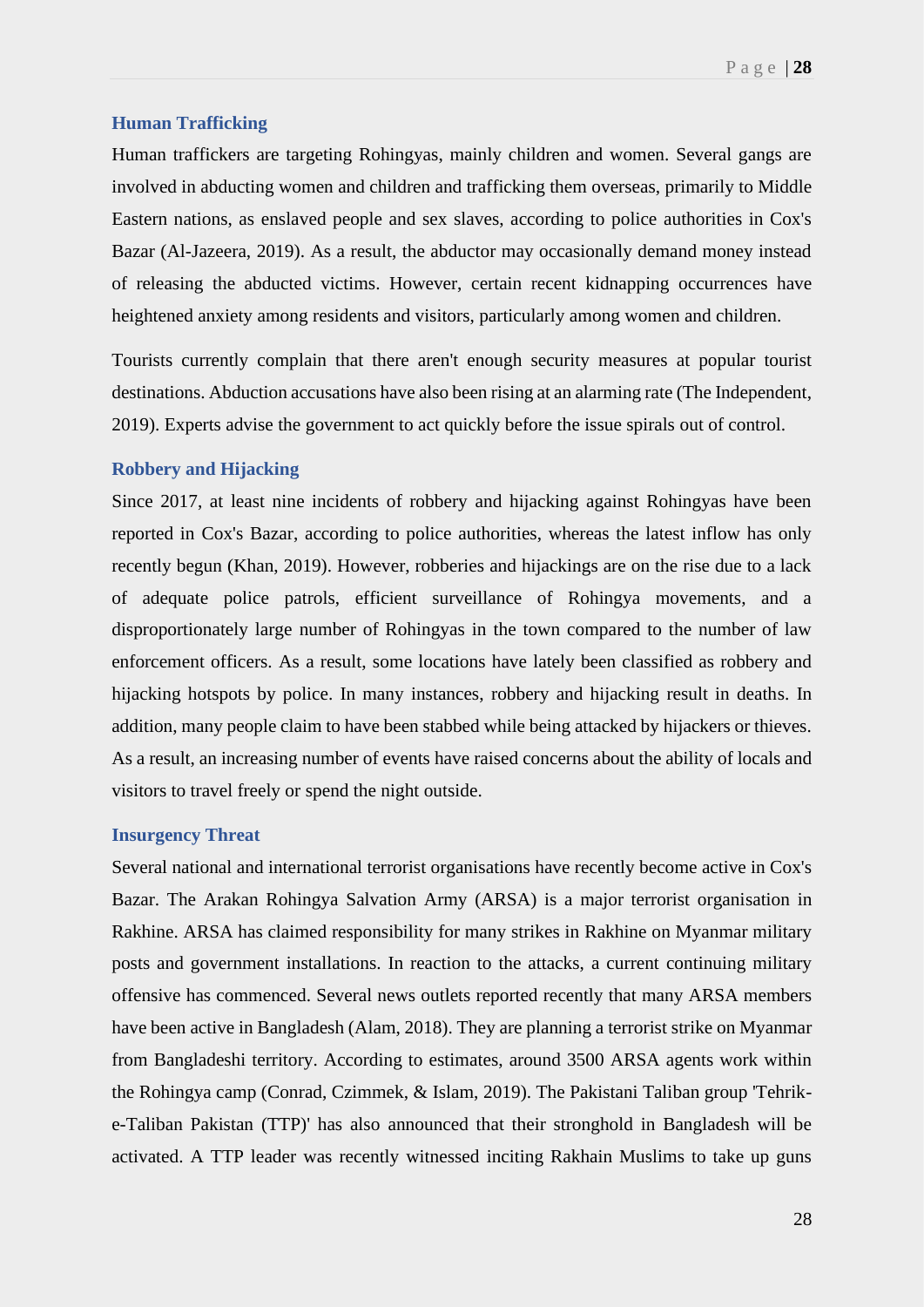### Human Trafficking

Human traffickers are targeting Rohingyas, mainly children and women. Several gangs are involved in abducting women and children and trafficking them overseas, primarily to Middle Eastern nations, as enslaved people and sex slaves, according to police authorities in Cox's Bazar (Al-Jazeera, 2019). As a result, the abductor may occasionally demand money instead of releasing the abducted victims. However, certain recent kidnapping occurrences have heightened anxiety among residents and visitors, particularly among women and children.

Tourists currently complain that there aren't enough security measures at popular tourist destinations. Abduction accusations have also been rising at an alarming rate (The Independent, 2019). Experts advise the government to act quickly before the issue spirals out of control.

### Robbery and Hijacking

Since 2017, at least nine incidents of robbery and hijacking against Rohingyas have been reported in Cox's Bazar, according to police authorities, whereas the latest inflow has only recently begun (Khan, 2019). However, robberies and hijackings are on the rise due to a lack of adequate police patrols, efficient surveillance of Rohingya movements, and a disproportionately large number of Rohingyas in the town compared to the number of law enforcement officers. As a result, some locations have lately been classified as robbery and hijacking hotspots by police. In many instances, robbery and hijacking result in deaths. In addition, many people claim to have been stabbed while being attacked by hijackers or thieves. As a result, an increasing number of events have raised concerns about the ability of locals and visitors to travel freely or spend the night outside.

### Insurgency Threat

Several national and international terrorist organisations have recently become active in Cox's Bazar. The Arakan Rohingya Salvation Army (ARSA) is a major terrorist organisation in Rakhine. ARSA has claimed responsibility for many strikes in Rakhine on Myanmar military posts and government installations. In reaction to the attacks, a current continuing military offensive has commenced. Several news outlets reported recently that many ARSA members have been active in Bangladesh (Alam, 2018). They are planning a terrorist strike on Myanmar from Bangladeshi territory. According to estimates, around 3500 ARSA agents work within the Rohingya camp (Conrad, Czimmek, & Islam, 2019). The Pakistani Taliban group 'Tehrik-e-Taliban Pakistan (TTP)' has also announced that their stronghold in Bangladesh will be activated. A TTP leader was recently witnessed inciting Rakhain Muslims to take up guns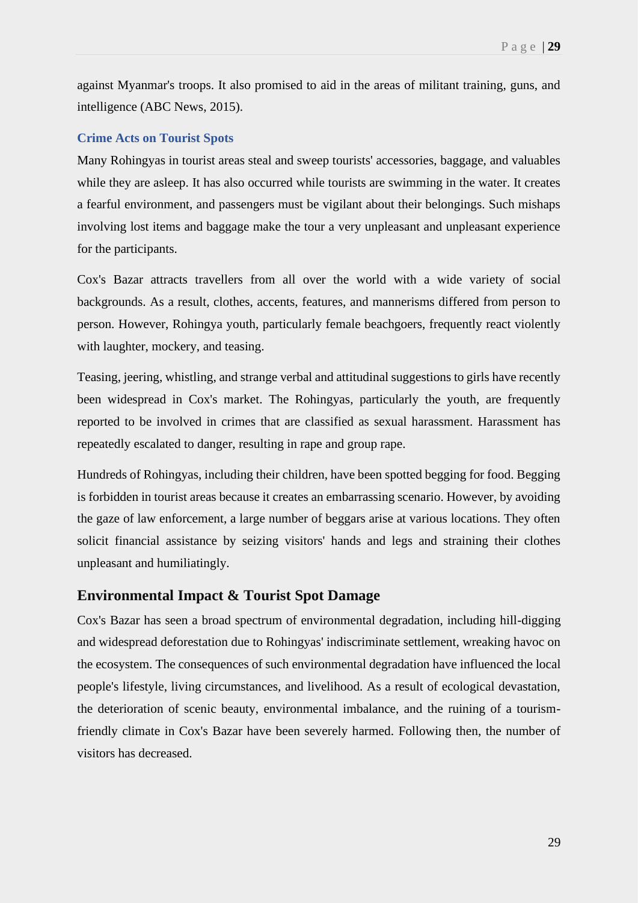against Myanmar's troops. It also promised to aid in the areas of militant training, guns, and intelligence (ABC News, 2015).

### Crime Acts on Tourist Spots

Many Rohingyas in tourist areas steal and sweep tourists' accessories, baggage, and valuables while they are asleep. It has also occurred while tourists are swimming in the water. It creates a fearful environment, and passengers must be vigilant about their belongings. Such mishaps involving lost items and baggage make the tour a very unpleasant and unpleasant experience for the participants.

Cox's Bazar attracts travellers from all over the world with a wide variety of social backgrounds. As a result, clothes, accents, features, and mannerisms differed from person to person. However, Rohingya youth, particularly female beachgoers, frequently react violently with laughter, mockery, and teasing.

Teasing, jeering, whistling, and strange verbal and attitudinal suggestions to girls have recently been widespread in Cox's market. The Rohingyas, particularly the youth, are frequently reported to be involved in crimes that are classified as sexual harassment. Harassment has repeatedly escalated to danger, resulting in rape and group rape.

Hundreds of Rohingyas, including their children, have been spotted begging for food. Begging is forbidden in tourist areas because it creates an embarrassing scenario. However, by avoiding the gaze of law enforcement, a large number of beggars arise at various locations. They often solicit financial assistance by seizing visitors' hands and legs and straining their clothes unpleasant and humiliatingly.

## Environmental Impact & Tourist Spot Damage

Cox's Bazar has seen a broad spectrum of environmental degradation, including hill-digging and widespread deforestation due to Rohingyas' indiscriminate settlement, wreaking havoc on the ecosystem. The consequences of such environmental degradation have influenced the local people's lifestyle, living circumstances, and livelihood. As a result of ecological devastation, the deterioration of scenic beauty, environmental imbalance, and the ruining of a tourism-friendly climate in Cox's Bazar have been severely harmed. Following then, the number of visitors has decreased.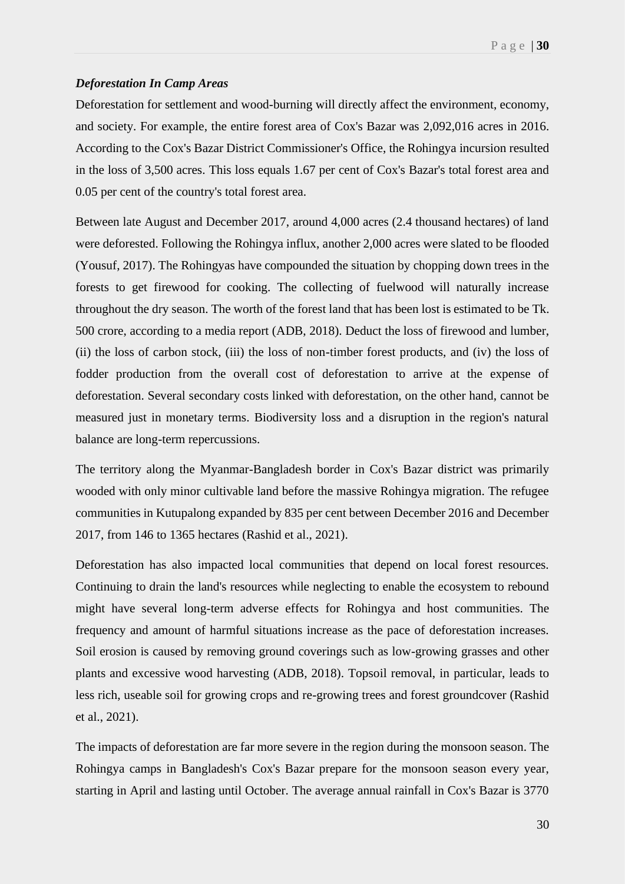***Deforestation In Camp Areas***

Deforestation for settlement and wood-burning will directly affect the environment, economy, and society. For example, the entire forest area of Cox's Bazar was 2,092,016 acres in 2016. According to the Cox's Bazar District Commissioner's Office, the Rohingya incursion resulted in the loss of 3,500 acres. This loss equals 1.67 per cent of Cox's Bazar's total forest area and 0.05 per cent of the country's total forest area.

Between late August and December 2017, around 4,000 acres (2.4 thousand hectares) of land were deforested. Following the Rohingya influx, another 2,000 acres were slated to be flooded (Yousuf, 2017). The Rohingyas have compounded the situation by chopping down trees in the forests to get firewood for cooking. The collecting of fuelwood will naturally increase throughout the dry season. The worth of the forest land that has been lost is estimated to be Tk. 500 crore, according to a media report (ADB, 2018). Deduct the loss of firewood and lumber, (ii) the loss of carbon stock, (iii) the loss of non-timber forest products, and (iv) the loss of fodder production from the overall cost of deforestation to arrive at the expense of deforestation. Several secondary costs linked with deforestation, on the other hand, cannot be measured just in monetary terms. Biodiversity loss and a disruption in the region's natural balance are long-term repercussions.

The territory along the Myanmar-Bangladesh border in Cox's Bazar district was primarily wooded with only minor cultivable land before the massive Rohingya migration. The refugee communities in Kutupalong expanded by 835 per cent between December 2016 and December 2017, from 146 to 1365 hectares (Rashid et al., 2021).

Deforestation has also impacted local communities that depend on local forest resources. Continuing to drain the land's resources while neglecting to enable the ecosystem to rebound might have several long-term adverse effects for Rohingya and host communities. The frequency and amount of harmful situations increase as the pace of deforestation increases. Soil erosion is caused by removing ground coverings such as low-growing grasses and other plants and excessive wood harvesting (ADB, 2018). Topsoil removal, in particular, leads to less rich, useable soil for growing crops and re-growing trees and forest groundcover (Rashid et al., 2021).

The impacts of deforestation are far more severe in the region during the monsoon season. The Rohingya camps in Bangladesh's Cox's Bazar prepare for the monsoon season every year, starting in April and lasting until October. The average annual rainfall in Cox's Bazar is 3770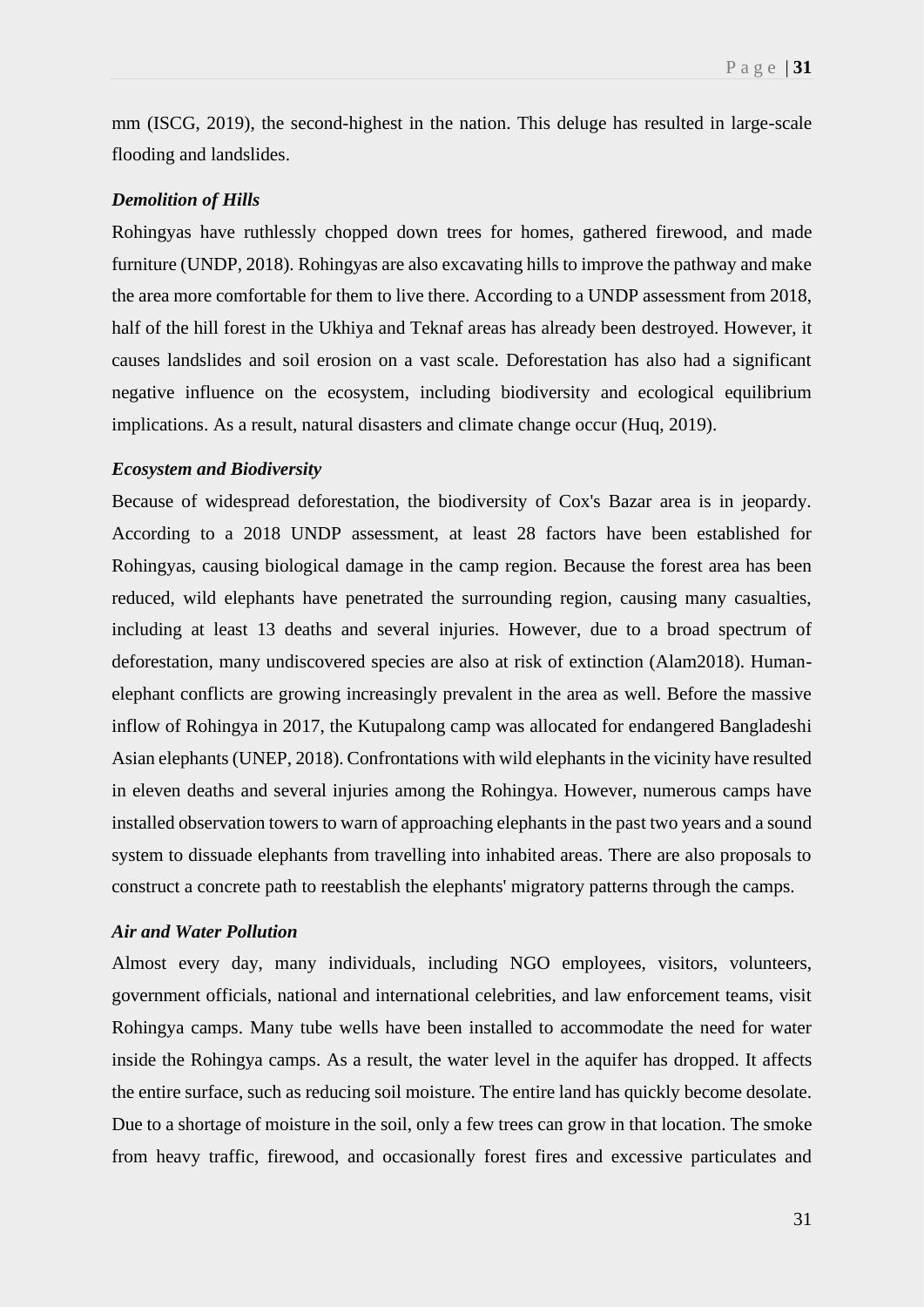mm (ISCG, 2019), the second-highest in the nation. This deluge has resulted in large-scale flooding and landslides.

***Demolition of Hills***

Rohingyas have ruthlessly chopped down trees for homes, gathered firewood, and made furniture (UNDP, 2018). Rohingyas are also excavating hills to improve the pathway and make the area more comfortable for them to live there. According to a UNDP assessment from 2018, half of the hill forest in the Ukhiya and Teknaf areas has already been destroyed. However, it causes landslides and soil erosion on a vast scale. Deforestation has also had a significant negative influence on the ecosystem, including biodiversity and ecological equilibrium implications. As a result, natural disasters and climate change occur (Huq, 2019).

***Ecosystem and Biodiversity***

Because of widespread deforestation, the biodiversity of Cox's Bazar area is in jeopardy. According to a 2018 UNDP assessment, at least 28 factors have been established for Rohingyas, causing biological damage in the camp region. Because the forest area has been reduced, wild elephants have penetrated the surrounding region, causing many casualties, including at least 13 deaths and several injuries. However, due to a broad spectrum of deforestation, many undiscovered species are also at risk of extinction (Alam2018). Human-elephant conflicts are growing increasingly prevalent in the area as well. Before the massive inflow of Rohingya in 2017, the Kutupalong camp was allocated for endangered Bangladeshi Asian elephants (UNEP, 2018). Confrontations with wild elephants in the vicinity have resulted in eleven deaths and several injuries among the Rohingya. However, numerous camps have installed observation towers to warn of approaching elephants in the past two years and a sound system to dissuade elephants from travelling into inhabited areas. There are also proposals to construct a concrete path to reestablish the elephants' migratory patterns through the camps.

***Air and Water Pollution***

Almost every day, many individuals, including NGO employees, visitors, volunteers, government officials, national and international celebrities, and law enforcement teams, visit Rohingya camps. Many tube wells have been installed to accommodate the need for water inside the Rohingya camps. As a result, the water level in the aquifer has dropped. It affects the entire surface, such as reducing soil moisture. The entire land has quickly become desolate. Due to a shortage of moisture in the soil, only a few trees can grow in that location. The smoke from heavy traffic, firewood, and occasionally forest fires and excessive particulates and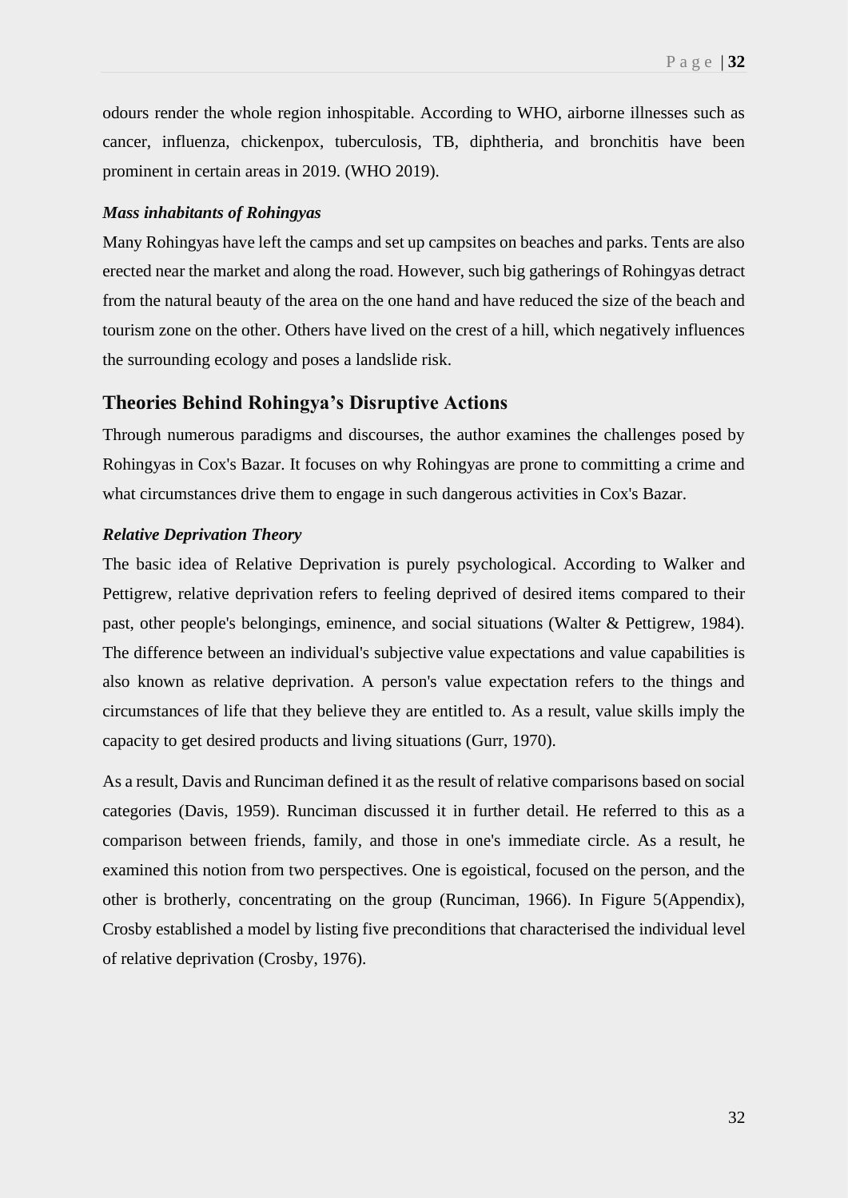odours render the whole region inhospitable. According to WHO, airborne illnesses such as cancer, influenza, chickenpox, tuberculosis, TB, diphtheria, and bronchitis have been prominent in certain areas in 2019. (WHO 2019).

***Mass inhabitants of Rohingyas***

Many Rohingyas have left the camps and set up campsites on beaches and parks. Tents are also erected near the market and along the road. However, such big gatherings of Rohingyas detract from the natural beauty of the area on the one hand and have reduced the size of the beach and tourism zone on the other. Others have lived on the crest of a hill, which negatively influences the surrounding ecology and poses a landslide risk.

## Theories Behind Rohingya's Disruptive Actions

Through numerous paradigms and discourses, the author examines the challenges posed by Rohingyas in Cox's Bazar. It focuses on why Rohingyas are prone to committing a crime and what circumstances drive them to engage in such dangerous activities in Cox's Bazar.

***Relative Deprivation Theory***

The basic idea of Relative Deprivation is purely psychological. According to Walker and Pettigrew, relative deprivation refers to feeling deprived of desired items compared to their past, other people's belongings, eminence, and social situations (Walter & Pettigrew, 1984). The difference between an individual's subjective value expectations and value capabilities is also known as relative deprivation. A person's value expectation refers to the things and circumstances of life that they believe they are entitled to. As a result, value skills imply the capacity to get desired products and living situations (Gurr, 1970).

As a result, Davis and Runciman defined it as the result of relative comparisons based on social categories (Davis, 1959). Runciman discussed it in further detail. He referred to this as a comparison between friends, family, and those in one's immediate circle. As a result, he examined this notion from two perspectives. One is egoistical, focused on the person, and the other is brotherly, concentrating on the group (Runciman, 1966). In Figure 5(Appendix), Crosby established a model by listing five preconditions that characterised the individual level of relative deprivation (Crosby, 1976).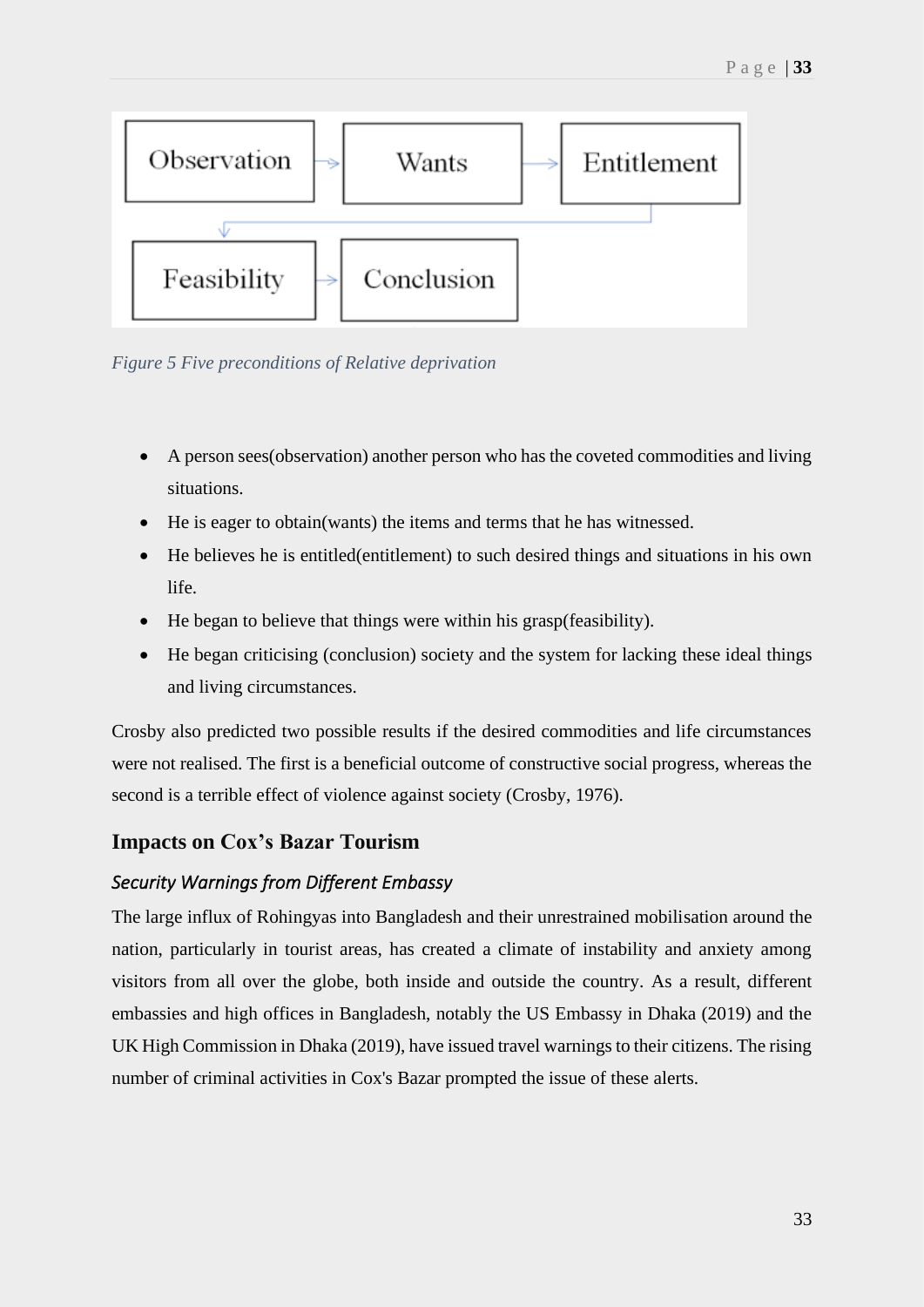Observation → Wants → Entitlement → Feasibility → Conclusion

*Figure 5 Five preconditions of Relative deprivation*

- A person sees(observation) another person who has the coveted commodities and living situations.
- He is eager to obtain(wants) the items and terms that he has witnessed.
- He believes he is entitled(entitlement) to such desired things and situations in his own life.
- He began to believe that things were within his grasp(feasibility).
- He began criticising (conclusion) society and the system for lacking these ideal things and living circumstances.

Crosby also predicted two possible results if the desired commodities and life circumstances were not realised. The first is a beneficial outcome of constructive social progress, whereas the second is a terrible effect of violence against society (Crosby, 1976).

## Impacts on Cox's Bazar Tourism

### *Security Warnings from Different Embassy*

The large influx of Rohingyas into Bangladesh and their unrestrained mobilisation around the nation, particularly in tourist areas, has created a climate of instability and anxiety among visitors from all over the globe, both inside and outside the country. As a result, different embassies and high offices in Bangladesh, notably the US Embassy in Dhaka (2019) and the UK High Commission in Dhaka (2019), have issued travel warnings to their citizens. The rising number of criminal activities in Cox's Bazar prompted the issue of these alerts.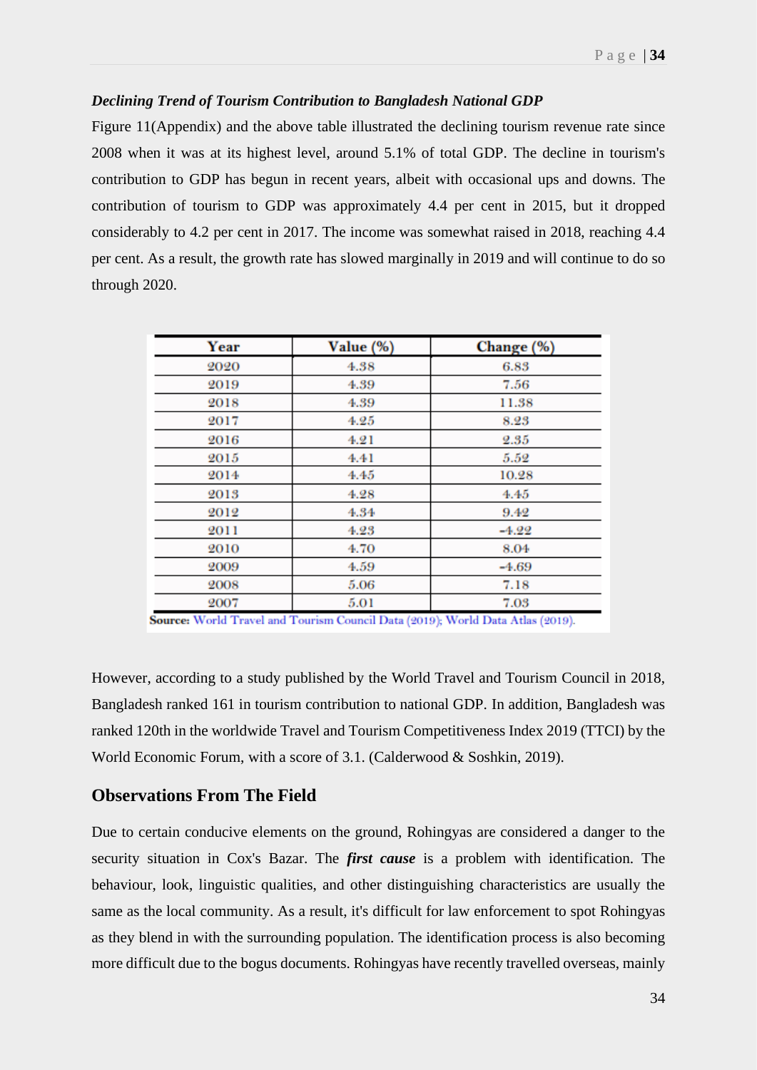***Declining Trend of Tourism Contribution to Bangladesh National GDP***

Figure 11(Appendix) and the above table illustrated the declining tourism revenue rate since 2008 when it was at its highest level, around 5.1% of total GDP. The decline in tourism's contribution to GDP has begun in recent years, albeit with occasional ups and downs. The contribution of tourism to GDP was approximately 4.4 per cent in 2015, but it dropped considerably to 4.2 per cent in 2017. The income was somewhat raised in 2018, reaching 4.4 per cent. As a result, the growth rate has slowed marginally in 2019 and will continue to do so through 2020.

| Year | Value (%) | Change (%) |
|---|---|---|
| 2020 | 4.38 | 6.83 |
| 2019 | 4.39 | 7.56 |
| 2018 | 4.39 | 11.38 |
| 2017 | 4.25 | 8.23 |
| 2016 | 4.21 | 2.35 |
| 2015 | 4.41 | 5.52 |
| 2014 | 4.45 | 10.28 |
| 2013 | 4.28 | 4.45 |
| 2012 | 4.34 | 9.42 |
| 2011 | 4.23 | -4.22 |
| 2010 | 4.70 | 8.04 |
| 2009 | 4.59 | -4.69 |
| 2008 | 5.06 | 7.18 |
| 2007 | 5.01 | 7.03 |

**Source:** World Travel and Tourism Council Data (2019); World Data Atlas (2019).

However, according to a study published by the World Travel and Tourism Council in 2018, Bangladesh ranked 161 in tourism contribution to national GDP. In addition, Bangladesh was ranked 120th in the worldwide Travel and Tourism Competitiveness Index 2019 (TTCI) by the World Economic Forum, with a score of 3.1. (Calderwood & Soshkin, 2019).

## Observations From The Field

Due to certain conducive elements on the ground, Rohingyas are considered a danger to the security situation in Cox's Bazar. The ***first cause*** is a problem with identification. The behaviour, look, linguistic qualities, and other distinguishing characteristics are usually the same as the local community. As a result, it's difficult for law enforcement to spot Rohingyas as they blend in with the surrounding population. The identification process is also becoming more difficult due to the bogus documents. Rohingyas have recently travelled overseas, mainly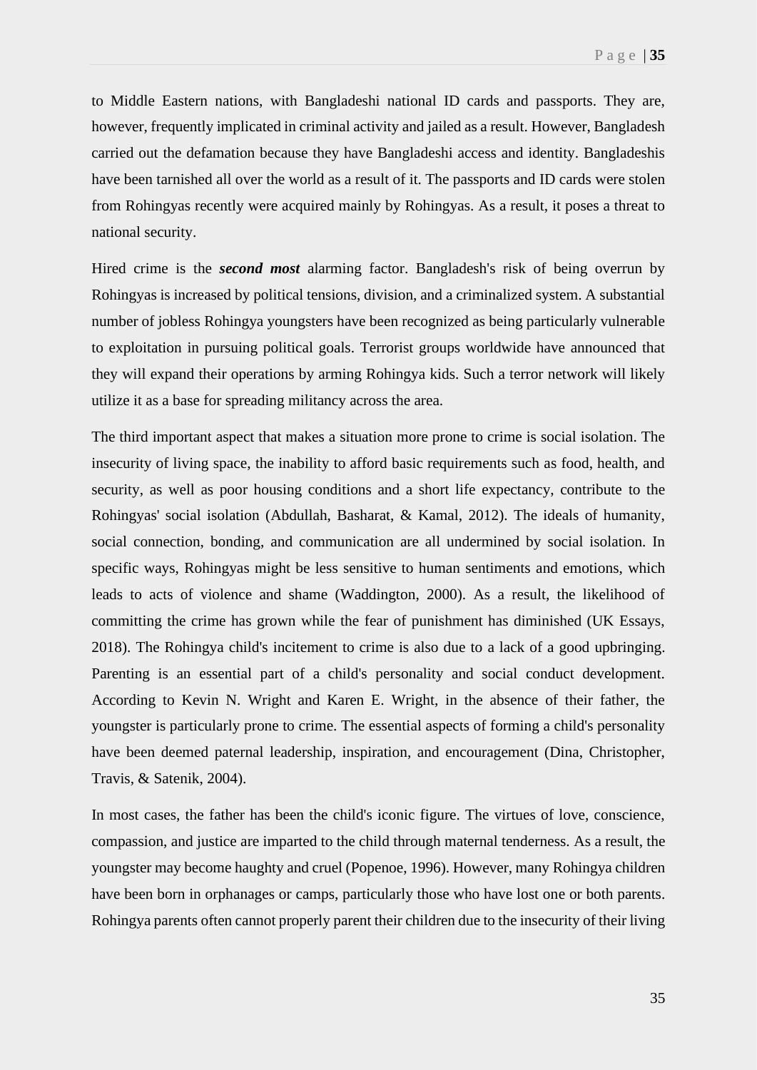to Middle Eastern nations, with Bangladeshi national ID cards and passports. They are, however, frequently implicated in criminal activity and jailed as a result. However, Bangladesh carried out the defamation because they have Bangladeshi access and identity. Bangladeshis have been tarnished all over the world as a result of it. The passports and ID cards were stolen from Rohingyas recently were acquired mainly by Rohingyas. As a result, it poses a threat to national security.

Hired crime is the ***second most*** alarming factor. Bangladesh's risk of being overrun by Rohingyas is increased by political tensions, division, and a criminalized system. A substantial number of jobless Rohingya youngsters have been recognized as being particularly vulnerable to exploitation in pursuing political goals. Terrorist groups worldwide have announced that they will expand their operations by arming Rohingya kids. Such a terror network will likely utilize it as a base for spreading militancy across the area.

The third important aspect that makes a situation more prone to crime is social isolation. The insecurity of living space, the inability to afford basic requirements such as food, health, and security, as well as poor housing conditions and a short life expectancy, contribute to the Rohingyas' social isolation (Abdullah, Basharat, & Kamal, 2012). The ideals of humanity, social connection, bonding, and communication are all undermined by social isolation. In specific ways, Rohingyas might be less sensitive to human sentiments and emotions, which leads to acts of violence and shame (Waddington, 2000). As a result, the likelihood of committing the crime has grown while the fear of punishment has diminished (UK Essays, 2018). The Rohingya child's incitement to crime is also due to a lack of a good upbringing. Parenting is an essential part of a child's personality and social conduct development. According to Kevin N. Wright and Karen E. Wright, in the absence of their father, the youngster is particularly prone to crime. The essential aspects of forming a child's personality have been deemed paternal leadership, inspiration, and encouragement (Dina, Christopher, Travis, & Satenik, 2004).

In most cases, the father has been the child's iconic figure. The virtues of love, conscience, compassion, and justice are imparted to the child through maternal tenderness. As a result, the youngster may become haughty and cruel (Popenoe, 1996). However, many Rohingya children have been born in orphanages or camps, particularly those who have lost one or both parents. Rohingya parents often cannot properly parent their children due to the insecurity of their living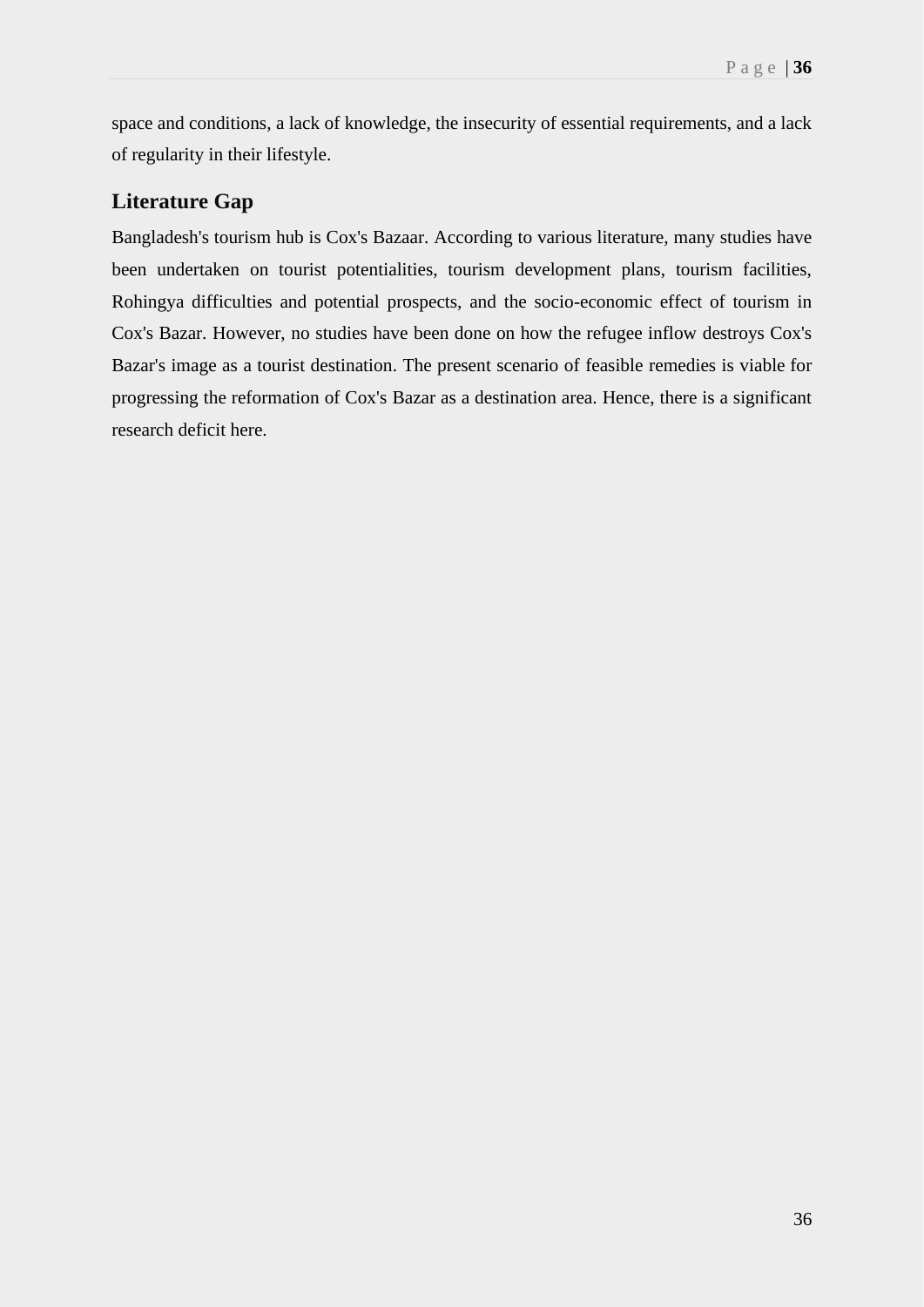space and conditions, a lack of knowledge, the insecurity of essential requirements, and a lack of regularity in their lifestyle.

## Literature Gap

Bangladesh's tourism hub is Cox's Bazaar. According to various literature, many studies have been undertaken on tourist potentialities, tourism development plans, tourism facilities, Rohingya difficulties and potential prospects, and the socio-economic effect of tourism in Cox's Bazar. However, no studies have been done on how the refugee inflow destroys Cox's Bazar's image as a tourist destination. The present scenario of feasible remedies is viable for progressing the reformation of Cox's Bazar as a destination area. Hence, there is a significant research deficit here.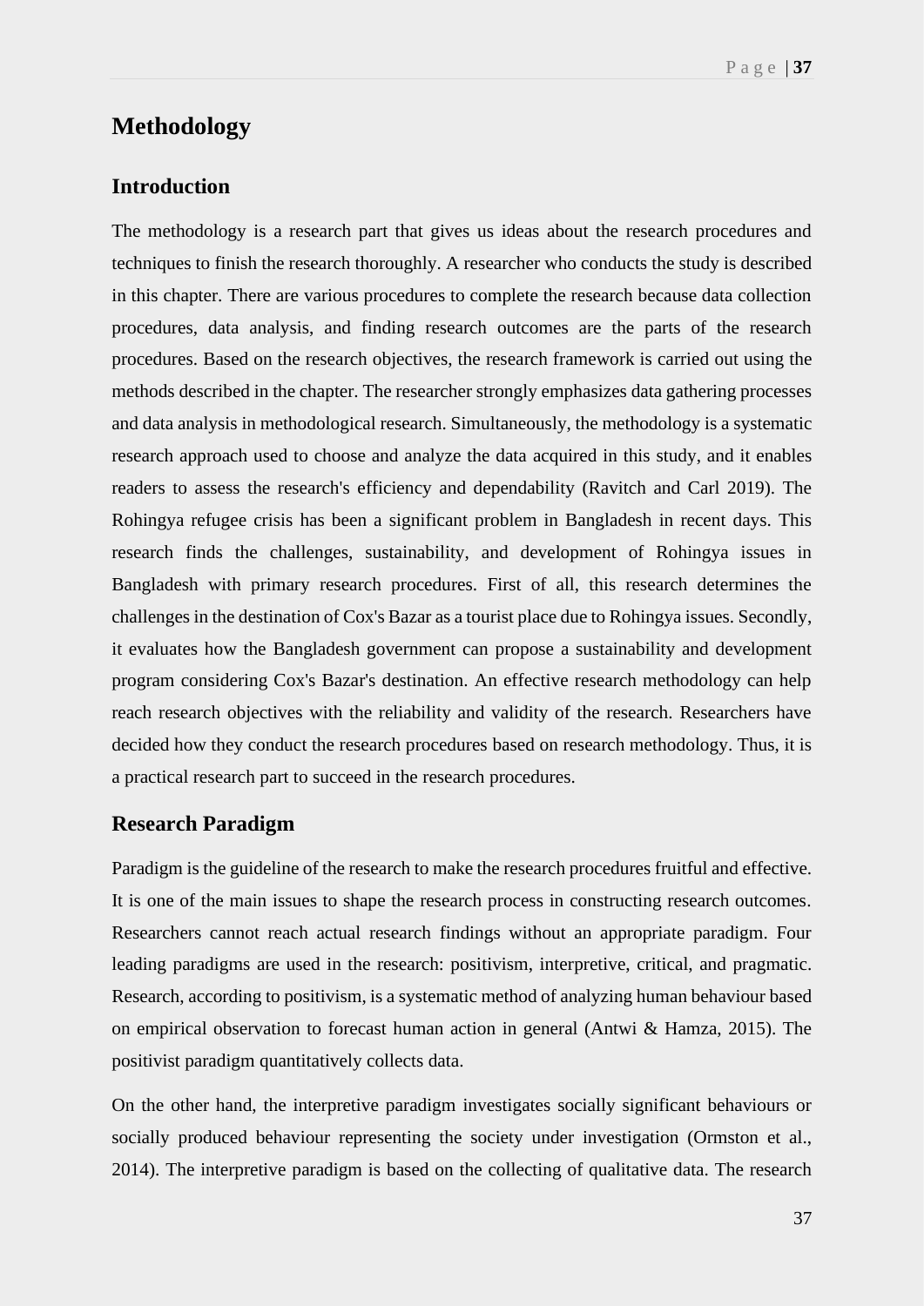# Methodology

## Introduction

The methodology is a research part that gives us ideas about the research procedures and techniques to finish the research thoroughly. A researcher who conducts the study is described in this chapter. There are various procedures to complete the research because data collection procedures, data analysis, and finding research outcomes are the parts of the research procedures. Based on the research objectives, the research framework is carried out using the methods described in the chapter. The researcher strongly emphasizes data gathering processes and data analysis in methodological research. Simultaneously, the methodology is a systematic research approach used to choose and analyze the data acquired in this study, and it enables readers to assess the research's efficiency and dependability (Ravitch and Carl 2019). The Rohingya refugee crisis has been a significant problem in Bangladesh in recent days. This research finds the challenges, sustainability, and development of Rohingya issues in Bangladesh with primary research procedures. First of all, this research determines the challenges in the destination of Cox's Bazar as a tourist place due to Rohingya issues. Secondly, it evaluates how the Bangladesh government can propose a sustainability and development program considering Cox's Bazar's destination. An effective research methodology can help reach research objectives with the reliability and validity of the research. Researchers have decided how they conduct the research procedures based on research methodology. Thus, it is a practical research part to succeed in the research procedures.

## Research Paradigm

Paradigm is the guideline of the research to make the research procedures fruitful and effective. It is one of the main issues to shape the research process in constructing research outcomes. Researchers cannot reach actual research findings without an appropriate paradigm. Four leading paradigms are used in the research: positivism, interpretive, critical, and pragmatic. Research, according to positivism, is a systematic method of analyzing human behaviour based on empirical observation to forecast human action in general (Antwi & Hamza, 2015). The positivist paradigm quantitatively collects data.

On the other hand, the interpretive paradigm investigates socially significant behaviours or socially produced behaviour representing the society under investigation (Ormston et al., 2014). The interpretive paradigm is based on the collecting of qualitative data. The research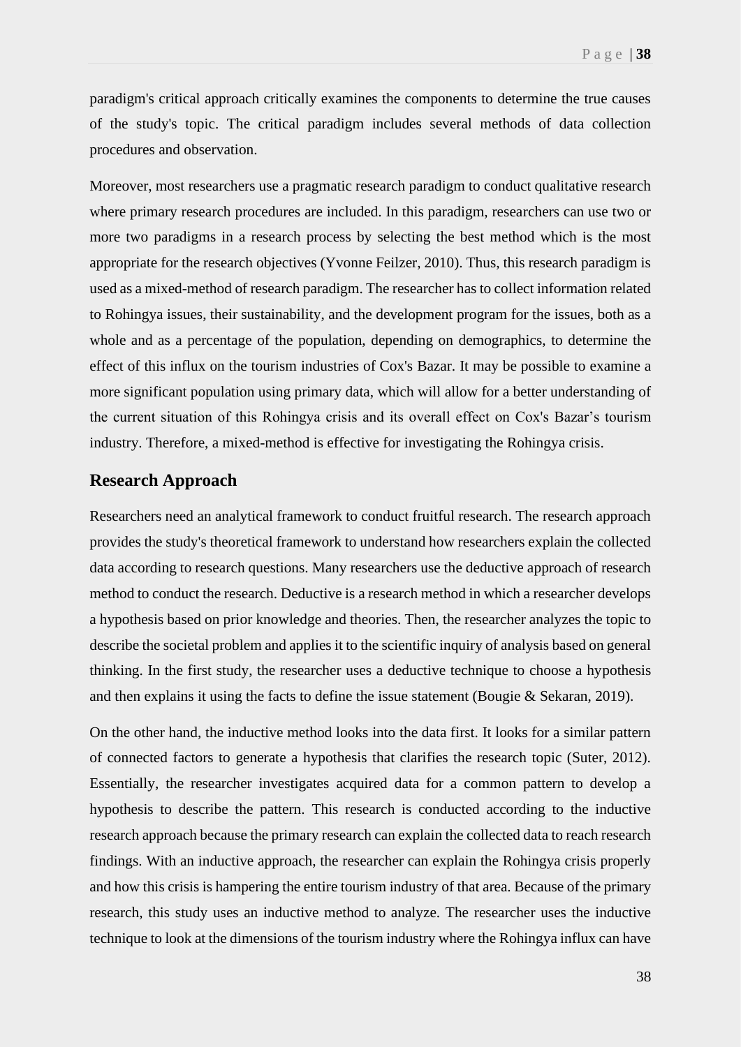paradigm's critical approach critically examines the components to determine the true causes of the study's topic. The critical paradigm includes several methods of data collection procedures and observation.

Moreover, most researchers use a pragmatic research paradigm to conduct qualitative research where primary research procedures are included. In this paradigm, researchers can use two or more two paradigms in a research process by selecting the best method which is the most appropriate for the research objectives (Yvonne Feilzer, 2010). Thus, this research paradigm is used as a mixed-method of research paradigm. The researcher has to collect information related to Rohingya issues, their sustainability, and the development program for the issues, both as a whole and as a percentage of the population, depending on demographics, to determine the effect of this influx on the tourism industries of Cox's Bazar. It may be possible to examine a more significant population using primary data, which will allow for a better understanding of the current situation of this Rohingya crisis and its overall effect on Cox's Bazar's tourism industry. Therefore, a mixed-method is effective for investigating the Rohingya crisis.

## Research Approach

Researchers need an analytical framework to conduct fruitful research. The research approach provides the study's theoretical framework to understand how researchers explain the collected data according to research questions. Many researchers use the deductive approach of research method to conduct the research. Deductive is a research method in which a researcher develops a hypothesis based on prior knowledge and theories. Then, the researcher analyzes the topic to describe the societal problem and applies it to the scientific inquiry of analysis based on general thinking. In the first study, the researcher uses a deductive technique to choose a hypothesis and then explains it using the facts to define the issue statement (Bougie & Sekaran, 2019).

On the other hand, the inductive method looks into the data first. It looks for a similar pattern of connected factors to generate a hypothesis that clarifies the research topic (Suter, 2012). Essentially, the researcher investigates acquired data for a common pattern to develop a hypothesis to describe the pattern. This research is conducted according to the inductive research approach because the primary research can explain the collected data to reach research findings. With an inductive approach, the researcher can explain the Rohingya crisis properly and how this crisis is hampering the entire tourism industry of that area. Because of the primary research, this study uses an inductive method to analyze. The researcher uses the inductive technique to look at the dimensions of the tourism industry where the Rohingya influx can have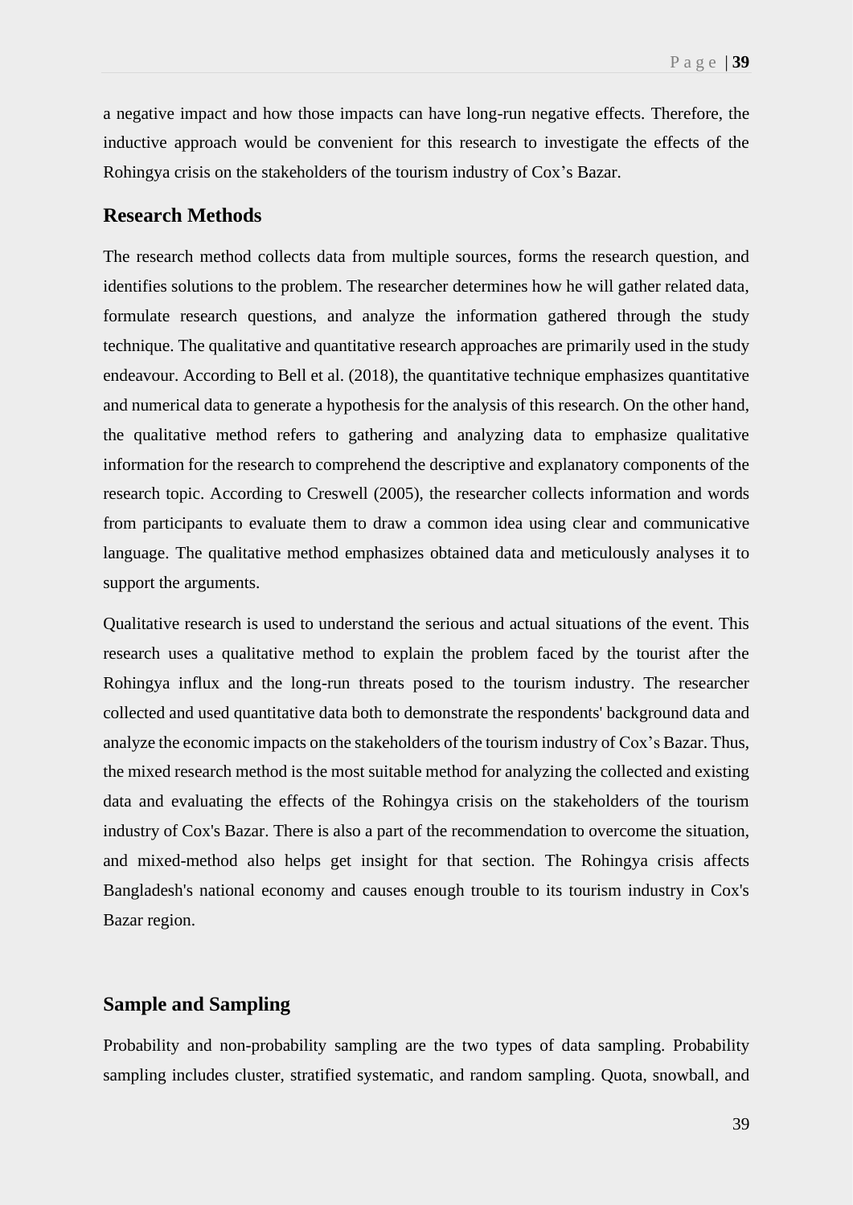a negative impact and how those impacts can have long-run negative effects. Therefore, the inductive approach would be convenient for this research to investigate the effects of the Rohingya crisis on the stakeholders of the tourism industry of Cox's Bazar.

## Research Methods

The research method collects data from multiple sources, forms the research question, and identifies solutions to the problem. The researcher determines how he will gather related data, formulate research questions, and analyze the information gathered through the study technique. The qualitative and quantitative research approaches are primarily used in the study endeavour. According to Bell et al. (2018), the quantitative technique emphasizes quantitative and numerical data to generate a hypothesis for the analysis of this research. On the other hand, the qualitative method refers to gathering and analyzing data to emphasize qualitative information for the research to comprehend the descriptive and explanatory components of the research topic. According to Creswell (2005), the researcher collects information and words from participants to evaluate them to draw a common idea using clear and communicative language. The qualitative method emphasizes obtained data and meticulously analyses it to support the arguments.

Qualitative research is used to understand the serious and actual situations of the event. This research uses a qualitative method to explain the problem faced by the tourist after the Rohingya influx and the long-run threats posed to the tourism industry. The researcher collected and used quantitative data both to demonstrate the respondents' background data and analyze the economic impacts on the stakeholders of the tourism industry of Cox's Bazar. Thus, the mixed research method is the most suitable method for analyzing the collected and existing data and evaluating the effects of the Rohingya crisis on the stakeholders of the tourism industry of Cox's Bazar. There is also a part of the recommendation to overcome the situation, and mixed-method also helps get insight for that section. The Rohingya crisis affects Bangladesh's national economy and causes enough trouble to its tourism industry in Cox's Bazar region.

## Sample and Sampling

Probability and non-probability sampling are the two types of data sampling. Probability sampling includes cluster, stratified systematic, and random sampling. Quota, snowball, and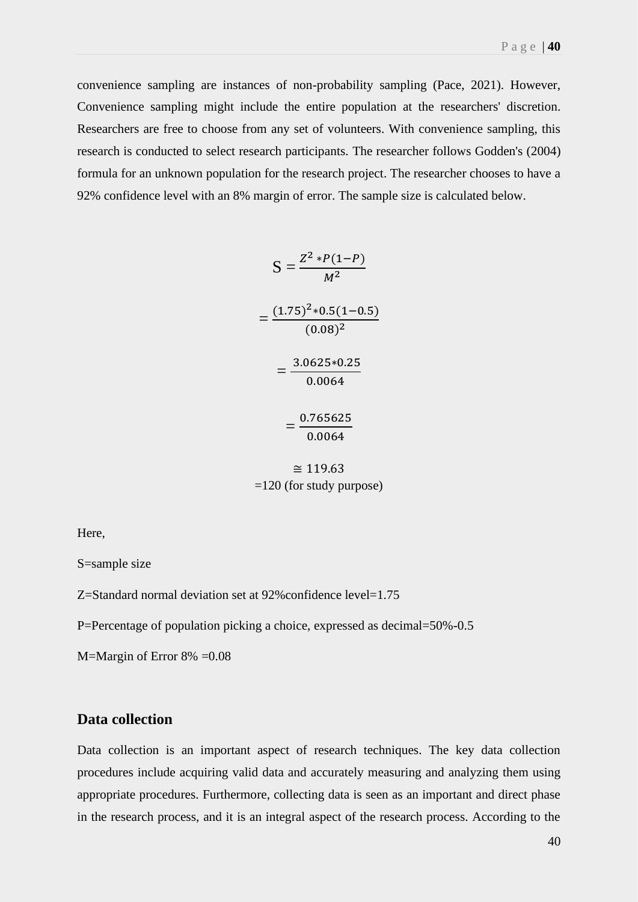convenience sampling are instances of non-probability sampling (Pace, 2021). However, Convenience sampling might include the entire population at the researchers' discretion. Researchers are free to choose from any set of volunteers. With convenience sampling, this research is conducted to select research participants. The researcher follows Godden's (2004) formula for an unknown population for the research project. The researcher chooses to have a 92% confidence level with an 8% margin of error. The sample size is calculated below.

$$S = \frac{Z^2 * P(1-P)}{M^2}$$

$$= \frac{(1.75)^2 * 0.5(1-0.5)}{(0.08)^2}$$

$$= \frac{3.0625 * 0.25}{0.0064}$$

$$= \frac{0.765625}{0.0064}$$

$$\cong 119.63$$

=120 (for study purpose)

Here,

S=sample size

Z=Standard normal deviation set at 92%confidence level=1.75

P=Percentage of population picking a choice, expressed as decimal=50%-0.5

M=Margin of Error 8% =0.08

## Data collection

Data collection is an important aspect of research techniques. The key data collection procedures include acquiring valid data and accurately measuring and analyzing them using appropriate procedures. Furthermore, collecting data is seen as an important and direct phase in the research process, and it is an integral aspect of the research process. According to the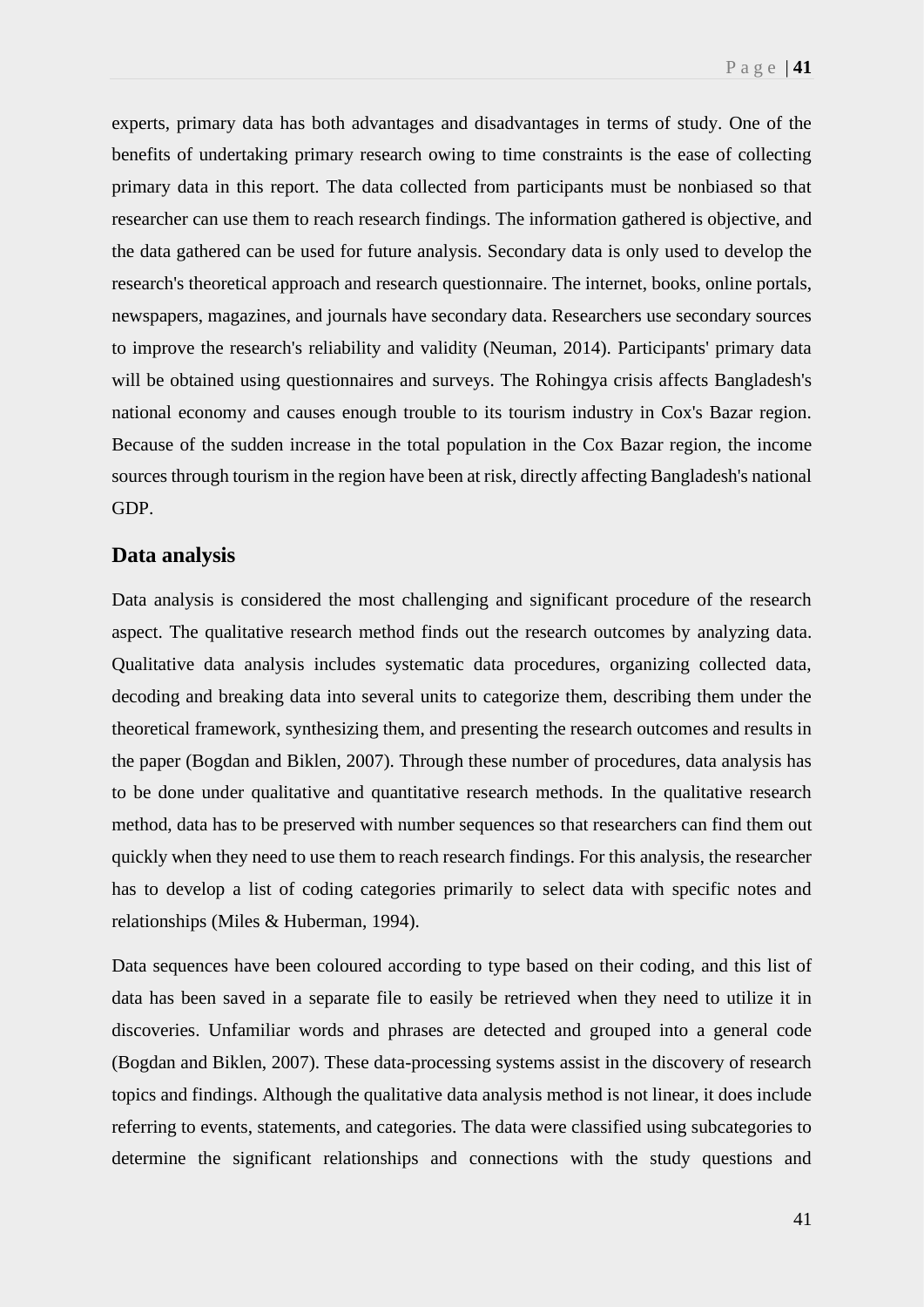experts, primary data has both advantages and disadvantages in terms of study. One of the benefits of undertaking primary research owing to time constraints is the ease of collecting primary data in this report. The data collected from participants must be nonbiased so that researcher can use them to reach research findings. The information gathered is objective, and the data gathered can be used for future analysis. Secondary data is only used to develop the research's theoretical approach and research questionnaire. The internet, books, online portals, newspapers, magazines, and journals have secondary data. Researchers use secondary sources to improve the research's reliability and validity (Neuman, 2014). Participants' primary data will be obtained using questionnaires and surveys. The Rohingya crisis affects Bangladesh's national economy and causes enough trouble to its tourism industry in Cox's Bazar region. Because of the sudden increase in the total population in the Cox Bazar region, the income sources through tourism in the region have been at risk, directly affecting Bangladesh's national GDP.

## Data analysis

Data analysis is considered the most challenging and significant procedure of the research aspect. The qualitative research method finds out the research outcomes by analyzing data. Qualitative data analysis includes systematic data procedures, organizing collected data, decoding and breaking data into several units to categorize them, describing them under the theoretical framework, synthesizing them, and presenting the research outcomes and results in the paper (Bogdan and Biklen, 2007). Through these number of procedures, data analysis has to be done under qualitative and quantitative research methods. In the qualitative research method, data has to be preserved with number sequences so that researchers can find them out quickly when they need to use them to reach research findings. For this analysis, the researcher has to develop a list of coding categories primarily to select data with specific notes and relationships (Miles & Huberman, 1994).

Data sequences have been coloured according to type based on their coding, and this list of data has been saved in a separate file to easily be retrieved when they need to utilize it in discoveries. Unfamiliar words and phrases are detected and grouped into a general code (Bogdan and Biklen, 2007). These data-processing systems assist in the discovery of research topics and findings. Although the qualitative data analysis method is not linear, it does include referring to events, statements, and categories. The data were classified using subcategories to determine the significant relationships and connections with the study questions and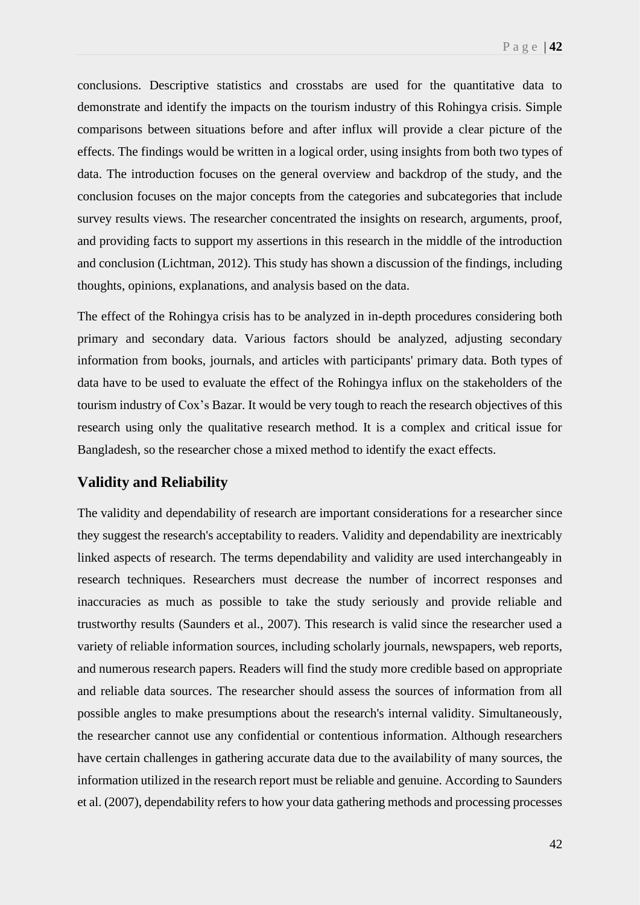conclusions. Descriptive statistics and crosstabs are used for the quantitative data to demonstrate and identify the impacts on the tourism industry of this Rohingya crisis. Simple comparisons between situations before and after influx will provide a clear picture of the effects. The findings would be written in a logical order, using insights from both two types of data. The introduction focuses on the general overview and backdrop of the study, and the conclusion focuses on the major concepts from the categories and subcategories that include survey results views. The researcher concentrated the insights on research, arguments, proof, and providing facts to support my assertions in this research in the middle of the introduction and conclusion (Lichtman, 2012). This study has shown a discussion of the findings, including thoughts, opinions, explanations, and analysis based on the data.

The effect of the Rohingya crisis has to be analyzed in in-depth procedures considering both primary and secondary data. Various factors should be analyzed, adjusting secondary information from books, journals, and articles with participants' primary data. Both types of data have to be used to evaluate the effect of the Rohingya influx on the stakeholders of the tourism industry of Cox's Bazar. It would be very tough to reach the research objectives of this research using only the qualitative research method. It is a complex and critical issue for Bangladesh, so the researcher chose a mixed method to identify the exact effects.

## Validity and Reliability

The validity and dependability of research are important considerations for a researcher since they suggest the research's acceptability to readers. Validity and dependability are inextricably linked aspects of research. The terms dependability and validity are used interchangeably in research techniques. Researchers must decrease the number of incorrect responses and inaccuracies as much as possible to take the study seriously and provide reliable and trustworthy results (Saunders et al., 2007). This research is valid since the researcher used a variety of reliable information sources, including scholarly journals, newspapers, web reports, and numerous research papers. Readers will find the study more credible based on appropriate and reliable data sources. The researcher should assess the sources of information from all possible angles to make presumptions about the research's internal validity. Simultaneously, the researcher cannot use any confidential or contentious information. Although researchers have certain challenges in gathering accurate data due to the availability of many sources, the information utilized in the research report must be reliable and genuine. According to Saunders et al. (2007), dependability refers to how your data gathering methods and processing processes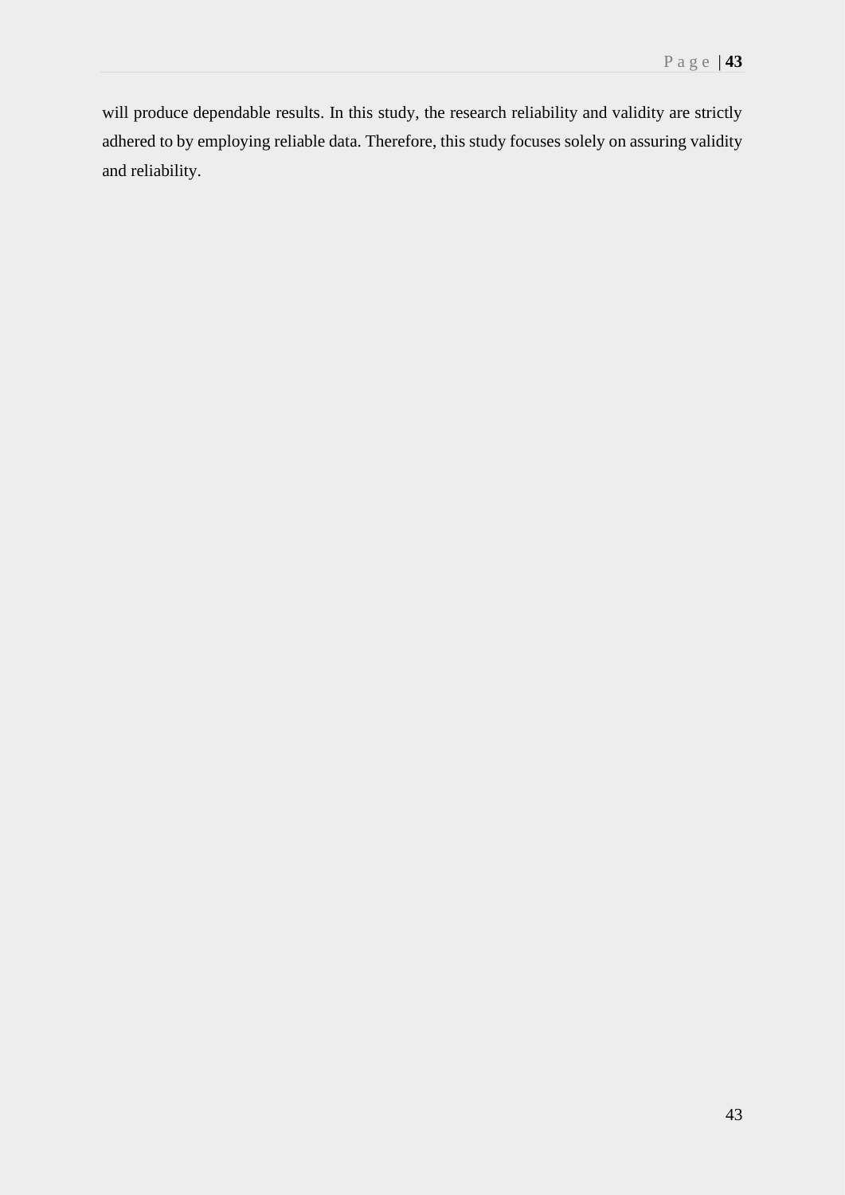will produce dependable results. In this study, the research reliability and validity are strictly adhered to by employing reliable data. Therefore, this study focuses solely on assuring validity and reliability.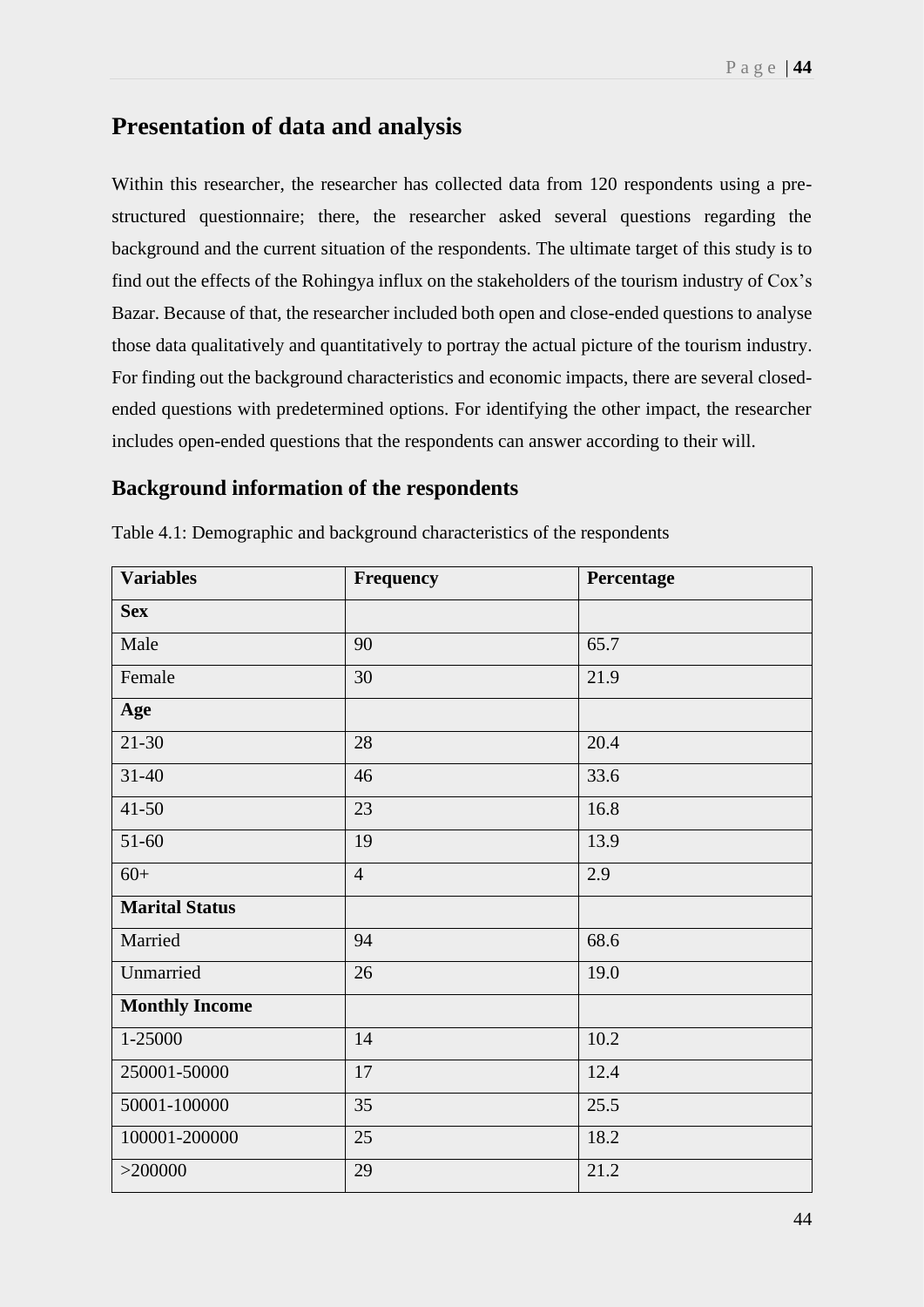## Presentation of data and analysis

Within this researcher, the researcher has collected data from 120 respondents using a pre-structured questionnaire; there, the researcher asked several questions regarding the background and the current situation of the respondents. The ultimate target of this study is to find out the effects of the Rohingya influx on the stakeholders of the tourism industry of Cox's Bazar. Because of that, the researcher included both open and close-ended questions to analyse those data qualitatively and quantitatively to portray the actual picture of the tourism industry. For finding out the background characteristics and economic impacts, there are several closed-ended questions with predetermined options. For identifying the other impact, the researcher includes open-ended questions that the respondents can answer according to their will.

### Background information of the respondents

Table 4.1: Demographic and background characteristics of the respondents

| Variables | Frequency | Percentage |
|---|---|---|
| **Sex** | | |
| Male | 90 | 65.7 |
| Female | 30 | 21.9 |
| **Age** | | |
| 21-30 | 28 | 20.4 |
| 31-40 | 46 | 33.6 |
| 41-50 | 23 | 16.8 |
| 51-60 | 19 | 13.9 |
| 60+ | 4 | 2.9 |
| **Marital Status** | | |
| Married | 94 | 68.6 |
| Unmarried | 26 | 19.0 |
| **Monthly Income** | | |
| 1-25000 | 14 | 10.2 |
| 250001-50000 | 17 | 12.4 |
| 50001-100000 | 35 | 25.5 |
| 100001-200000 | 25 | 18.2 |
| >200000 | 29 | 21.2 |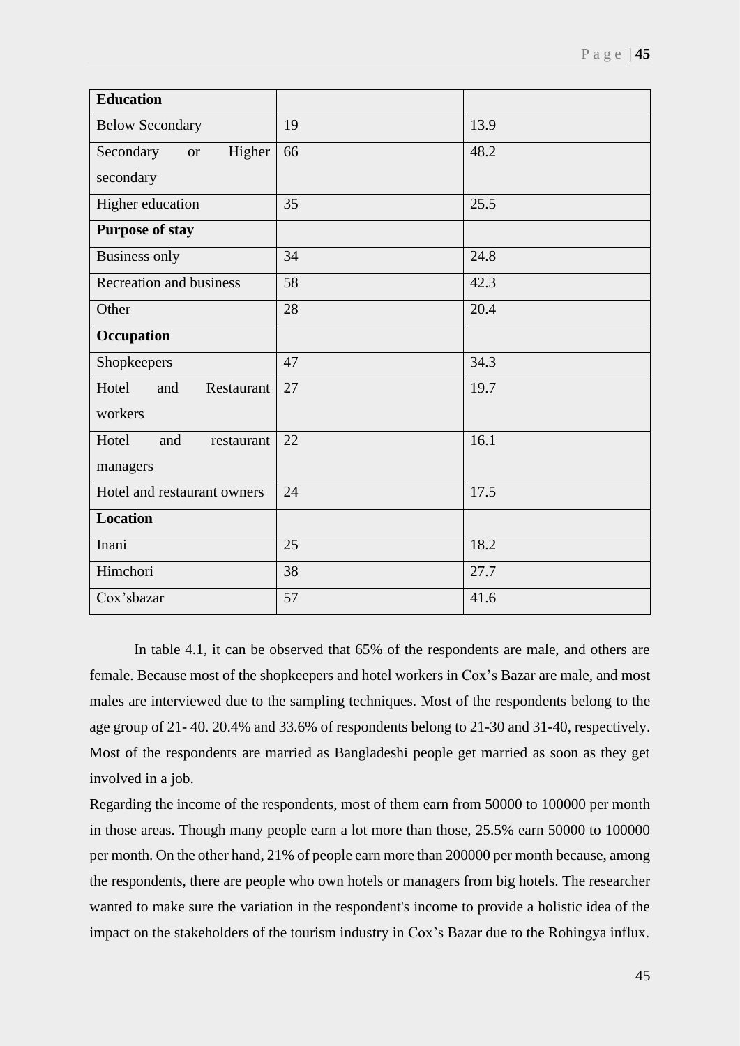| **Education** | | |
|---|---|---|
| Below Secondary | 19 | 13.9 |
| Secondary or Higher secondary | 66 | 48.2 |
| Higher education | 35 | 25.5 |
| **Purpose of stay** | | |
| Business only | 34 | 24.8 |
| Recreation and business | 58 | 42.3 |
| Other | 28 | 20.4 |
| **Occupation** | | |
| Shopkeepers | 47 | 34.3 |
| Hotel and Restaurant workers | 27 | 19.7 |
| Hotel and restaurant managers | 22 | 16.1 |
| Hotel and restaurant owners | 24 | 17.5 |
| **Location** | | |
| Inani | 25 | 18.2 |
| Himchori | 38 | 27.7 |
| Cox'sbazar | 57 | 41.6 |

In table 4.1, it can be observed that 65% of the respondents are male, and others are female. Because most of the shopkeepers and hotel workers in Cox's Bazar are male, and most males are interviewed due to the sampling techniques. Most of the respondents belong to the age group of 21- 40. 20.4% and 33.6% of respondents belong to 21-30 and 31-40, respectively. Most of the respondents are married as Bangladeshi people get married as soon as they get involved in a job.

Regarding the income of the respondents, most of them earn from 50000 to 100000 per month in those areas. Though many people earn a lot more than those, 25.5% earn 50000 to 100000 per month. On the other hand, 21% of people earn more than 200000 per month because, among the respondents, there are people who own hotels or managers from big hotels. The researcher wanted to make sure the variation in the respondent's income to provide a holistic idea of the impact on the stakeholders of the tourism industry in Cox's Bazar due to the Rohingya influx.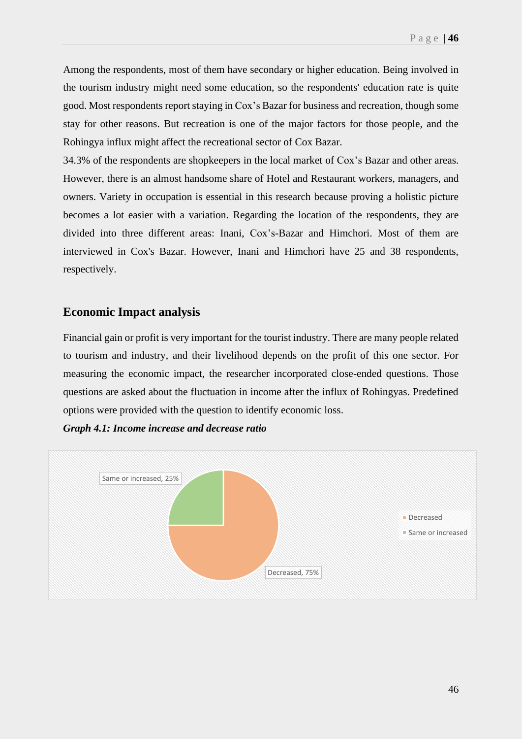Among the respondents, most of them have secondary or higher education. Being involved in the tourism industry might need some education, so the respondents' education rate is quite good. Most respondents report staying in Cox's Bazar for business and recreation, though some stay for other reasons. But recreation is one of the major factors for those people, and the Rohingya influx might affect the recreational sector of Cox Bazar.

34.3% of the respondents are shopkeepers in the local market of Cox's Bazar and other areas. However, there is an almost handsome share of Hotel and Restaurant workers, managers, and owners. Variety in occupation is essential in this research because proving a holistic picture becomes a lot easier with a variation. Regarding the location of the respondents, they are divided into three different areas: Inani, Cox's-Bazar and Himchori. Most of them are interviewed in Cox's Bazar. However, Inani and Himchori have 25 and 38 respondents, respectively.

## Economic Impact analysis

Financial gain or profit is very important for the tourist industry. There are many people related to tourism and industry, and their livelihood depends on the profit of this one sector. For measuring the economic impact, the researcher incorporated close-ended questions. Those questions are asked about the fluctuation in income after the influx of Rohingyas. Predefined options were provided with the question to identify economic loss.

***Graph 4.1: Income increase and decrease ratio***

| Category | Share |
|---|---|
| Decreased | 75% |
| Same or increased | 25% |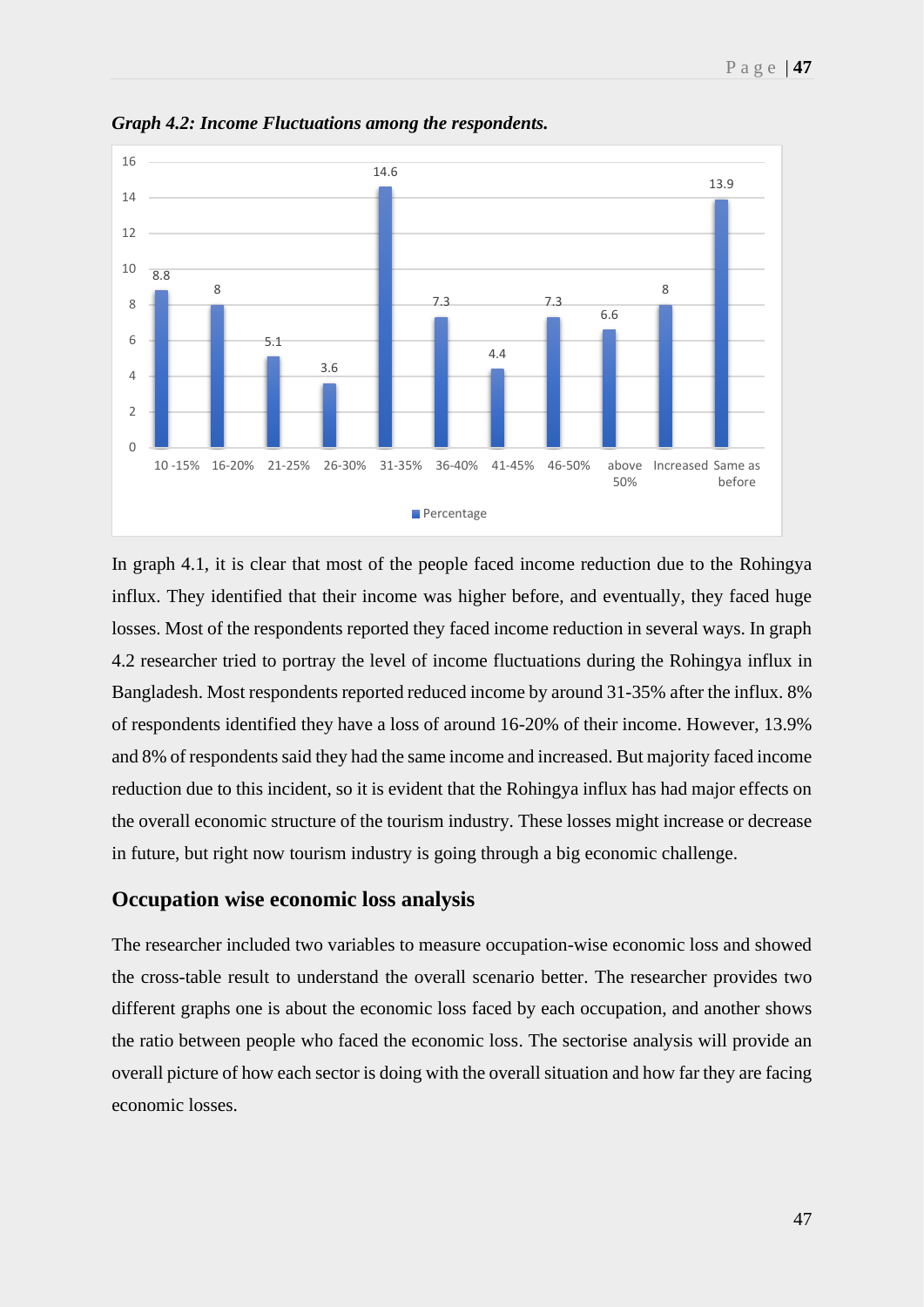*Graph 4.2: Income Fluctuations among the respondents.*

| Category | Percentage |
|---|---|
| 10 -15% | 8.8 |
| 16-20% | 8 |
| 21-25% | 5.1 |
| 26-30% | 3.6 |
| 31-35% | 14.6 |
| 36-40% | 7.3 |
| 41-45% | 4.4 |
| 46-50% | 7.3 |
| above 50% | 6.6 |
| Increased | 8 |
| Same as before | 13.9 |

In graph 4.1, it is clear that most of the people faced income reduction due to the Rohingya influx. They identified that their income was higher before, and eventually, they faced huge losses. Most of the respondents reported they faced income reduction in several ways. In graph 4.2 researcher tried to portray the level of income fluctuations during the Rohingya influx in Bangladesh. Most respondents reported reduced income by around 31-35% after the influx. 8% of respondents identified they have a loss of around 16-20% of their income. However, 13.9% and 8% of respondents said they had the same income and increased. But majority faced income reduction due to this incident, so it is evident that the Rohingya influx has had major effects on the overall economic structure of the tourism industry. These losses might increase or decrease in future, but right now tourism industry is going through a big economic challenge.

## Occupation wise economic loss analysis

The researcher included two variables to measure occupation-wise economic loss and showed the cross-table result to understand the overall scenario better. The researcher provides two different graphs one is about the economic loss faced by each occupation, and another shows the ratio between people who faced the economic loss. The sectorise analysis will provide an overall picture of how each sector is doing with the overall situation and how far they are facing economic losses.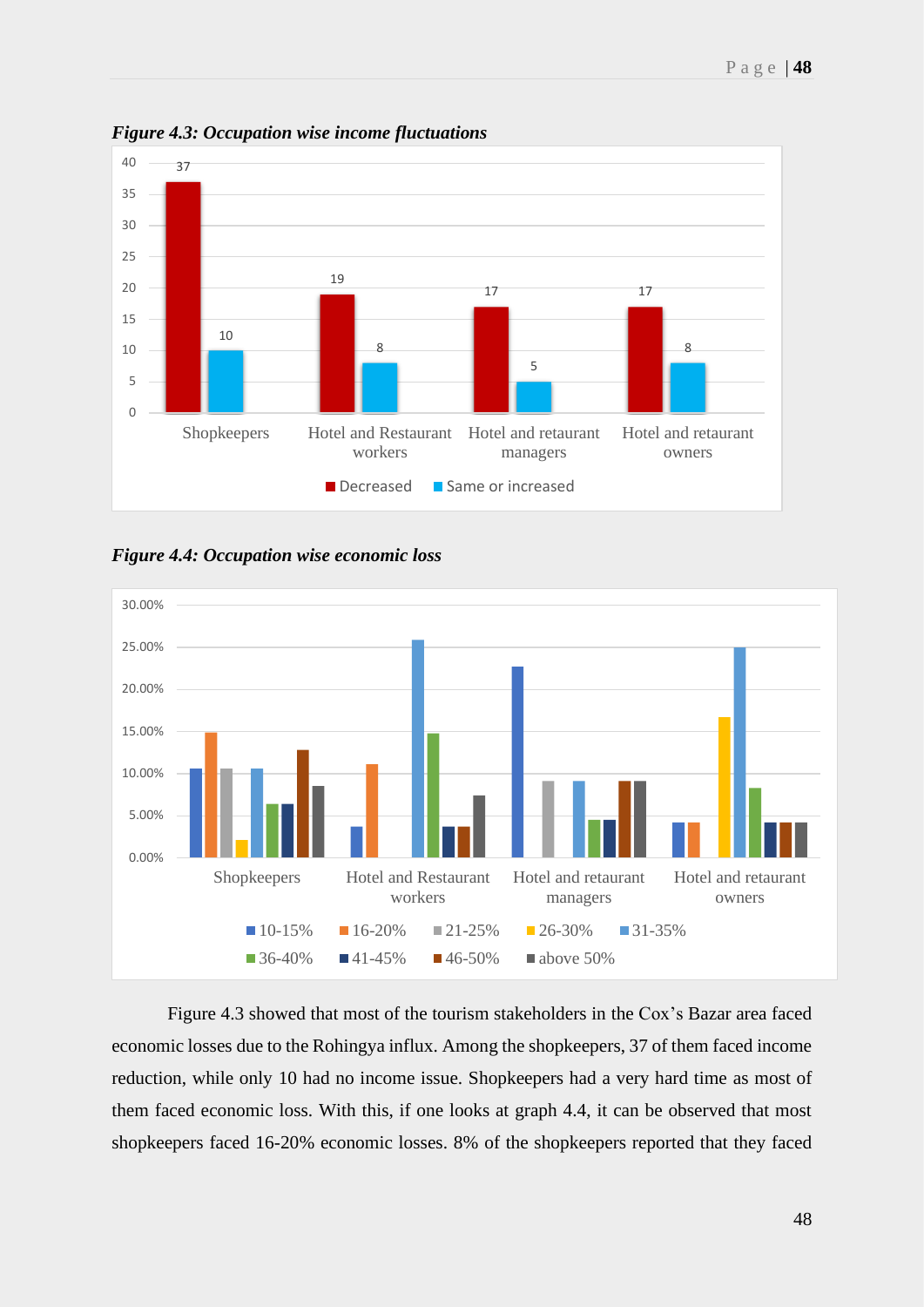*Figure 4.3: Occupation wise income fluctuations*

| | Decreased | Same or increased |
|---|---|---|
| Shopkeepers | 37 | 10 |
| Hotel and Restaurant workers | 19 | 8 |
| Hotel and retaurant managers | 17 | 5 |
| Hotel and retaurant owners | 17 | 8 |

*Figure 4.4: Occupation wise economic loss*

Figure 4.3 showed that most of the tourism stakeholders in the Cox's Bazar area faced economic losses due to the Rohingya influx. Among the shopkeepers, 37 of them faced income reduction, while only 10 had no income issue. Shopkeepers had a very hard time as most of them faced economic loss. With this, if one looks at graph 4.4, it can be observed that most shopkeepers faced 16-20% economic losses. 8% of the shopkeepers reported that they faced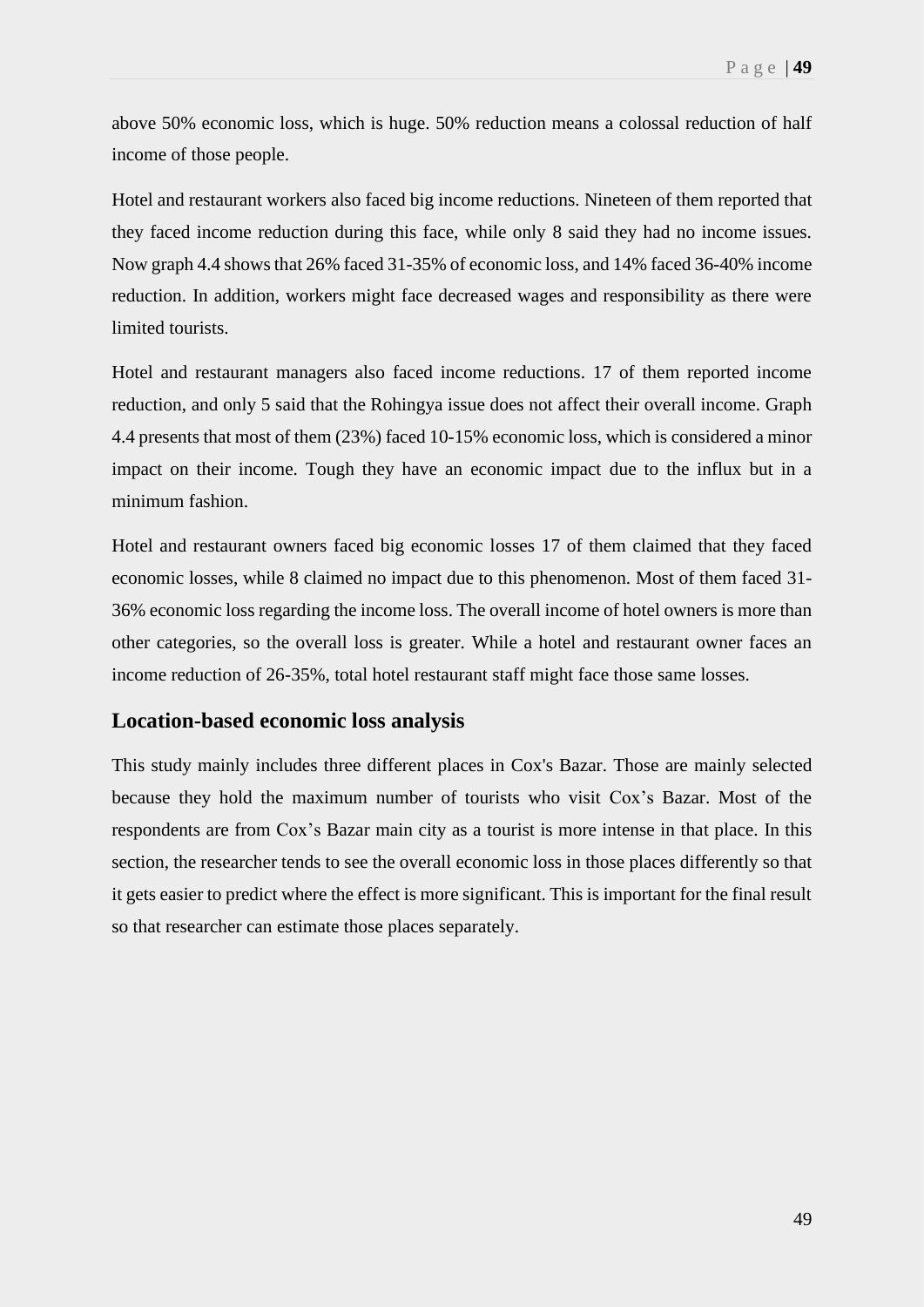above 50% economic loss, which is huge. 50% reduction means a colossal reduction of half income of those people.

Hotel and restaurant workers also faced big income reductions. Nineteen of them reported that they faced income reduction during this face, while only 8 said they had no income issues. Now graph 4.4 shows that 26% faced 31-35% of economic loss, and 14% faced 36-40% income reduction. In addition, workers might face decreased wages and responsibility as there were limited tourists.

Hotel and restaurant managers also faced income reductions. 17 of them reported income reduction, and only 5 said that the Rohingya issue does not affect their overall income. Graph 4.4 presents that most of them (23%) faced 10-15% economic loss, which is considered a minor impact on their income. Tough they have an economic impact due to the influx but in a minimum fashion.

Hotel and restaurant owners faced big economic losses 17 of them claimed that they faced economic losses, while 8 claimed no impact due to this phenomenon. Most of them faced 31-36% economic loss regarding the income loss. The overall income of hotel owners is more than other categories, so the overall loss is greater. While a hotel and restaurant owner faces an income reduction of 26-35%, total hotel restaurant staff might face those same losses.

### Location-based economic loss analysis

This study mainly includes three different places in Cox's Bazar. Those are mainly selected because they hold the maximum number of tourists who visit Cox's Bazar. Most of the respondents are from Cox's Bazar main city as a tourist is more intense in that place. In this section, the researcher tends to see the overall economic loss in those places differently so that it gets easier to predict where the effect is more significant. This is important for the final result so that researcher can estimate those places separately.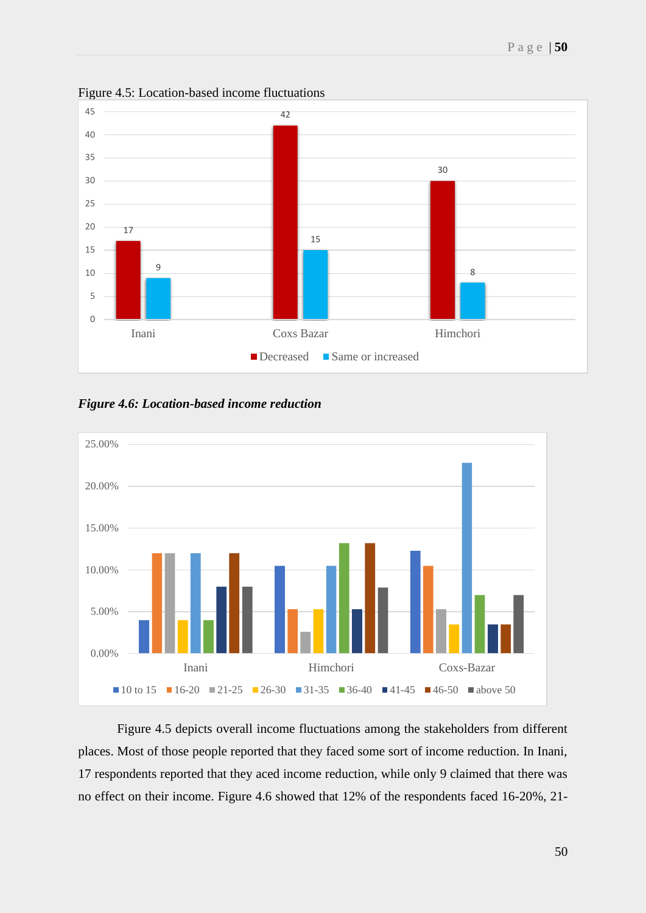Figure 4.5: Location-based income fluctuations

*Figure 4.6: Location-based income reduction*

Figure 4.5 depicts overall income fluctuations among the stakeholders from different places. Most of those people reported that they faced some sort of income reduction. In Inani, 17 respondents reported that they aced income reduction, while only 9 claimed that there was no effect on their income. Figure 4.6 showed that 12% of the respondents faced 16-20%, 21-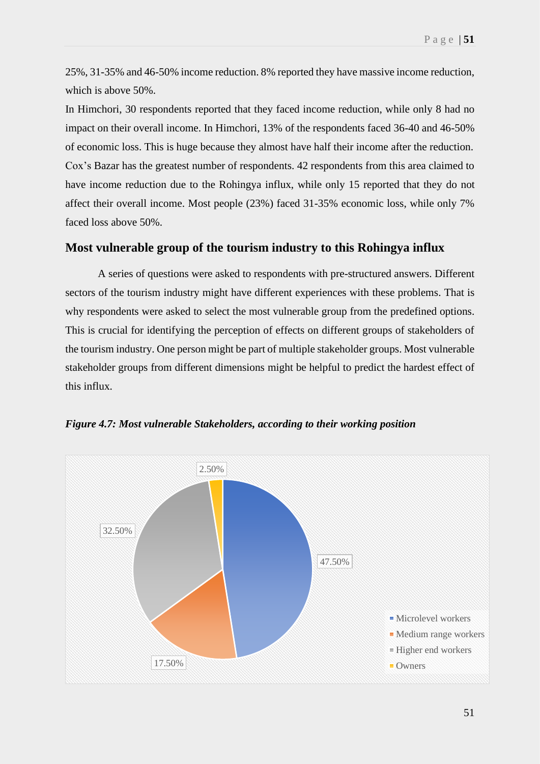25%, 31-35% and 46-50% income reduction. 8% reported they have massive income reduction, which is above 50%.

In Himchori, 30 respondents reported that they faced income reduction, while only 8 had no impact on their overall income. In Himchori, 13% of the respondents faced 36-40 and 46-50% of economic loss. This is huge because they almost have half their income after the reduction.

Cox's Bazar has the greatest number of respondents. 42 respondents from this area claimed to have income reduction due to the Rohingya influx, while only 15 reported that they do not affect their overall income. Most people (23%) faced 31-35% economic loss, while only 7% faced loss above 50%.

## Most vulnerable group of the tourism industry to this Rohingya influx

A series of questions were asked to respondents with pre-structured answers. Different sectors of the tourism industry might have different experiences with these problems. That is why respondents were asked to select the most vulnerable group from the predefined options. This is crucial for identifying the perception of effects on different groups of stakeholders of the tourism industry. One person might be part of multiple stakeholder groups. Most vulnerable stakeholder groups from different dimensions might be helpful to predict the hardest effect of this influx.

***Figure 4.7: Most vulnerable Stakeholders, according to their working position***

| Stakeholder | Percentage |
|---|---|
| Microlevel workers | 47.50% |
| Medium range workers | 17.50% |
| Higher end workers | 32.50% |
| Owners | 2.50% |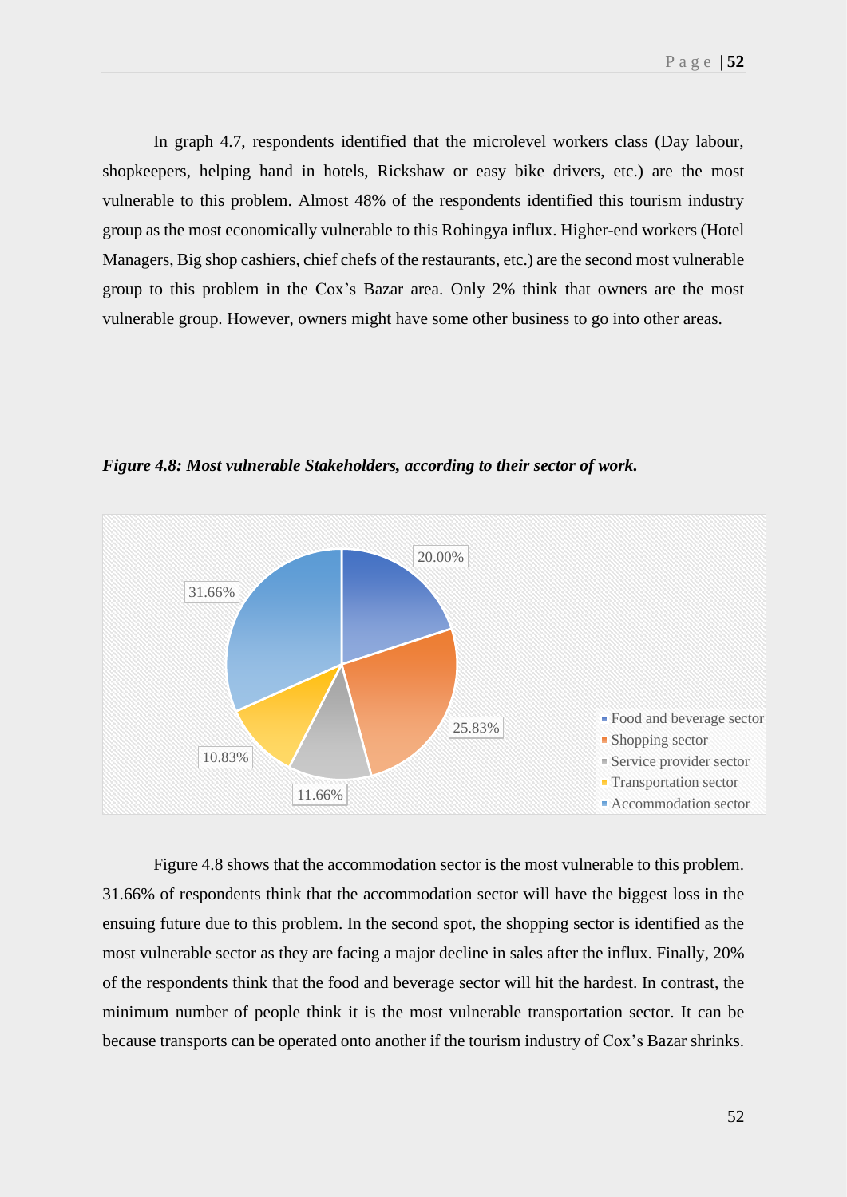In graph 4.7, respondents identified that the microlevel workers class (Day labour, shopkeepers, helping hand in hotels, Rickshaw or easy bike drivers, etc.) are the most vulnerable to this problem. Almost 48% of the respondents identified this tourism industry group as the most economically vulnerable to this Rohingya influx. Higher-end workers (Hotel Managers, Big shop cashiers, chief chefs of the restaurants, etc.) are the second most vulnerable group to this problem in the Cox's Bazar area. Only 2% think that owners are the most vulnerable group. However, owners might have some other business to go into other areas.

***Figure 4.8: Most vulnerable Stakeholders, according to their sector of work.***

| Sector | Percentage |
|---|---|
| Food and beverage sector | 20.00% |
| Shopping sector | 25.83% |
| Service provider sector | 11.66% |
| Transportation sector | 10.83% |
| Accommodation sector | 31.66% |

Figure 4.8 shows that the accommodation sector is the most vulnerable to this problem. 31.66% of respondents think that the accommodation sector will have the biggest loss in the ensuing future due to this problem. In the second spot, the shopping sector is identified as the most vulnerable sector as they are facing a major decline in sales after the influx. Finally, 20% of the respondents think that the food and beverage sector will hit the hardest. In contrast, the minimum number of people think it is the most vulnerable transportation sector. It can be because transports can be operated onto another if the tourism industry of Cox's Bazar shrinks.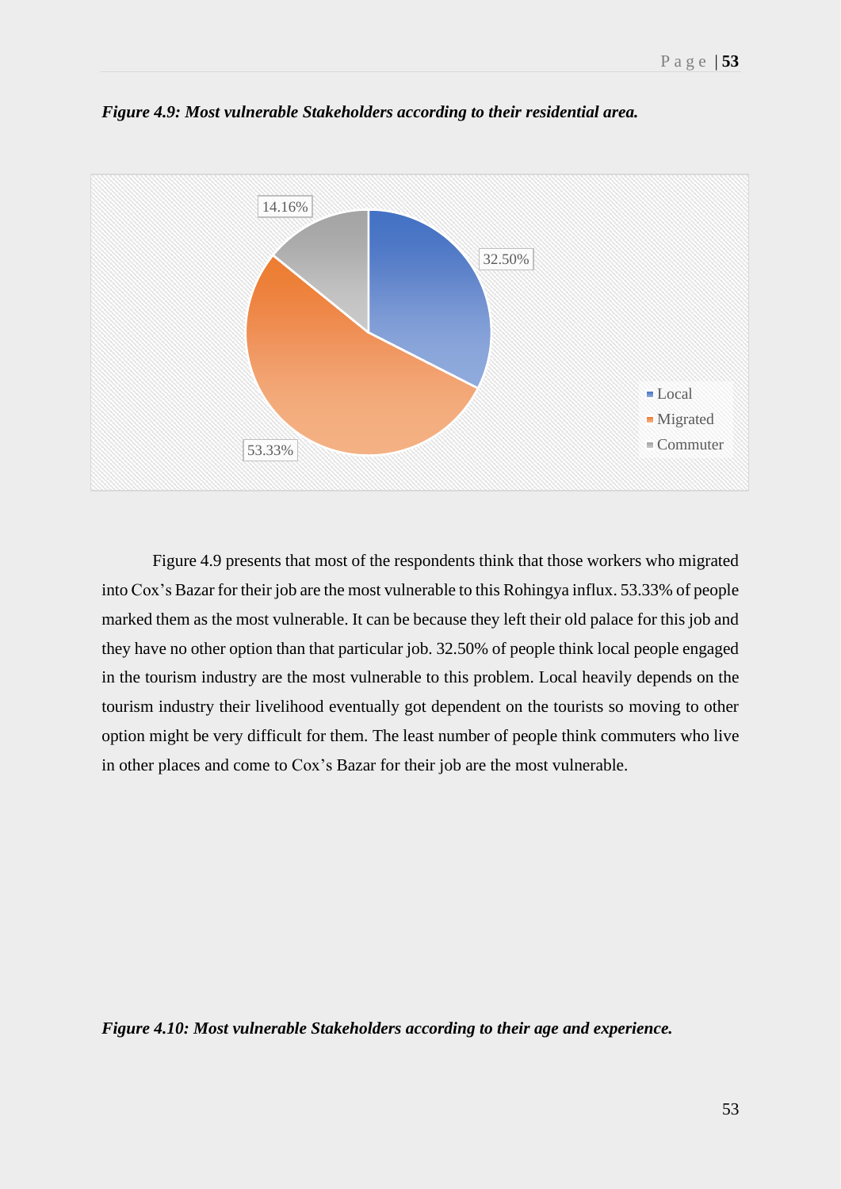*Figure 4.9: Most vulnerable Stakeholders according to their residential area.*

Figure 4.9 presents that most of the respondents think that those workers who migrated into Cox's Bazar for their job are the most vulnerable to this Rohingya influx. 53.33% of people marked them as the most vulnerable. It can be because they left their old palace for this job and they have no other option than that particular job. 32.50% of people think local people engaged in the tourism industry are the most vulnerable to this problem. Local heavily depends on the tourism industry their livelihood eventually got dependent on the tourists so moving to other option might be very difficult for them. The least number of people think commuters who live in other places and come to Cox's Bazar for their job are the most vulnerable.

*Figure 4.10: Most vulnerable Stakeholders according to their age and experience.*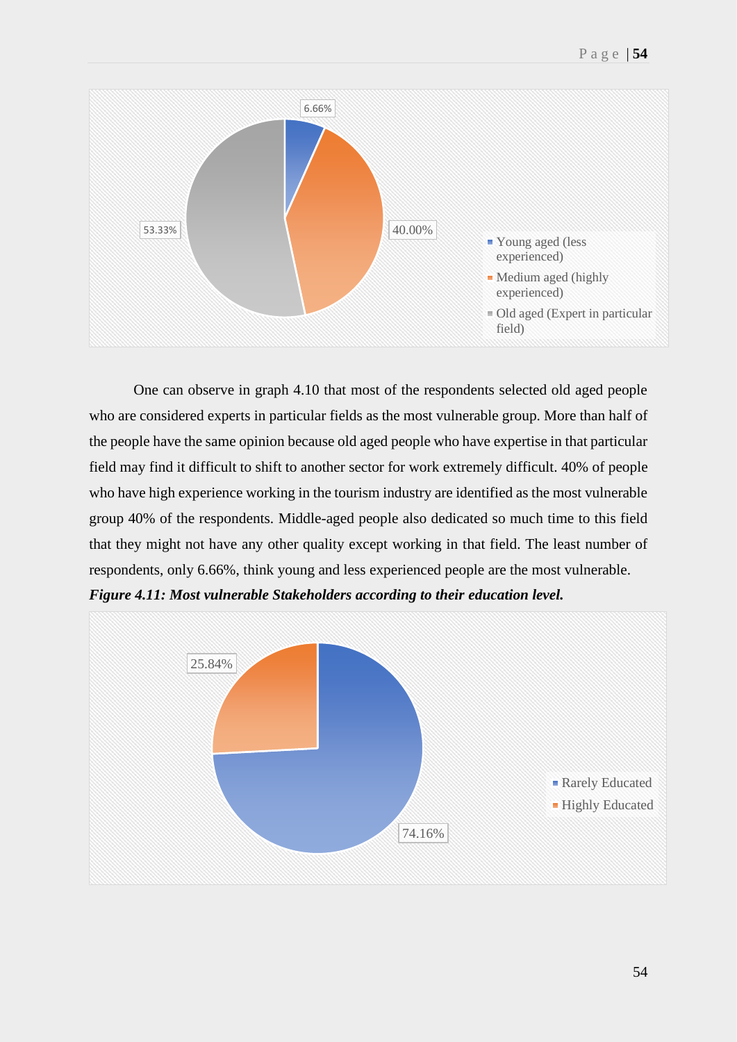One can observe in graph 4.10 that most of the respondents selected old aged people who are considered experts in particular fields as the most vulnerable group. More than half of the people have the same opinion because old aged people who have expertise in that particular field may find it difficult to shift to another sector for work extremely difficult. 40% of people who have high experience working in the tourism industry are identified as the most vulnerable group 40% of the respondents. Middle-aged people also dedicated so much time to this field that they might not have any other quality except working in that field. The least number of respondents, only 6.66%, think young and less experienced people are the most vulnerable.

***Figure 4.11: Most vulnerable Stakeholders according to their education level.***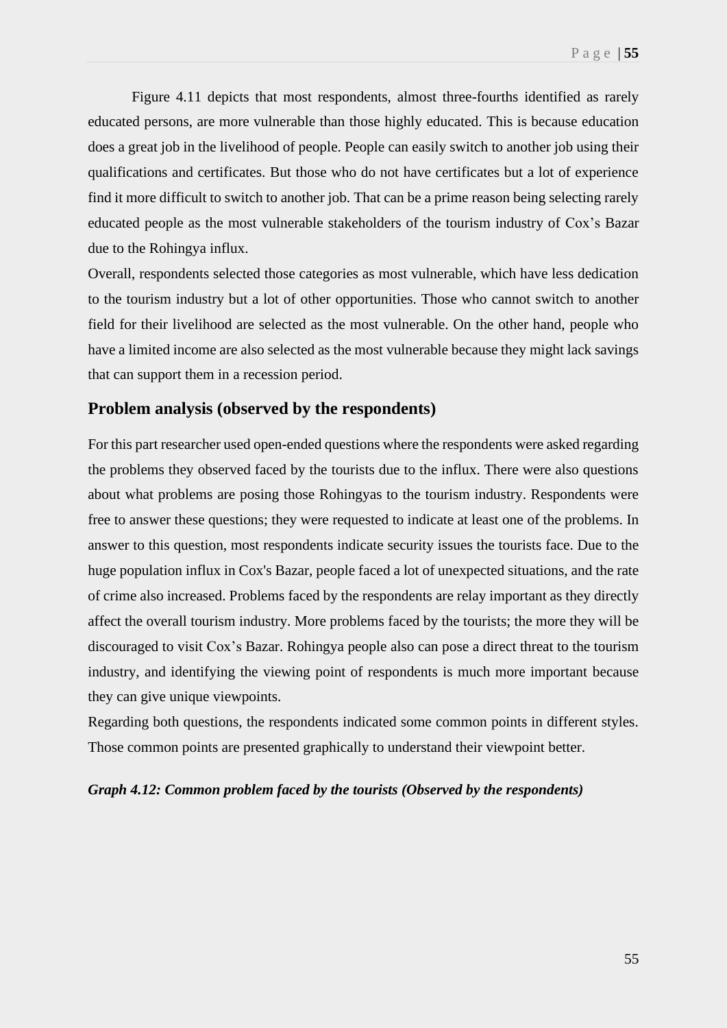Figure 4.11 depicts that most respondents, almost three-fourths identified as rarely educated persons, are more vulnerable than those highly educated. This is because education does a great job in the livelihood of people. People can easily switch to another job using their qualifications and certificates. But those who do not have certificates but a lot of experience find it more difficult to switch to another job. That can be a prime reason being selecting rarely educated people as the most vulnerable stakeholders of the tourism industry of Cox's Bazar due to the Rohingya influx.

Overall, respondents selected those categories as most vulnerable, which have less dedication to the tourism industry but a lot of other opportunities. Those who cannot switch to another field for their livelihood are selected as the most vulnerable. On the other hand, people who have a limited income are also selected as the most vulnerable because they might lack savings that can support them in a recession period.

## Problem analysis (observed by the respondents)

For this part researcher used open-ended questions where the respondents were asked regarding the problems they observed faced by the tourists due to the influx. There were also questions about what problems are posing those Rohingyas to the tourism industry. Respondents were free to answer these questions; they were requested to indicate at least one of the problems. In answer to this question, most respondents indicate security issues the tourists face. Due to the huge population influx in Cox's Bazar, people faced a lot of unexpected situations, and the rate of crime also increased. Problems faced by the respondents are relay important as they directly affect the overall tourism industry. More problems faced by the tourists; the more they will be discouraged to visit Cox's Bazar. Rohingya people also can pose a direct threat to the tourism industry, and identifying the viewing point of respondents is much more important because they can give unique viewpoints.

Regarding both questions, the respondents indicated some common points in different styles. Those common points are presented graphically to understand their viewpoint better.

***Graph 4.12: Common problem faced by the tourists (Observed by the respondents)***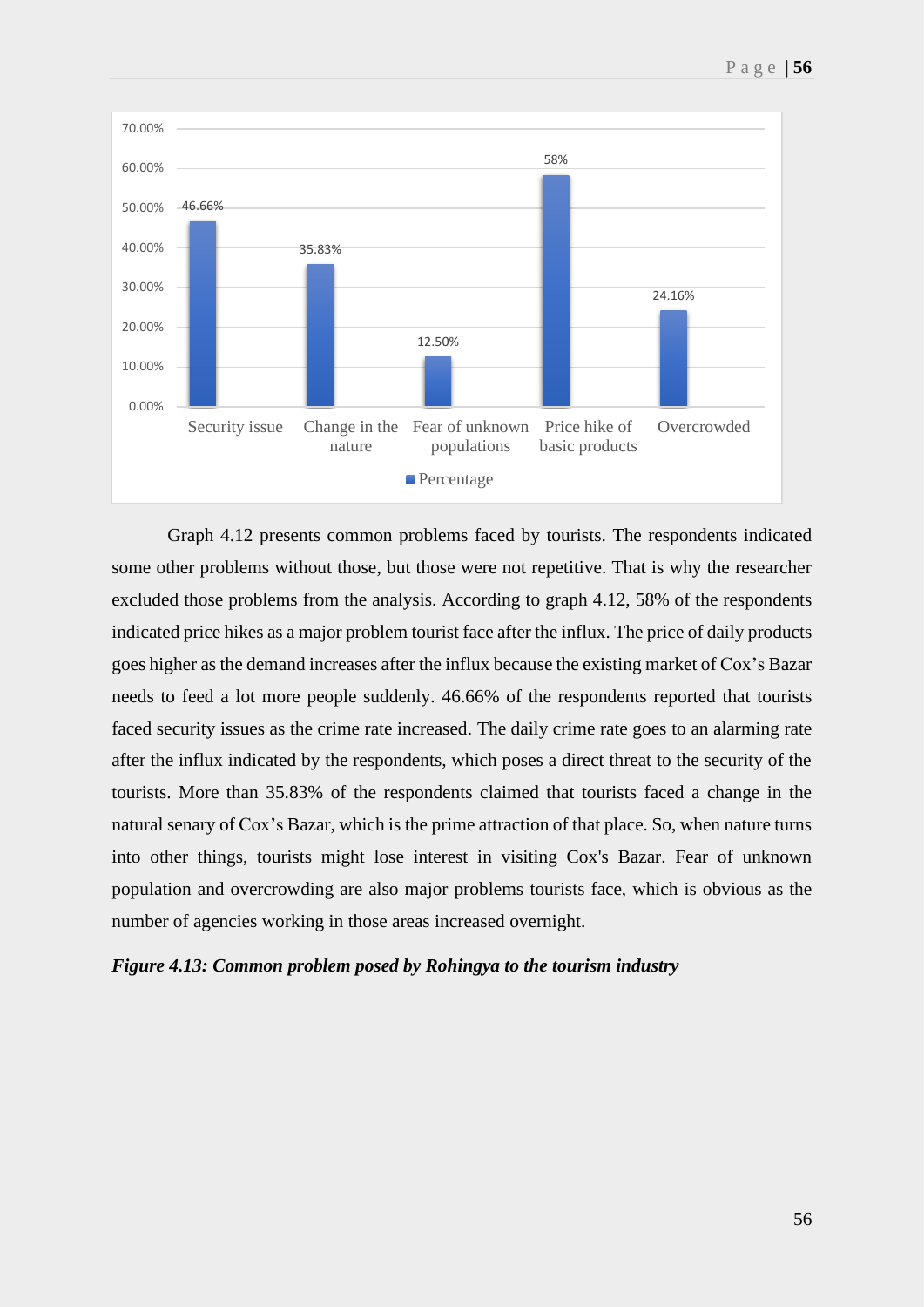| Category | Percentage |
|---|---|
| Security issue | 46.66% |
| Change in the nature | 35.83% |
| Fear of unknown populations | 12.50% |
| Price hike of basic products | 58% |
| Overcrowded | 24.16% |

Graph 4.12 presents common problems faced by tourists. The respondents indicated some other problems without those, but those were not repetitive. That is why the researcher excluded those problems from the analysis. According to graph 4.12, 58% of the respondents indicated price hikes as a major problem tourist face after the influx. The price of daily products goes higher as the demand increases after the influx because the existing market of Cox's Bazar needs to feed a lot more people suddenly. 46.66% of the respondents reported that tourists faced security issues as the crime rate increased. The daily crime rate goes to an alarming rate after the influx indicated by the respondents, which poses a direct threat to the security of the tourists. More than 35.83% of the respondents claimed that tourists faced a change in the natural senary of Cox's Bazar, which is the prime attraction of that place. So, when nature turns into other things, tourists might lose interest in visiting Cox's Bazar. Fear of unknown population and overcrowding are also major problems tourists face, which is obvious as the number of agencies working in those areas increased overnight.

***Figure 4.13: Common problem posed by Rohingya to the tourism industry***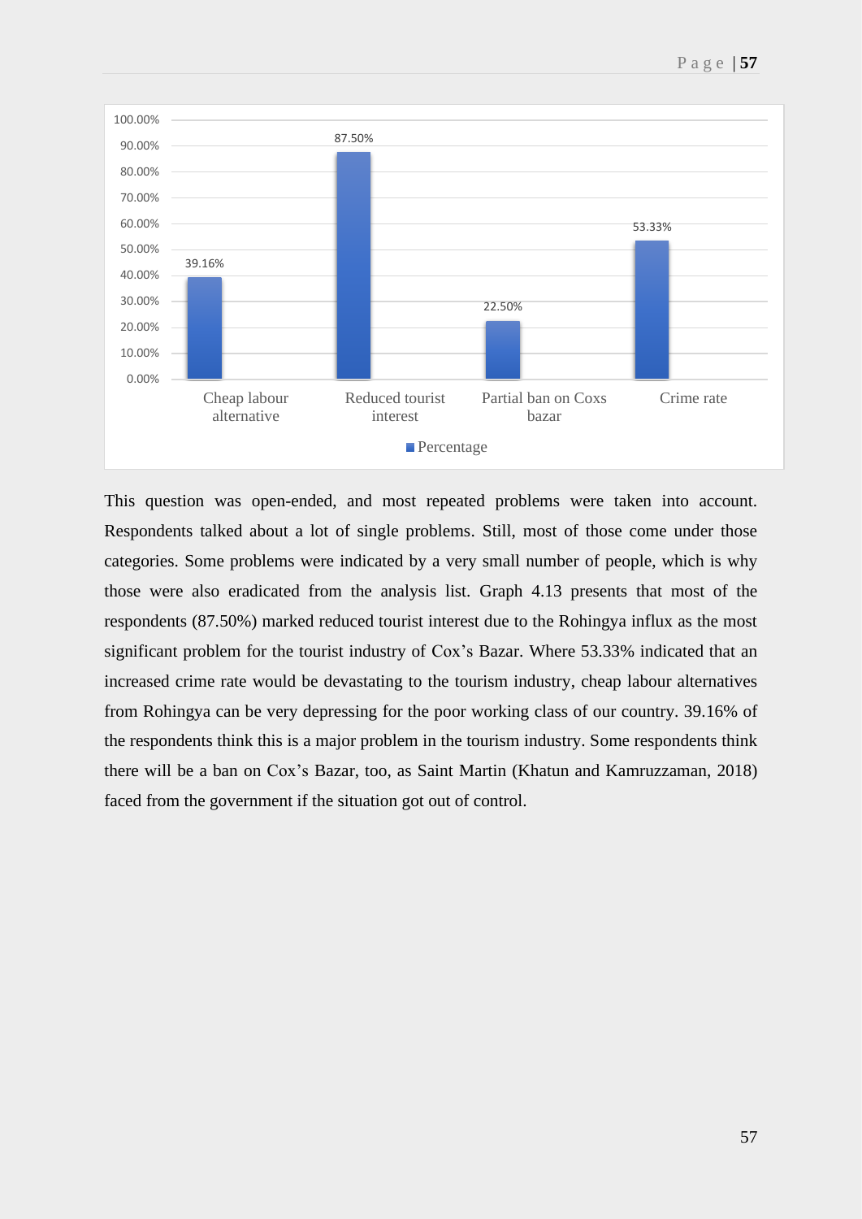| | Cheap labour alternative | Reduced tourist interest | Partial ban on Coxs bazar | Crime rate |
|---|---|---|---|---|
| Percentage | 39.16% | 87.50% | 22.50% | 53.33% |

This question was open-ended, and most repeated problems were taken into account. Respondents talked about a lot of single problems. Still, most of those come under those categories. Some problems were indicated by a very small number of people, which is why those were also eradicated from the analysis list. Graph 4.13 presents that most of the respondents (87.50%) marked reduced tourist interest due to the Rohingya influx as the most significant problem for the tourist industry of Cox's Bazar. Where 53.33% indicated that an increased crime rate would be devastating to the tourism industry, cheap labour alternatives from Rohingya can be very depressing for the poor working class of our country. 39.16% of the respondents think this is a major problem in the tourism industry. Some respondents think there will be a ban on Cox's Bazar, too, as Saint Martin (Khatun and Kamruzzaman, 2018) faced from the government if the situation got out of control.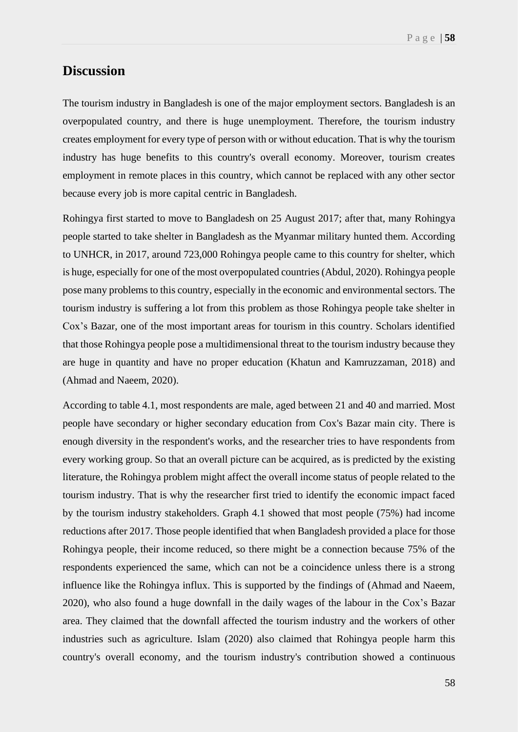# Discussion

The tourism industry in Bangladesh is one of the major employment sectors. Bangladesh is an overpopulated country, and there is huge unemployment. Therefore, the tourism industry creates employment for every type of person with or without education. That is why the tourism industry has huge benefits to this country's overall economy. Moreover, tourism creates employment in remote places in this country, which cannot be replaced with any other sector because every job is more capital centric in Bangladesh.

Rohingya first started to move to Bangladesh on 25 August 2017; after that, many Rohingya people started to take shelter in Bangladesh as the Myanmar military hunted them. According to UNHCR, in 2017, around 723,000 Rohingya people came to this country for shelter, which is huge, especially for one of the most overpopulated countries (Abdul, 2020). Rohingya people pose many problems to this country, especially in the economic and environmental sectors. The tourism industry is suffering a lot from this problem as those Rohingya people take shelter in Cox's Bazar, one of the most important areas for tourism in this country. Scholars identified that those Rohingya people pose a multidimensional threat to the tourism industry because they are huge in quantity and have no proper education (Khatun and Kamruzzaman, 2018) and (Ahmad and Naeem, 2020).

According to table 4.1, most respondents are male, aged between 21 and 40 and married. Most people have secondary or higher secondary education from Cox's Bazar main city. There is enough diversity in the respondent's works, and the researcher tries to have respondents from every working group. So that an overall picture can be acquired, as is predicted by the existing literature, the Rohingya problem might affect the overall income status of people related to the tourism industry. That is why the researcher first tried to identify the economic impact faced by the tourism industry stakeholders. Graph 4.1 showed that most people (75%) had income reductions after 2017. Those people identified that when Bangladesh provided a place for those Rohingya people, their income reduced, so there might be a connection because 75% of the respondents experienced the same, which can not be a coincidence unless there is a strong influence like the Rohingya influx. This is supported by the findings of (Ahmad and Naeem, 2020), who also found a huge downfall in the daily wages of the labour in the Cox's Bazar area. They claimed that the downfall affected the tourism industry and the workers of other industries such as agriculture. Islam (2020) also claimed that Rohingya people harm this country's overall economy, and the tourism industry's contribution showed a continuous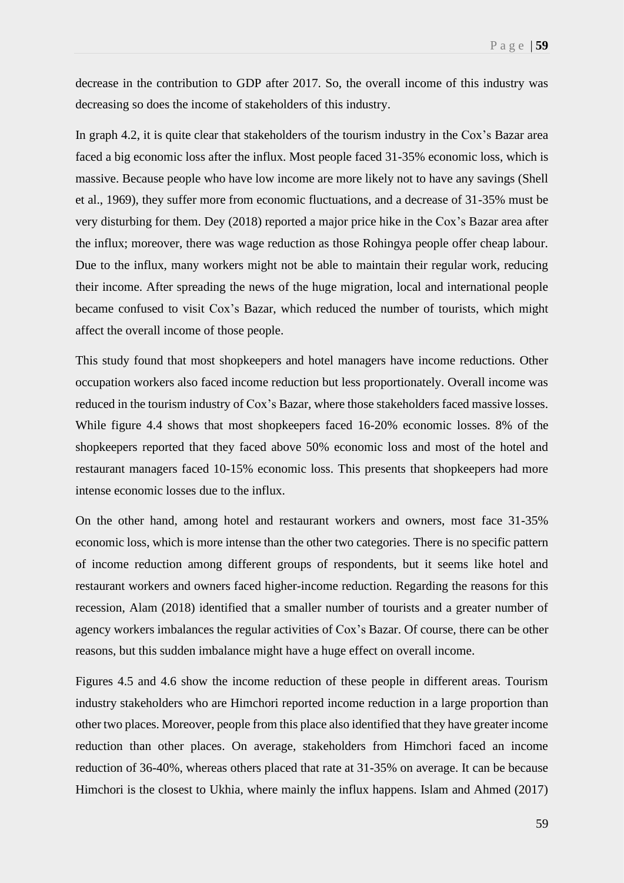decrease in the contribution to GDP after 2017. So, the overall income of this industry was decreasing so does the income of stakeholders of this industry.

In graph 4.2, it is quite clear that stakeholders of the tourism industry in the Cox's Bazar area faced a big economic loss after the influx. Most people faced 31-35% economic loss, which is massive. Because people who have low income are more likely not to have any savings (Shell et al., 1969), they suffer more from economic fluctuations, and a decrease of 31-35% must be very disturbing for them. Dey (2018) reported a major price hike in the Cox's Bazar area after the influx; moreover, there was wage reduction as those Rohingya people offer cheap labour. Due to the influx, many workers might not be able to maintain their regular work, reducing their income. After spreading the news of the huge migration, local and international people became confused to visit Cox's Bazar, which reduced the number of tourists, which might affect the overall income of those people.

This study found that most shopkeepers and hotel managers have income reductions. Other occupation workers also faced income reduction but less proportionately. Overall income was reduced in the tourism industry of Cox's Bazar, where those stakeholders faced massive losses. While figure 4.4 shows that most shopkeepers faced 16-20% economic losses. 8% of the shopkeepers reported that they faced above 50% economic loss and most of the hotel and restaurant managers faced 10-15% economic loss. This presents that shopkeepers had more intense economic losses due to the influx.

On the other hand, among hotel and restaurant workers and owners, most face 31-35% economic loss, which is more intense than the other two categories. There is no specific pattern of income reduction among different groups of respondents, but it seems like hotel and restaurant workers and owners faced higher-income reduction. Regarding the reasons for this recession, Alam (2018) identified that a smaller number of tourists and a greater number of agency workers imbalances the regular activities of Cox's Bazar. Of course, there can be other reasons, but this sudden imbalance might have a huge effect on overall income.

Figures 4.5 and 4.6 show the income reduction of these people in different areas. Tourism industry stakeholders who are Himchori reported income reduction in a large proportion than other two places. Moreover, people from this place also identified that they have greater income reduction than other places. On average, stakeholders from Himchori faced an income reduction of 36-40%, whereas others placed that rate at 31-35% on average. It can be because Himchori is the closest to Ukhia, where mainly the influx happens. Islam and Ahmed (2017)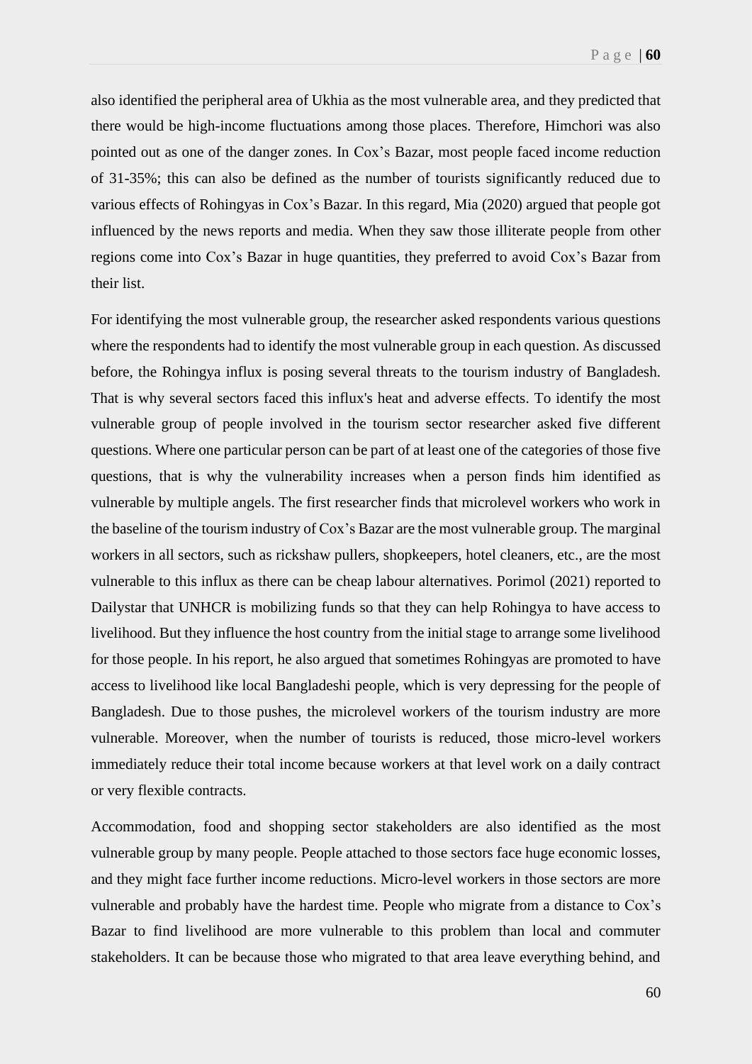also identified the peripheral area of Ukhia as the most vulnerable area, and they predicted that there would be high-income fluctuations among those places. Therefore, Himchori was also pointed out as one of the danger zones. In Cox's Bazar, most people faced income reduction of 31-35%; this can also be defined as the number of tourists significantly reduced due to various effects of Rohingyas in Cox's Bazar. In this regard, Mia (2020) argued that people got influenced by the news reports and media. When they saw those illiterate people from other regions come into Cox's Bazar in huge quantities, they preferred to avoid Cox's Bazar from their list.

For identifying the most vulnerable group, the researcher asked respondents various questions where the respondents had to identify the most vulnerable group in each question. As discussed before, the Rohingya influx is posing several threats to the tourism industry of Bangladesh. That is why several sectors faced this influx's heat and adverse effects. To identify the most vulnerable group of people involved in the tourism sector researcher asked five different questions. Where one particular person can be part of at least one of the categories of those five questions, that is why the vulnerability increases when a person finds him identified as vulnerable by multiple angels. The first researcher finds that microlevel workers who work in the baseline of the tourism industry of Cox's Bazar are the most vulnerable group. The marginal workers in all sectors, such as rickshaw pullers, shopkeepers, hotel cleaners, etc., are the most vulnerable to this influx as there can be cheap labour alternatives. Porimol (2021) reported to Dailystar that UNHCR is mobilizing funds so that they can help Rohingya to have access to livelihood. But they influence the host country from the initial stage to arrange some livelihood for those people. In his report, he also argued that sometimes Rohingyas are promoted to have access to livelihood like local Bangladeshi people, which is very depressing for the people of Bangladesh. Due to those pushes, the microlevel workers of the tourism industry are more vulnerable. Moreover, when the number of tourists is reduced, those micro-level workers immediately reduce their total income because workers at that level work on a daily contract or very flexible contracts.

Accommodation, food and shopping sector stakeholders are also identified as the most vulnerable group by many people. People attached to those sectors face huge economic losses, and they might face further income reductions. Micro-level workers in those sectors are more vulnerable and probably have the hardest time. People who migrate from a distance to Cox's Bazar to find livelihood are more vulnerable to this problem than local and commuter stakeholders. It can be because those who migrated to that area leave everything behind, and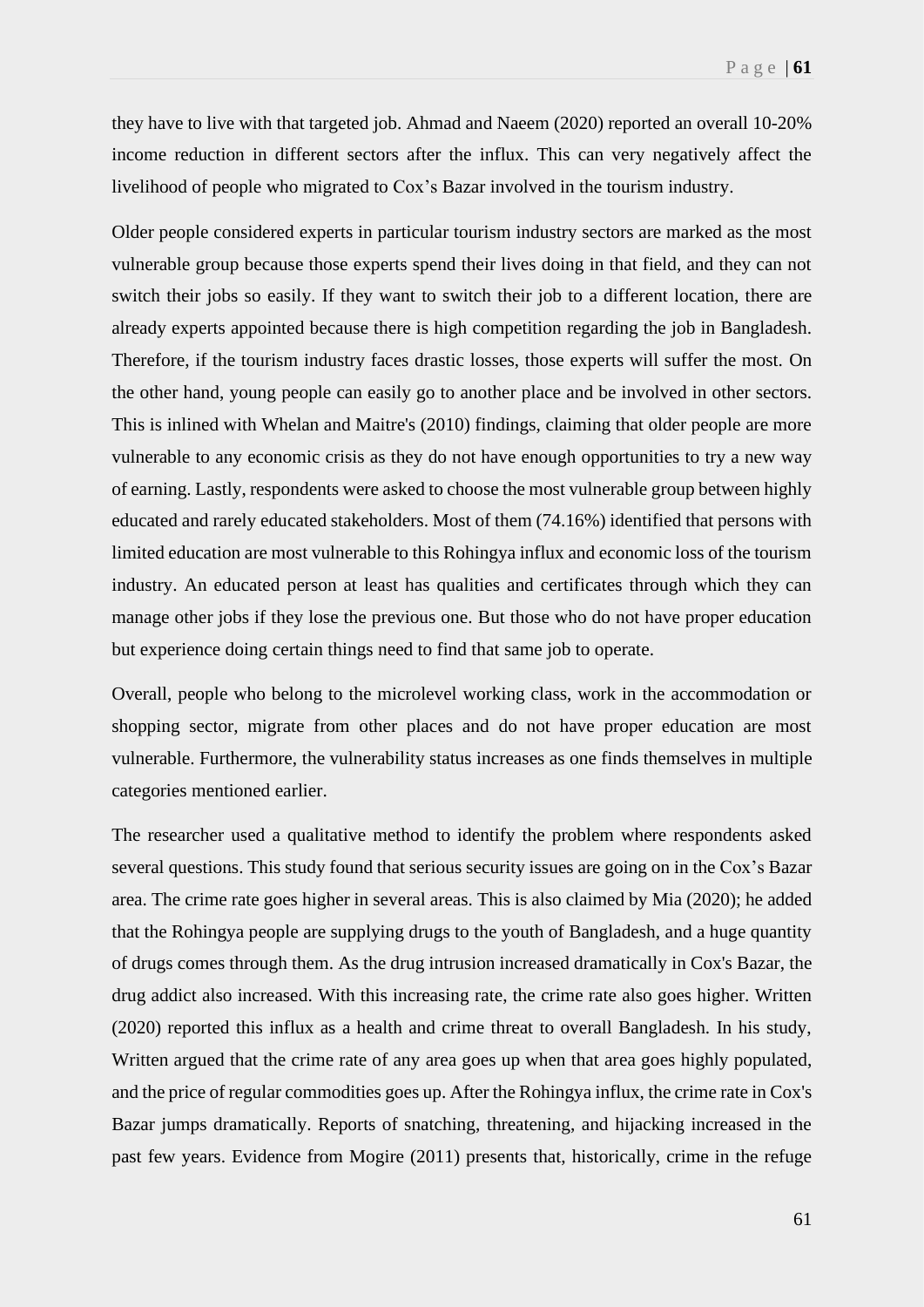they have to live with that targeted job. Ahmad and Naeem (2020) reported an overall 10-20% income reduction in different sectors after the influx. This can very negatively affect the livelihood of people who migrated to Cox's Bazar involved in the tourism industry.

Older people considered experts in particular tourism industry sectors are marked as the most vulnerable group because those experts spend their lives doing in that field, and they can not switch their jobs so easily. If they want to switch their job to a different location, there are already experts appointed because there is high competition regarding the job in Bangladesh. Therefore, if the tourism industry faces drastic losses, those experts will suffer the most. On the other hand, young people can easily go to another place and be involved in other sectors. This is inlined with Whelan and Maitre's (2010) findings, claiming that older people are more vulnerable to any economic crisis as they do not have enough opportunities to try a new way of earning. Lastly, respondents were asked to choose the most vulnerable group between highly educated and rarely educated stakeholders. Most of them (74.16%) identified that persons with limited education are most vulnerable to this Rohingya influx and economic loss of the tourism industry. An educated person at least has qualities and certificates through which they can manage other jobs if they lose the previous one. But those who do not have proper education but experience doing certain things need to find that same job to operate.

Overall, people who belong to the microlevel working class, work in the accommodation or shopping sector, migrate from other places and do not have proper education are most vulnerable. Furthermore, the vulnerability status increases as one finds themselves in multiple categories mentioned earlier.

The researcher used a qualitative method to identify the problem where respondents asked several questions. This study found that serious security issues are going on in the Cox's Bazar area. The crime rate goes higher in several areas. This is also claimed by Mia (2020); he added that the Rohingya people are supplying drugs to the youth of Bangladesh, and a huge quantity of drugs comes through them. As the drug intrusion increased dramatically in Cox's Bazar, the drug addict also increased. With this increasing rate, the crime rate also goes higher. Written (2020) reported this influx as a health and crime threat to overall Bangladesh. In his study, Written argued that the crime rate of any area goes up when that area goes highly populated, and the price of regular commodities goes up. After the Rohingya influx, the crime rate in Cox's Bazar jumps dramatically. Reports of snatching, threatening, and hijacking increased in the past few years. Evidence from Mogire (2011) presents that, historically, crime in the refuge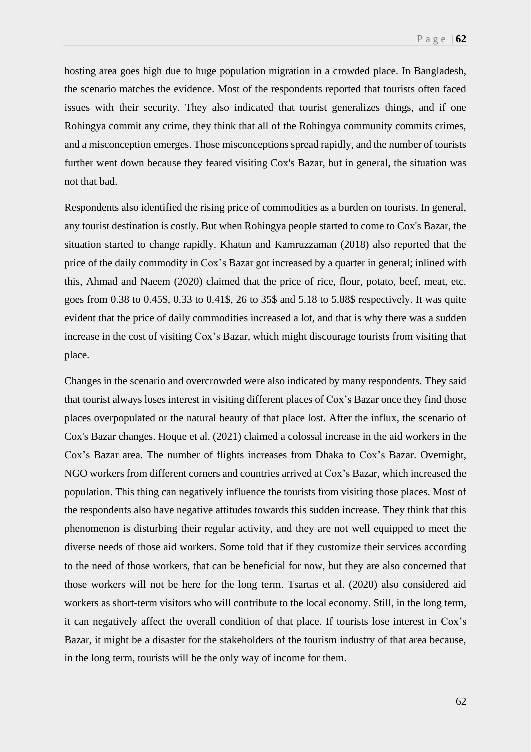hosting area goes high due to huge population migration in a crowded place. In Bangladesh, the scenario matches the evidence. Most of the respondents reported that tourists often faced issues with their security. They also indicated that tourist generalizes things, and if one Rohingya commit any crime, they think that all of the Rohingya community commits crimes, and a misconception emerges. Those misconceptions spread rapidly, and the number of tourists further went down because they feared visiting Cox's Bazar, but in general, the situation was not that bad.

Respondents also identified the rising price of commodities as a burden on tourists. In general, any tourist destination is costly. But when Rohingya people started to come to Cox's Bazar, the situation started to change rapidly. Khatun and Kamruzzaman (2018) also reported that the price of the daily commodity in Cox's Bazar got increased by a quarter in general; inlined with this, Ahmad and Naeem (2020) claimed that the price of rice, flour, potato, beef, meat, etc. goes from 0.38 to 0.45$, 0.33 to 0.41$, 26 to 35$ and 5.18 to 5.88$ respectively. It was quite evident that the price of daily commodities increased a lot, and that is why there was a sudden increase in the cost of visiting Cox's Bazar, which might discourage tourists from visiting that place.

Changes in the scenario and overcrowded were also indicated by many respondents. They said that tourist always loses interest in visiting different places of Cox's Bazar once they find those places overpopulated or the natural beauty of that place lost. After the influx, the scenario of Cox's Bazar changes. Hoque et al. (2021) claimed a colossal increase in the aid workers in the Cox's Bazar area. The number of flights increases from Dhaka to Cox's Bazar. Overnight, NGO workers from different corners and countries arrived at Cox's Bazar, which increased the population. This thing can negatively influence the tourists from visiting those places. Most of the respondents also have negative attitudes towards this sudden increase. They think that this phenomenon is disturbing their regular activity, and they are not well equipped to meet the diverse needs of those aid workers. Some told that if they customize their services according to the need of those workers, that can be beneficial for now, but they are also concerned that those workers will not be here for the long term. Tsartas et al. (2020) also considered aid workers as short-term visitors who will contribute to the local economy. Still, in the long term, it can negatively affect the overall condition of that place. If tourists lose interest in Cox's Bazar, it might be a disaster for the stakeholders of the tourism industry of that area because, in the long term, tourists will be the only way of income for them.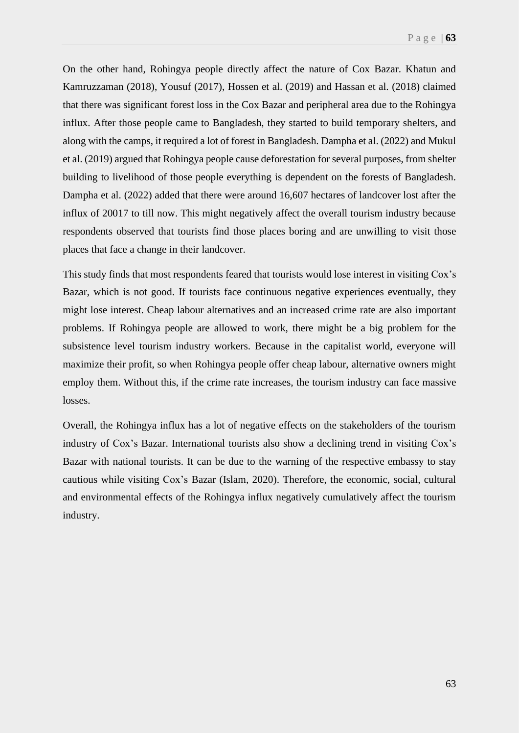On the other hand, Rohingya people directly affect the nature of Cox Bazar. Khatun and Kamruzzaman (2018), Yousuf (2017), Hossen et al. (2019) and Hassan et al. (2018) claimed that there was significant forest loss in the Cox Bazar and peripheral area due to the Rohingya influx. After those people came to Bangladesh, they started to build temporary shelters, and along with the camps, it required a lot of forest in Bangladesh. Dampha et al. (2022) and Mukul et al. (2019) argued that Rohingya people cause deforestation for several purposes, from shelter building to livelihood of those people everything is dependent on the forests of Bangladesh. Dampha et al. (2022) added that there were around 16,607 hectares of landcover lost after the influx of 20017 to till now. This might negatively affect the overall tourism industry because respondents observed that tourists find those places boring and are unwilling to visit those places that face a change in their landcover.

This study finds that most respondents feared that tourists would lose interest in visiting Cox's Bazar, which is not good. If tourists face continuous negative experiences eventually, they might lose interest. Cheap labour alternatives and an increased crime rate are also important problems. If Rohingya people are allowed to work, there might be a big problem for the subsistence level tourism industry workers. Because in the capitalist world, everyone will maximize their profit, so when Rohingya people offer cheap labour, alternative owners might employ them. Without this, if the crime rate increases, the tourism industry can face massive losses.

Overall, the Rohingya influx has a lot of negative effects on the stakeholders of the tourism industry of Cox's Bazar. International tourists also show a declining trend in visiting Cox's Bazar with national tourists. It can be due to the warning of the respective embassy to stay cautious while visiting Cox's Bazar (Islam, 2020). Therefore, the economic, social, cultural and environmental effects of the Rohingya influx negatively cumulatively affect the tourism industry.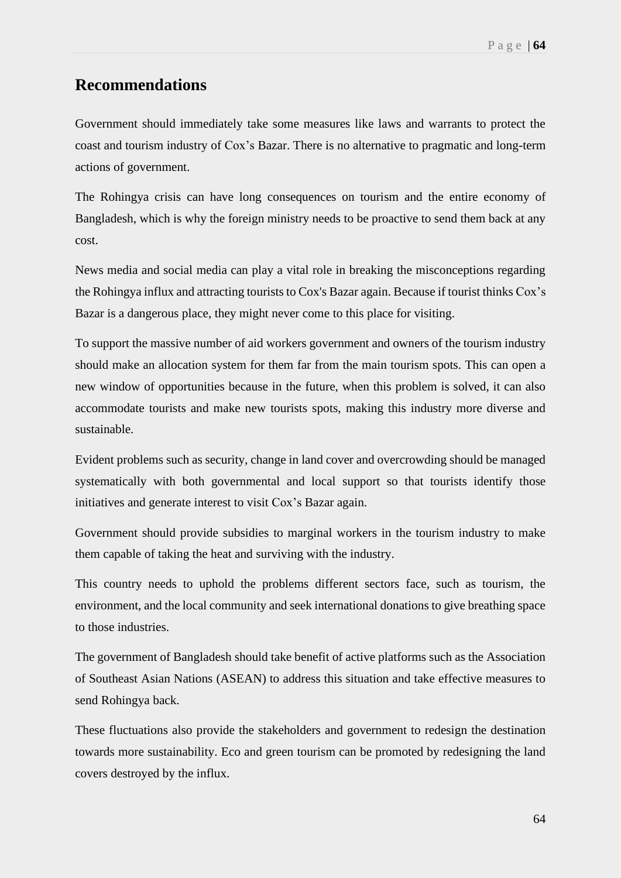## Recommendations

Government should immediately take some measures like laws and warrants to protect the coast and tourism industry of Cox's Bazar. There is no alternative to pragmatic and long-term actions of government.

The Rohingya crisis can have long consequences on tourism and the entire economy of Bangladesh, which is why the foreign ministry needs to be proactive to send them back at any cost.

News media and social media can play a vital role in breaking the misconceptions regarding the Rohingya influx and attracting tourists to Cox's Bazar again. Because if tourist thinks Cox's Bazar is a dangerous place, they might never come to this place for visiting.

To support the massive number of aid workers government and owners of the tourism industry should make an allocation system for them far from the main tourism spots. This can open a new window of opportunities because in the future, when this problem is solved, it can also accommodate tourists and make new tourists spots, making this industry more diverse and sustainable.

Evident problems such as security, change in land cover and overcrowding should be managed systematically with both governmental and local support so that tourists identify those initiatives and generate interest to visit Cox's Bazar again.

Government should provide subsidies to marginal workers in the tourism industry to make them capable of taking the heat and surviving with the industry.

This country needs to uphold the problems different sectors face, such as tourism, the environment, and the local community and seek international donations to give breathing space to those industries.

The government of Bangladesh should take benefit of active platforms such as the Association of Southeast Asian Nations (ASEAN) to address this situation and take effective measures to send Rohingya back.

These fluctuations also provide the stakeholders and government to redesign the destination towards more sustainability. Eco and green tourism can be promoted by redesigning the land covers destroyed by the influx.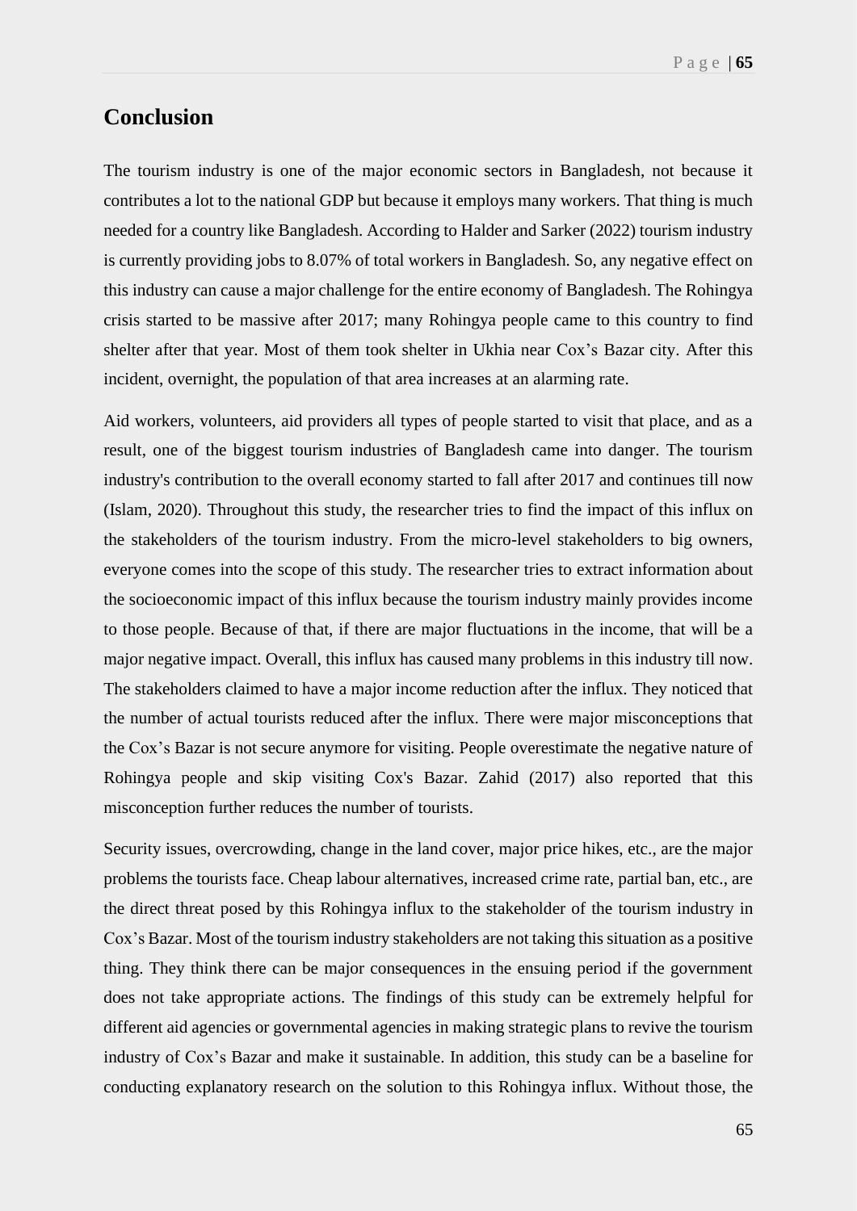## Conclusion

The tourism industry is one of the major economic sectors in Bangladesh, not because it contributes a lot to the national GDP but because it employs many workers. That thing is much needed for a country like Bangladesh. According to Halder and Sarker (2022) tourism industry is currently providing jobs to 8.07% of total workers in Bangladesh. So, any negative effect on this industry can cause a major challenge for the entire economy of Bangladesh. The Rohingya crisis started to be massive after 2017; many Rohingya people came to this country to find shelter after that year. Most of them took shelter in Ukhia near Cox's Bazar city. After this incident, overnight, the population of that area increases at an alarming rate.

Aid workers, volunteers, aid providers all types of people started to visit that place, and as a result, one of the biggest tourism industries of Bangladesh came into danger. The tourism industry's contribution to the overall economy started to fall after 2017 and continues till now (Islam, 2020). Throughout this study, the researcher tries to find the impact of this influx on the stakeholders of the tourism industry. From the micro-level stakeholders to big owners, everyone comes into the scope of this study. The researcher tries to extract information about the socioeconomic impact of this influx because the tourism industry mainly provides income to those people. Because of that, if there are major fluctuations in the income, that will be a major negative impact. Overall, this influx has caused many problems in this industry till now. The stakeholders claimed to have a major income reduction after the influx. They noticed that the number of actual tourists reduced after the influx. There were major misconceptions that the Cox's Bazar is not secure anymore for visiting. People overestimate the negative nature of Rohingya people and skip visiting Cox's Bazar. Zahid (2017) also reported that this misconception further reduces the number of tourists.

Security issues, overcrowding, change in the land cover, major price hikes, etc., are the major problems the tourists face. Cheap labour alternatives, increased crime rate, partial ban, etc., are the direct threat posed by this Rohingya influx to the stakeholder of the tourism industry in Cox's Bazar. Most of the tourism industry stakeholders are not taking this situation as a positive thing. They think there can be major consequences in the ensuing period if the government does not take appropriate actions. The findings of this study can be extremely helpful for different aid agencies or governmental agencies in making strategic plans to revive the tourism industry of Cox's Bazar and make it sustainable. In addition, this study can be a baseline for conducting explanatory research on the solution to this Rohingya influx. Without those, the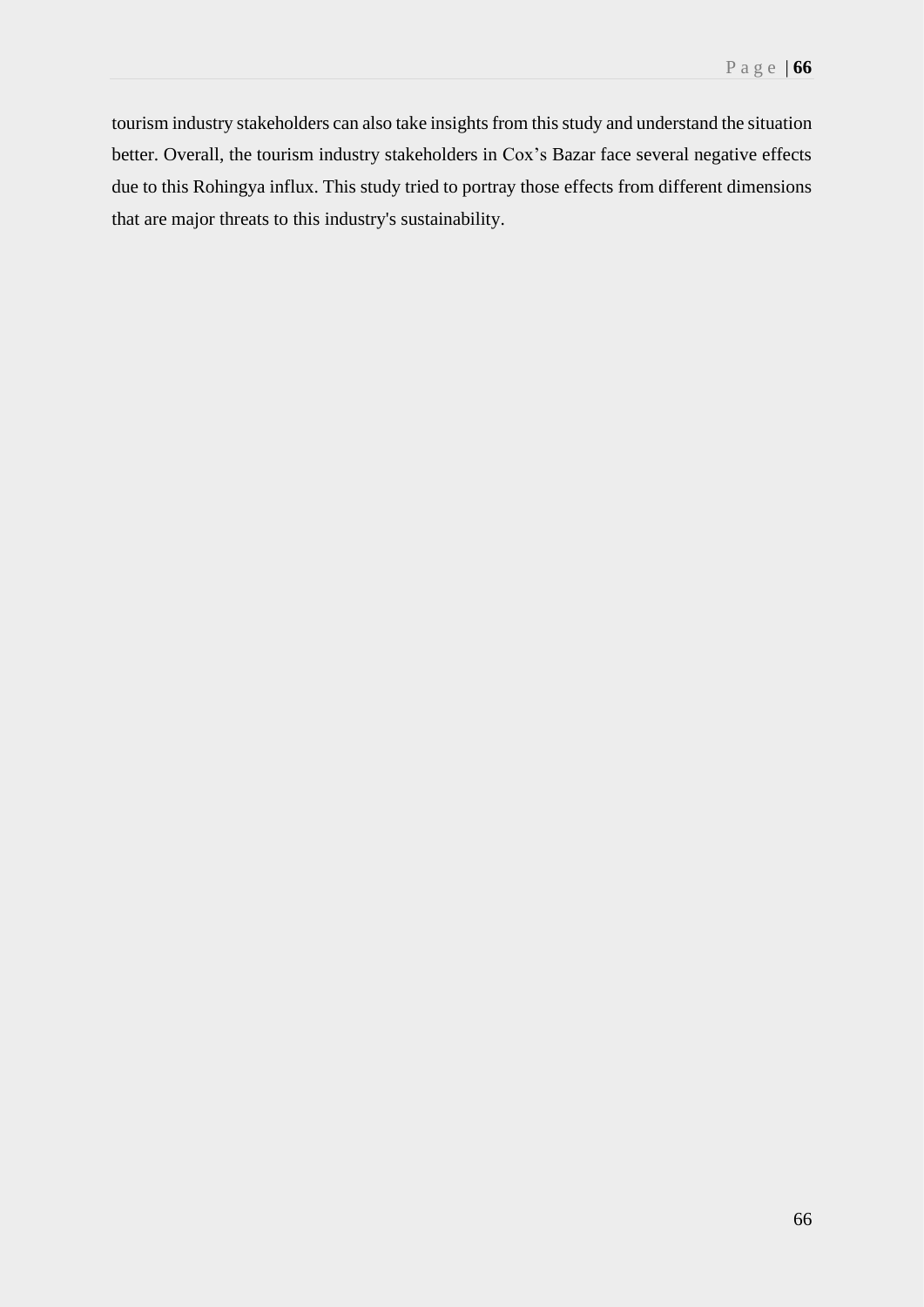tourism industry stakeholders can also take insights from this study and understand the situation better. Overall, the tourism industry stakeholders in Cox's Bazar face several negative effects due to this Rohingya influx. This study tried to portray those effects from different dimensions that are major threats to this industry's sustainability.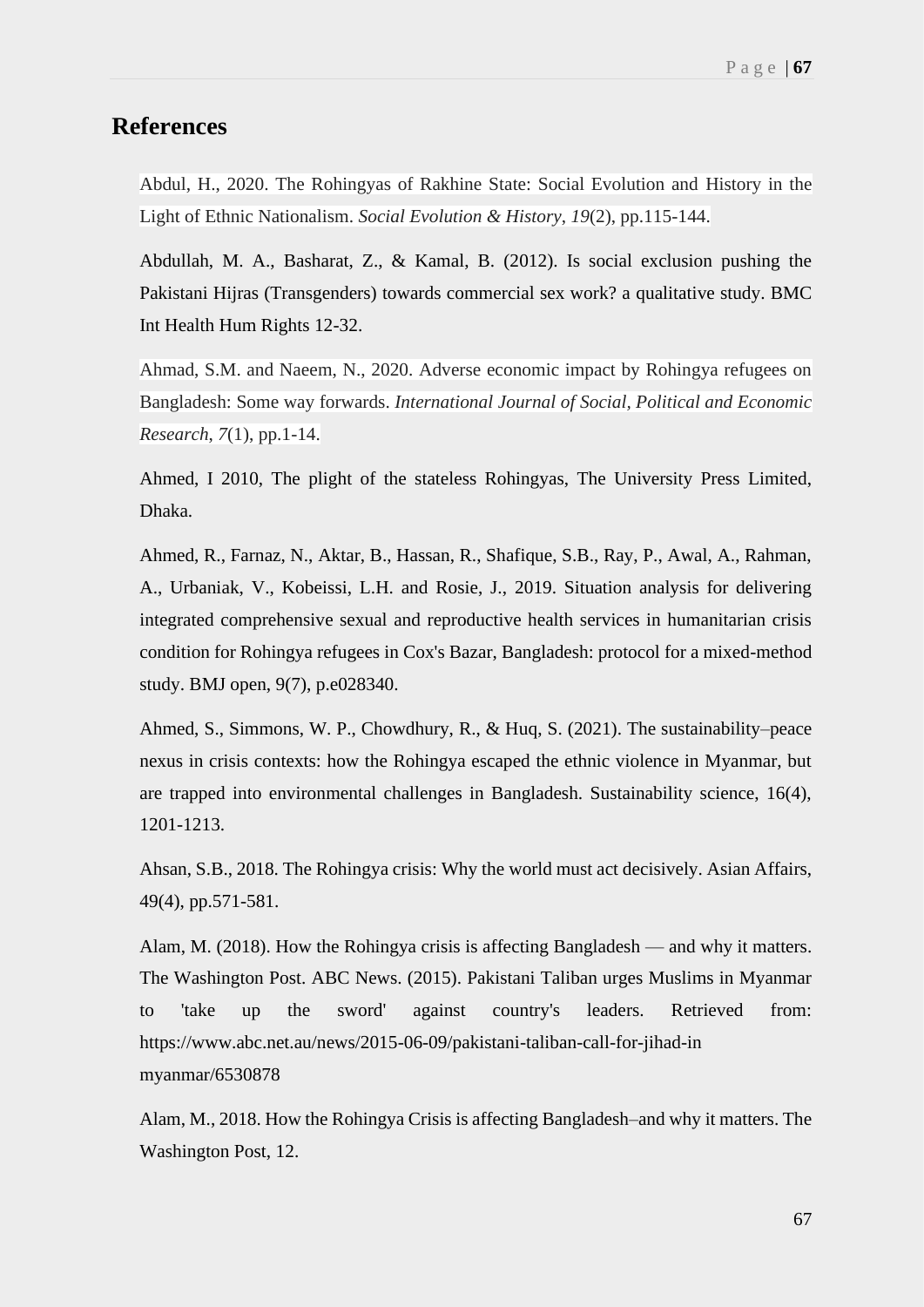## References

Abdul, H., 2020. The Rohingyas of Rakhine State: Social Evolution and History in the Light of Ethnic Nationalism. *Social Evolution & History*, *19*(2), pp.115-144.

Abdullah, M. A., Basharat, Z., & Kamal, B. (2012). Is social exclusion pushing the Pakistani Hijras (Transgenders) towards commercial sex work? a qualitative study. BMC Int Health Hum Rights 12-32.

Ahmad, S.M. and Naeem, N., 2020. Adverse economic impact by Rohingya refugees on Bangladesh: Some way forwards. *International Journal of Social, Political and Economic Research*, *7*(1), pp.1-14.

Ahmed, I 2010, The plight of the stateless Rohingyas, The University Press Limited, Dhaka.

Ahmed, R., Farnaz, N., Aktar, B., Hassan, R., Shafique, S.B., Ray, P., Awal, A., Rahman, A., Urbaniak, V., Kobeissi, L.H. and Rosie, J., 2019. Situation analysis for delivering integrated comprehensive sexual and reproductive health services in humanitarian crisis condition for Rohingya refugees in Cox's Bazar, Bangladesh: protocol for a mixed-method study. BMJ open, 9(7), p.e028340.

Ahmed, S., Simmons, W. P., Chowdhury, R., & Huq, S. (2021). The sustainability–peace nexus in crisis contexts: how the Rohingya escaped the ethnic violence in Myanmar, but are trapped into environmental challenges in Bangladesh. Sustainability science, 16(4), 1201-1213.

Ahsan, S.B., 2018. The Rohingya crisis: Why the world must act decisively. Asian Affairs, 49(4), pp.571-581.

Alam, M. (2018). How the Rohingya crisis is affecting Bangladesh — and why it matters. The Washington Post. ABC News. (2015). Pakistani Taliban urges Muslims in Myanmar to 'take up the sword' against country's leaders. Retrieved from: https://www.abc.net.au/news/2015-06-09/pakistani-taliban-call-for-jihad-in myanmar/6530878

Alam, M., 2018. How the Rohingya Crisis is affecting Bangladesh–and why it matters. The Washington Post, 12.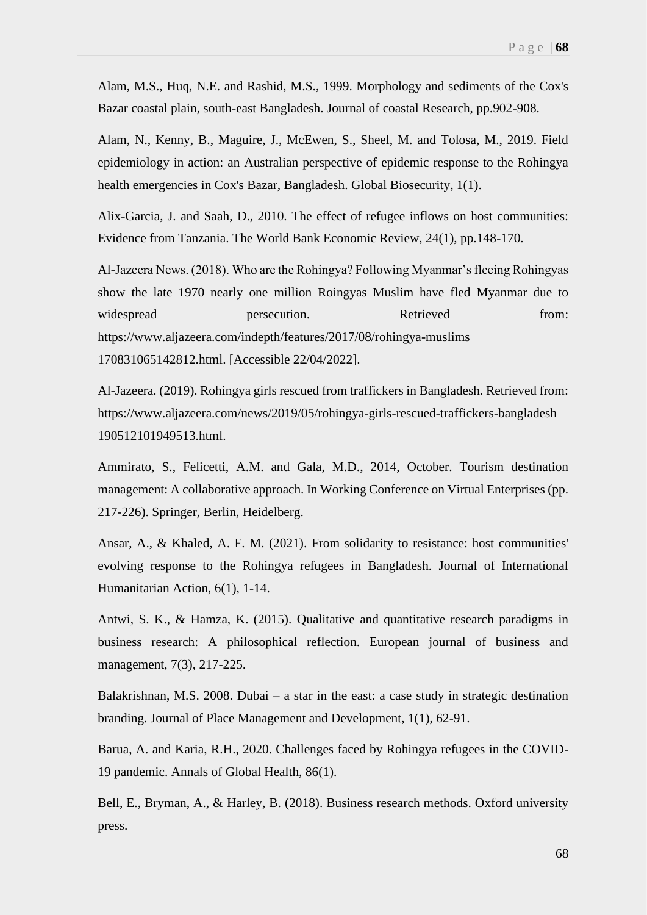Alam, M.S., Huq, N.E. and Rashid, M.S., 1999. Morphology and sediments of the Cox's Bazar coastal plain, south-east Bangladesh. Journal of coastal Research, pp.902-908.

Alam, N., Kenny, B., Maguire, J., McEwen, S., Sheel, M. and Tolosa, M., 2019. Field epidemiology in action: an Australian perspective of epidemic response to the Rohingya health emergencies in Cox's Bazar, Bangladesh. Global Biosecurity, 1(1).

Alix-Garcia, J. and Saah, D., 2010. The effect of refugee inflows on host communities: Evidence from Tanzania. The World Bank Economic Review, 24(1), pp.148-170.

Al-Jazeera News. (2018). Who are the Rohingya? Following Myanmar's fleeing Rohingyas show the late 1970 nearly one million Roingyas Muslim have fled Myanmar due to widespread persecution. Retrieved from: https://www.aljazeera.com/indepth/features/2017/08/rohingya-muslims 170831065142812.html. [Accessible 22/04/2022].

Al-Jazeera. (2019). Rohingya girls rescued from traffickers in Bangladesh. Retrieved from: https://www.aljazeera.com/news/2019/05/rohingya-girls-rescued-traffickers-bangladesh 190512101949513.html.

Ammirato, S., Felicetti, A.M. and Gala, M.D., 2014, October. Tourism destination management: A collaborative approach. In Working Conference on Virtual Enterprises (pp. 217-226). Springer, Berlin, Heidelberg.

Ansar, A., & Khaled, A. F. M. (2021). From solidarity to resistance: host communities' evolving response to the Rohingya refugees in Bangladesh. Journal of International Humanitarian Action, 6(1), 1-14.

Antwi, S. K., & Hamza, K. (2015). Qualitative and quantitative research paradigms in business research: A philosophical reflection. European journal of business and management, 7(3), 217-225.

Balakrishnan, M.S. 2008. Dubai – a star in the east: a case study in strategic destination branding. Journal of Place Management and Development, 1(1), 62-91.

Barua, A. and Karia, R.H., 2020. Challenges faced by Rohingya refugees in the COVID-19 pandemic. Annals of Global Health, 86(1).

Bell, E., Bryman, A., & Harley, B. (2018). Business research methods. Oxford university press.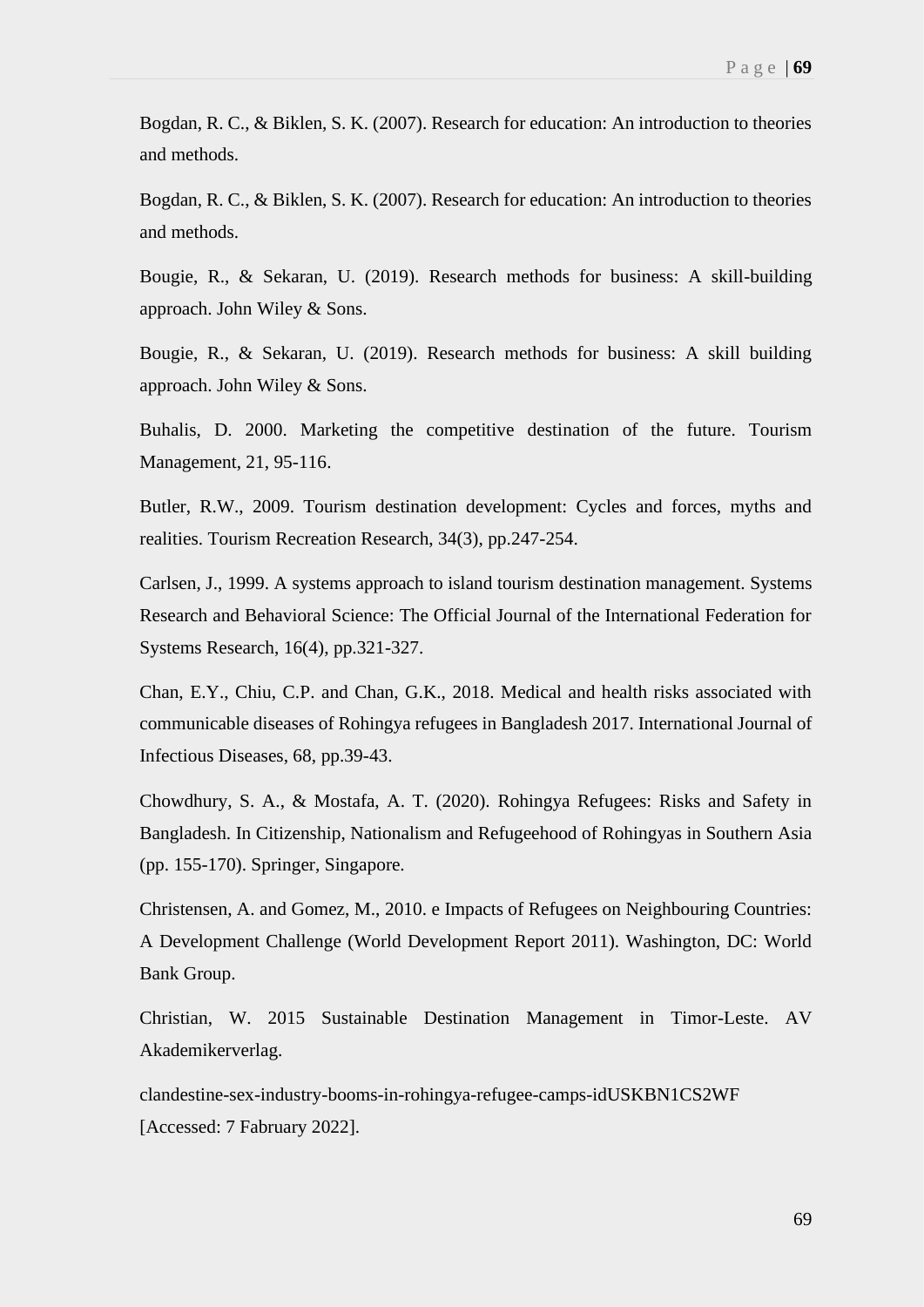Bogdan, R. C., & Biklen, S. K. (2007). Research for education: An introduction to theories and methods.

Bogdan, R. C., & Biklen, S. K. (2007). Research for education: An introduction to theories and methods.

Bougie, R., & Sekaran, U. (2019). Research methods for business: A skill-building approach. John Wiley & Sons.

Bougie, R., & Sekaran, U. (2019). Research methods for business: A skill building approach. John Wiley & Sons.

Buhalis, D. 2000. Marketing the competitive destination of the future. Tourism Management, 21, 95-116.

Butler, R.W., 2009. Tourism destination development: Cycles and forces, myths and realities. Tourism Recreation Research, 34(3), pp.247-254.

Carlsen, J., 1999. A systems approach to island tourism destination management. Systems Research and Behavioral Science: The Official Journal of the International Federation for Systems Research, 16(4), pp.321-327.

Chan, E.Y., Chiu, C.P. and Chan, G.K., 2018. Medical and health risks associated with communicable diseases of Rohingya refugees in Bangladesh 2017. International Journal of Infectious Diseases, 68, pp.39-43.

Chowdhury, S. A., & Mostafa, A. T. (2020). Rohingya Refugees: Risks and Safety in Bangladesh. In Citizenship, Nationalism and Refugeehood of Rohingyas in Southern Asia (pp. 155-170). Springer, Singapore.

Christensen, A. and Gomez, M., 2010. e Impacts of Refugees on Neighbouring Countries: A Development Challenge (World Development Report 2011). Washington, DC: World Bank Group.

Christian, W. 2015 Sustainable Destination Management in Timor-Leste. AV Akademikerverlag.

clandestine-sex-industry-booms-in-rohingya-refugee-camps-idUSKBN1CS2WF [Accessed: 7 Fabruary 2022].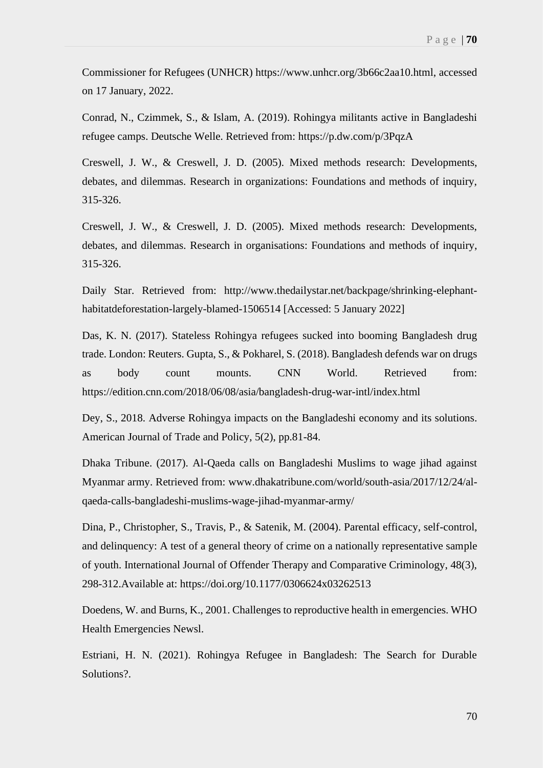Commissioner for Refugees (UNHCR) https://www.unhcr.org/3b66c2aa10.html, accessed on 17 January, 2022.

Conrad, N., Czimmek, S., & Islam, A. (2019). Rohingya militants active in Bangladeshi refugee camps. Deutsche Welle. Retrieved from: https://p.dw.com/p/3PqzA

Creswell, J. W., & Creswell, J. D. (2005). Mixed methods research: Developments, debates, and dilemmas. Research in organizations: Foundations and methods of inquiry, 315-326.

Creswell, J. W., & Creswell, J. D. (2005). Mixed methods research: Developments, debates, and dilemmas. Research in organisations: Foundations and methods of inquiry, 315-326.

Daily Star. Retrieved from: http://www.thedailystar.net/backpage/shrinking-elephant-habitatdeforestation-largely-blamed-1506514 [Accessed: 5 January 2022]

Das, K. N. (2017). Stateless Rohingya refugees sucked into booming Bangladesh drug trade. London: Reuters. Gupta, S., & Pokharel, S. (2018). Bangladesh defends war on drugs as body count mounts. CNN World. Retrieved from: https://edition.cnn.com/2018/06/08/asia/bangladesh-drug-war-intl/index.html

Dey, S., 2018. Adverse Rohingya impacts on the Bangladeshi economy and its solutions. American Journal of Trade and Policy, 5(2), pp.81-84.

Dhaka Tribune. (2017). Al-Qaeda calls on Bangladeshi Muslims to wage jihad against Myanmar army. Retrieved from: www.dhakatribune.com/world/south-asia/2017/12/24/al-qaeda-calls-bangladeshi-muslims-wage-jihad-myanmar-army/

Dina, P., Christopher, S., Travis, P., & Satenik, M. (2004). Parental efficacy, self-control, and delinquency: A test of a general theory of crime on a nationally representative sample of youth. International Journal of Offender Therapy and Comparative Criminology, 48(3), 298-312.Available at: https://doi.org/10.1177/0306624x03262513

Doedens, W. and Burns, K., 2001. Challenges to reproductive health in emergencies. WHO Health Emergencies Newsl.

Estriani, H. N. (2021). Rohingya Refugee in Bangladesh: The Search for Durable Solutions?.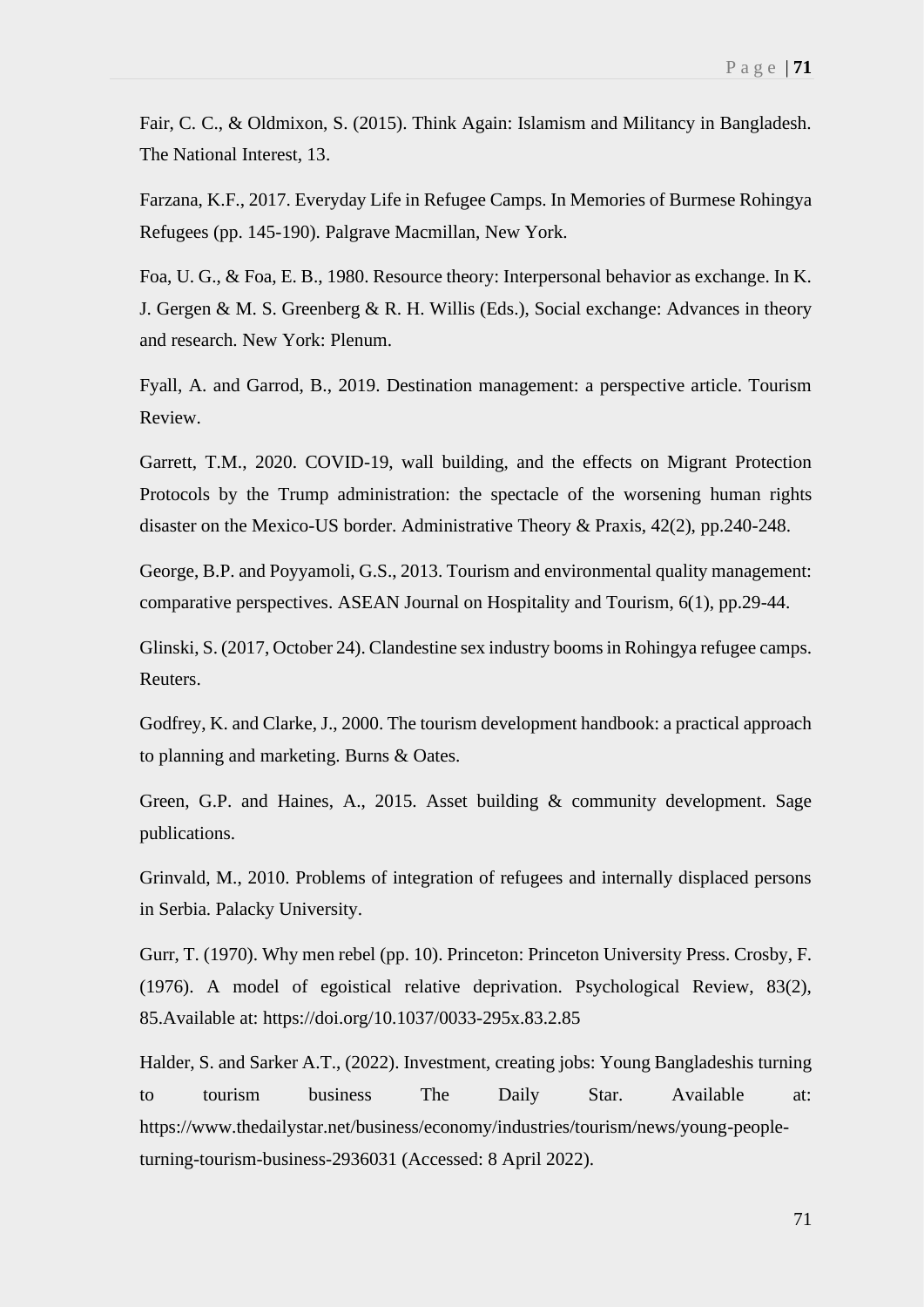Fair, C. C., & Oldmixon, S. (2015). Think Again: Islamism and Militancy in Bangladesh. The National Interest, 13.

Farzana, K.F., 2017. Everyday Life in Refugee Camps. In Memories of Burmese Rohingya Refugees (pp. 145-190). Palgrave Macmillan, New York.

Foa, U. G., & Foa, E. B., 1980. Resource theory: Interpersonal behavior as exchange. In K. J. Gergen & M. S. Greenberg & R. H. Willis (Eds.), Social exchange: Advances in theory and research. New York: Plenum.

Fyall, A. and Garrod, B., 2019. Destination management: a perspective article. Tourism Review.

Garrett, T.M., 2020. COVID-19, wall building, and the effects on Migrant Protection Protocols by the Trump administration: the spectacle of the worsening human rights disaster on the Mexico-US border. Administrative Theory & Praxis, 42(2), pp.240-248.

George, B.P. and Poyyamoli, G.S., 2013. Tourism and environmental quality management: comparative perspectives. ASEAN Journal on Hospitality and Tourism, 6(1), pp.29-44.

Glinski, S. (2017, October 24). Clandestine sex industry booms in Rohingya refugee camps. Reuters.

Godfrey, K. and Clarke, J., 2000. The tourism development handbook: a practical approach to planning and marketing. Burns & Oates.

Green, G.P. and Haines, A., 2015. Asset building & community development. Sage publications.

Grinvald, M., 2010. Problems of integration of refugees and internally displaced persons in Serbia. Palacky University.

Gurr, T. (1970). Why men rebel (pp. 10). Princeton: Princeton University Press. Crosby, F. (1976). A model of egoistical relative deprivation. Psychological Review, 83(2), 85.Available at: https://doi.org/10.1037/0033-295x.83.2.85

Halder, S. and Sarker A.T., (2022). Investment, creating jobs: Young Bangladeshis turning to tourism business The Daily Star. Available at: https://www.thedailystar.net/business/economy/industries/tourism/news/young-people-turning-tourism-business-2936031 (Accessed: 8 April 2022).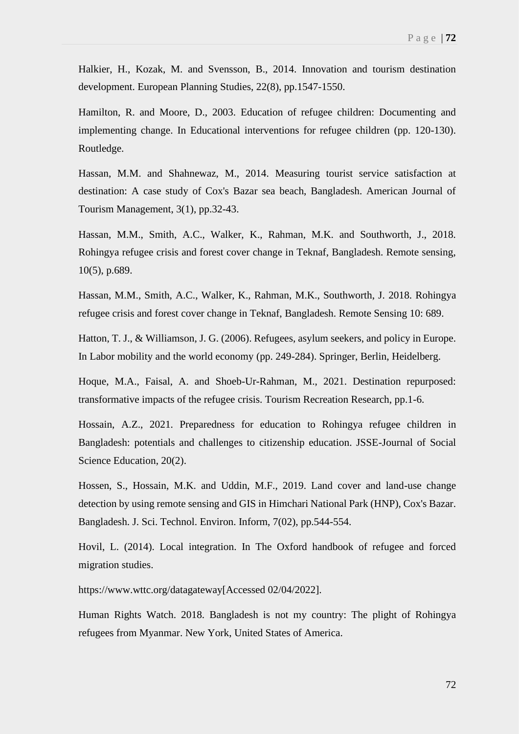Halkier, H., Kozak, M. and Svensson, B., 2014. Innovation and tourism destination development. European Planning Studies, 22(8), pp.1547-1550.

Hamilton, R. and Moore, D., 2003. Education of refugee children: Documenting and implementing change. In Educational interventions for refugee children (pp. 120-130). Routledge.

Hassan, M.M. and Shahnewaz, M., 2014. Measuring tourist service satisfaction at destination: A case study of Cox's Bazar sea beach, Bangladesh. American Journal of Tourism Management, 3(1), pp.32-43.

Hassan, M.M., Smith, A.C., Walker, K., Rahman, M.K. and Southworth, J., 2018. Rohingya refugee crisis and forest cover change in Teknaf, Bangladesh. Remote sensing, 10(5), p.689.

Hassan, M.M., Smith, A.C., Walker, K., Rahman, M.K., Southworth, J. 2018. Rohingya refugee crisis and forest cover change in Teknaf, Bangladesh. Remote Sensing 10: 689.

Hatton, T. J., & Williamson, J. G. (2006). Refugees, asylum seekers, and policy in Europe. In Labor mobility and the world economy (pp. 249-284). Springer, Berlin, Heidelberg.

Hoque, M.A., Faisal, A. and Shoeb-Ur-Rahman, M., 2021. Destination repurposed: transformative impacts of the refugee crisis. Tourism Recreation Research, pp.1-6.

Hossain, A.Z., 2021. Preparedness for education to Rohingya refugee children in Bangladesh: potentials and challenges to citizenship education. JSSE-Journal of Social Science Education, 20(2).

Hossen, S., Hossain, M.K. and Uddin, M.F., 2019. Land cover and land-use change detection by using remote sensing and GIS in Himchari National Park (HNP), Cox's Bazar. Bangladesh. J. Sci. Technol. Environ. Inform, 7(02), pp.544-554.

Hovil, L. (2014). Local integration. In The Oxford handbook of refugee and forced migration studies.

https://www.wttc.org/datagateway[Accessed 02/04/2022].

Human Rights Watch. 2018. Bangladesh is not my country: The plight of Rohingya refugees from Myanmar. New York, United States of America.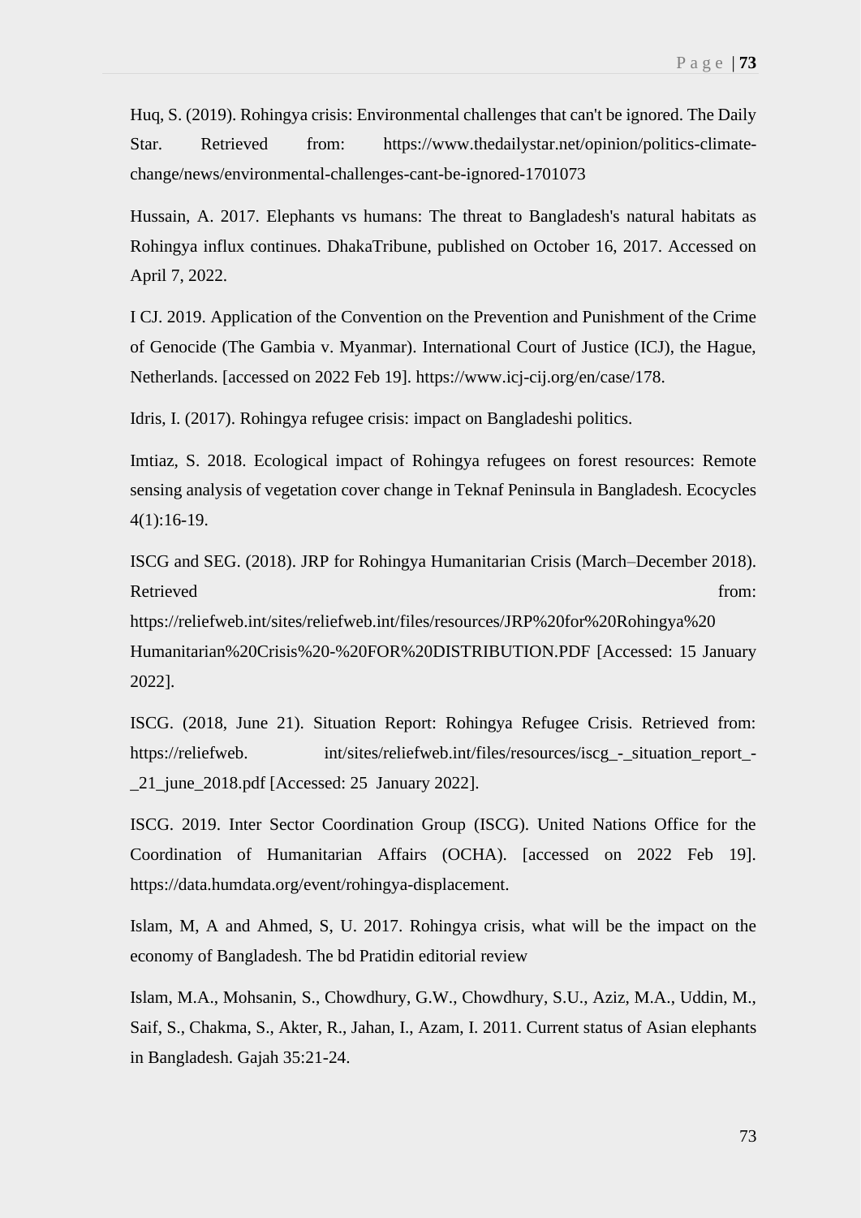Huq, S. (2019). Rohingya crisis: Environmental challenges that can't be ignored. The Daily Star. Retrieved from: https://www.thedailystar.net/opinion/politics-climate-change/news/environmental-challenges-cant-be-ignored-1701073

Hussain, A. 2017. Elephants vs humans: The threat to Bangladesh's natural habitats as Rohingya influx continues. DhakaTribune, published on October 16, 2017. Accessed on April 7, 2022.

I CJ. 2019. Application of the Convention on the Prevention and Punishment of the Crime of Genocide (The Gambia v. Myanmar). International Court of Justice (ICJ), the Hague, Netherlands. [accessed on 2022 Feb 19]. https://www.icj-cij.org/en/case/178.

Idris, I. (2017). Rohingya refugee crisis: impact on Bangladeshi politics.

Imtiaz, S. 2018. Ecological impact of Rohingya refugees on forest resources: Remote sensing analysis of vegetation cover change in Teknaf Peninsula in Bangladesh. Ecocycles 4(1):16-19.

ISCG and SEG. (2018). JRP for Rohingya Humanitarian Crisis (March–December 2018). Retrieved from: https://reliefweb.int/sites/reliefweb.int/files/resources/JRP%20for%20Rohingya%20 Humanitarian%20Crisis%20-%20FOR%20DISTRIBUTION.PDF [Accessed: 15 January 2022].

ISCG. (2018, June 21). Situation Report: Rohingya Refugee Crisis. Retrieved from: https://reliefweb. int/sites/reliefweb.int/files/resources/iscg_-_situation_report_-_21_june_2018.pdf [Accessed: 25 January 2022].

ISCG. 2019. Inter Sector Coordination Group (ISCG). United Nations Office for the Coordination of Humanitarian Affairs (OCHA). [accessed on 2022 Feb 19]. https://data.humdata.org/event/rohingya-displacement.

Islam, M, A and Ahmed, S, U. 2017. Rohingya crisis, what will be the impact on the economy of Bangladesh. The bd Pratidin editorial review

Islam, M.A., Mohsanin, S., Chowdhury, G.W., Chowdhury, S.U., Aziz, M.A., Uddin, M., Saif, S., Chakma, S., Akter, R., Jahan, I., Azam, I. 2011. Current status of Asian elephants in Bangladesh. Gajah 35:21-24.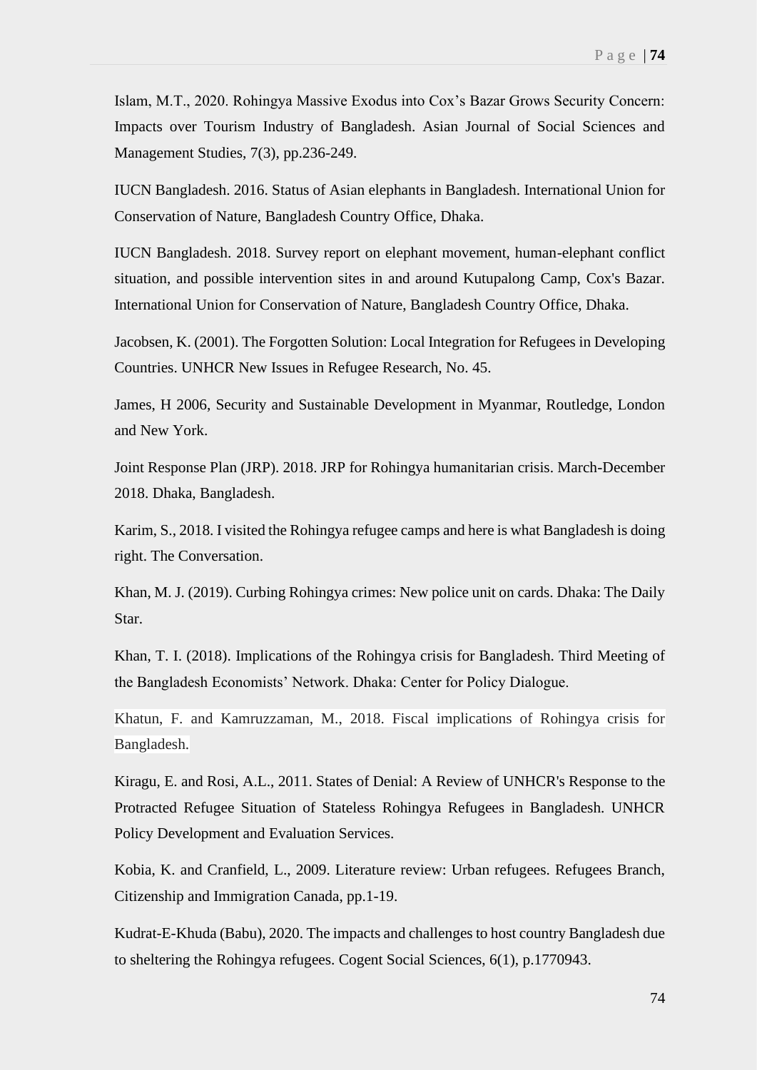Islam, M.T., 2020. Rohingya Massive Exodus into Cox's Bazar Grows Security Concern: Impacts over Tourism Industry of Bangladesh. Asian Journal of Social Sciences and Management Studies, 7(3), pp.236-249.

IUCN Bangladesh. 2016. Status of Asian elephants in Bangladesh. International Union for Conservation of Nature, Bangladesh Country Office, Dhaka.

IUCN Bangladesh. 2018. Survey report on elephant movement, human-elephant conflict situation, and possible intervention sites in and around Kutupalong Camp, Cox's Bazar. International Union for Conservation of Nature, Bangladesh Country Office, Dhaka.

Jacobsen, K. (2001). The Forgotten Solution: Local Integration for Refugees in Developing Countries. UNHCR New Issues in Refugee Research, No. 45.

James, H 2006, Security and Sustainable Development in Myanmar, Routledge, London and New York.

Joint Response Plan (JRP). 2018. JRP for Rohingya humanitarian crisis. March-December 2018. Dhaka, Bangladesh.

Karim, S., 2018. I visited the Rohingya refugee camps and here is what Bangladesh is doing right. The Conversation.

Khan, M. J. (2019). Curbing Rohingya crimes: New police unit on cards. Dhaka: The Daily Star.

Khan, T. I. (2018). Implications of the Rohingya crisis for Bangladesh. Third Meeting of the Bangladesh Economists' Network. Dhaka: Center for Policy Dialogue.

Khatun, F. and Kamruzzaman, M., 2018. Fiscal implications of Rohingya crisis for Bangladesh.

Kiragu, E. and Rosi, A.L., 2011. States of Denial: A Review of UNHCR's Response to the Protracted Refugee Situation of Stateless Rohingya Refugees in Bangladesh. UNHCR Policy Development and Evaluation Services.

Kobia, K. and Cranfield, L., 2009. Literature review: Urban refugees. Refugees Branch, Citizenship and Immigration Canada, pp.1-19.

Kudrat-E-Khuda (Babu), 2020. The impacts and challenges to host country Bangladesh due to sheltering the Rohingya refugees. Cogent Social Sciences, 6(1), p.1770943.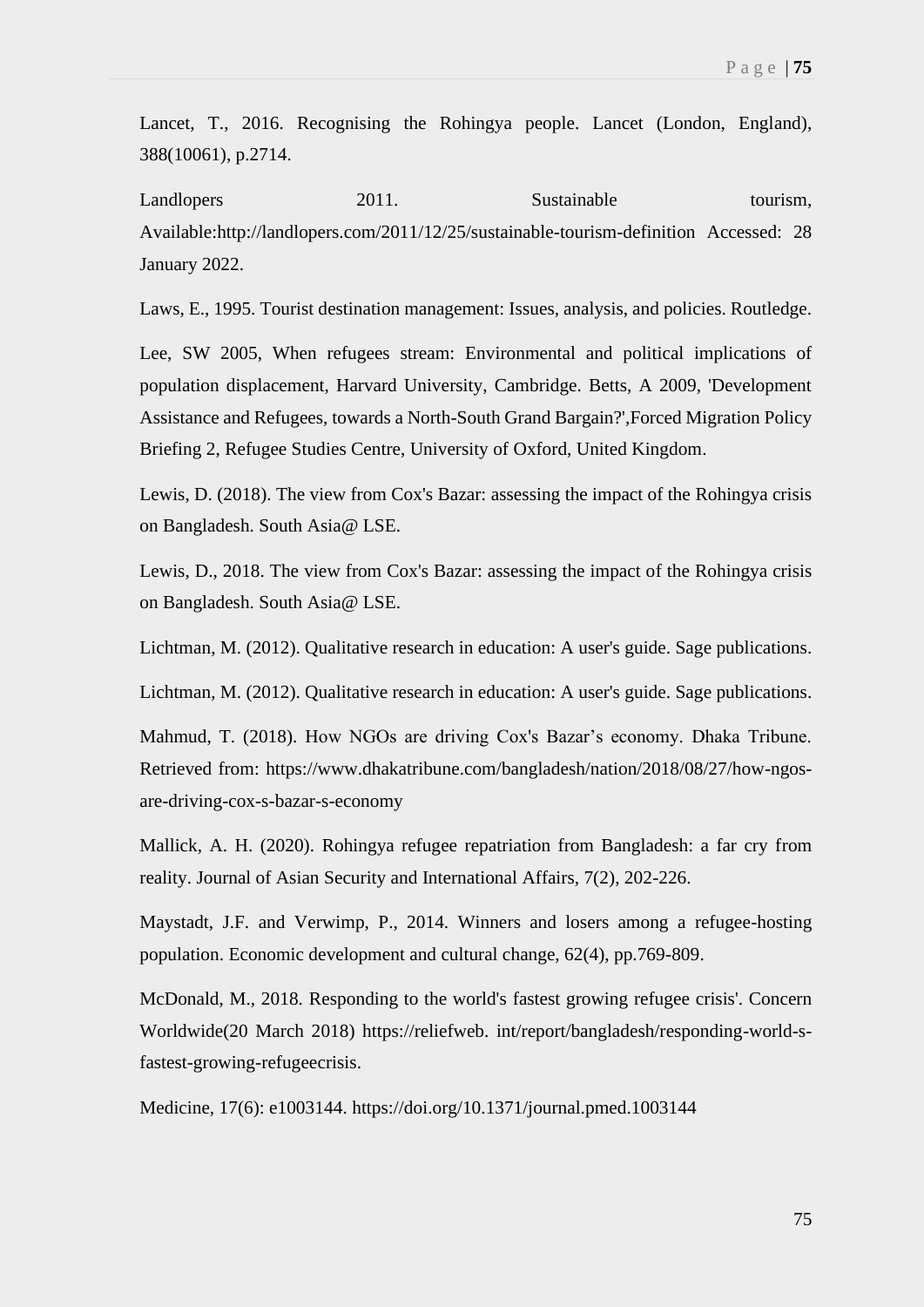Lancet, T., 2016. Recognising the Rohingya people. Lancet (London, England), 388(10061), p.2714.

Landlopers 2011. Sustainable tourism, Available:http://landlopers.com/2011/12/25/sustainable-tourism-definition Accessed: 28 January 2022.

Laws, E., 1995. Tourist destination management: Issues, analysis, and policies. Routledge.

Lee, SW 2005, When refugees stream: Environmental and political implications of population displacement, Harvard University, Cambridge. Betts, A 2009, 'Development Assistance and Refugees, towards a North-South Grand Bargain?',Forced Migration Policy Briefing 2, Refugee Studies Centre, University of Oxford, United Kingdom.

Lewis, D. (2018). The view from Cox's Bazar: assessing the impact of the Rohingya crisis on Bangladesh. South Asia@ LSE.

Lewis, D., 2018. The view from Cox's Bazar: assessing the impact of the Rohingya crisis on Bangladesh. South Asia@ LSE.

Lichtman, M. (2012). Qualitative research in education: A user's guide. Sage publications.

Lichtman, M. (2012). Qualitative research in education: A user's guide. Sage publications.

Mahmud, T. (2018). How NGOs are driving Cox's Bazar's economy. Dhaka Tribune. Retrieved from: https://www.dhakatribune.com/bangladesh/nation/2018/08/27/how-ngos-are-driving-cox-s-bazar-s-economy

Mallick, A. H. (2020). Rohingya refugee repatriation from Bangladesh: a far cry from reality. Journal of Asian Security and International Affairs, 7(2), 202-226.

Maystadt, J.F. and Verwimp, P., 2014. Winners and losers among a refugee-hosting population. Economic development and cultural change, 62(4), pp.769-809.

McDonald, M., 2018. Responding to the world's fastest growing refugee crisis'. Concern Worldwide(20 March 2018) https://reliefweb. int/report/bangladesh/responding-world-s-fastest-growing-refugeecrisis.

Medicine, 17(6): e1003144. https://doi.org/10.1371/journal.pmed.1003144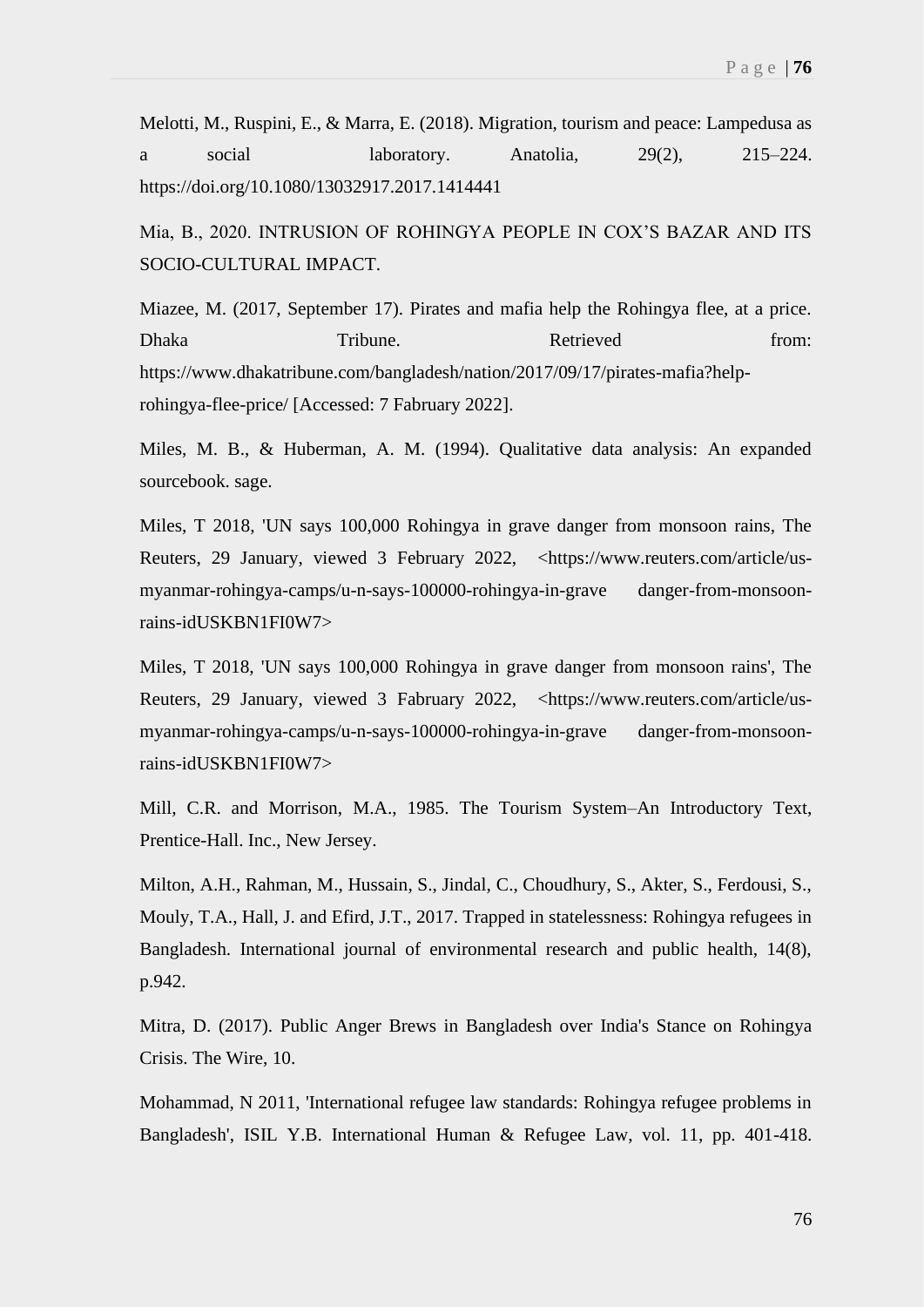Melotti, M., Ruspini, E., & Marra, E. (2018). Migration, tourism and peace: Lampedusa as a social laboratory. Anatolia, 29(2), 215–224. https://doi.org/10.1080/13032917.2017.1414441

Mia, B., 2020. INTRUSION OF ROHINGYA PEOPLE IN COX'S BAZAR AND ITS SOCIO-CULTURAL IMPACT.

Miazee, M. (2017, September 17). Pirates and mafia help the Rohingya flee, at a price. Dhaka Tribune. Retrieved from: https://www.dhakatribune.com/bangladesh/nation/2017/09/17/pirates-mafia?help-rohingya-flee-price/ [Accessed: 7 Fabruary 2022].

Miles, M. B., & Huberman, A. M. (1994). Qualitative data analysis: An expanded sourcebook. sage.

Miles, T 2018, 'UN says 100,000 Rohingya in grave danger from monsoon rains, The Reuters, 29 January, viewed 3 February 2022, <https://www.reuters.com/article/us-myanmar-rohingya-camps/u-n-says-100000-rohingya-in-grave danger-from-monsoon-rains-idUSKBN1FI0W7>

Miles, T 2018, 'UN says 100,000 Rohingya in grave danger from monsoon rains', The Reuters, 29 January, viewed 3 Fabruary 2022, <https://www.reuters.com/article/us-myanmar-rohingya-camps/u-n-says-100000-rohingya-in-grave danger-from-monsoon-rains-idUSKBN1FI0W7>

Mill, C.R. and Morrison, M.A., 1985. The Tourism System–An Introductory Text, Prentice-Hall. Inc., New Jersey.

Milton, A.H., Rahman, M., Hussain, S., Jindal, C., Choudhury, S., Akter, S., Ferdousi, S., Mouly, T.A., Hall, J. and Efird, J.T., 2017. Trapped in statelessness: Rohingya refugees in Bangladesh. International journal of environmental research and public health, 14(8), p.942.

Mitra, D. (2017). Public Anger Brews in Bangladesh over India's Stance on Rohingya Crisis. The Wire, 10.

Mohammad, N 2011, 'International refugee law standards: Rohingya refugee problems in Bangladesh', ISIL Y.B. International Human & Refugee Law, vol. 11, pp. 401-418.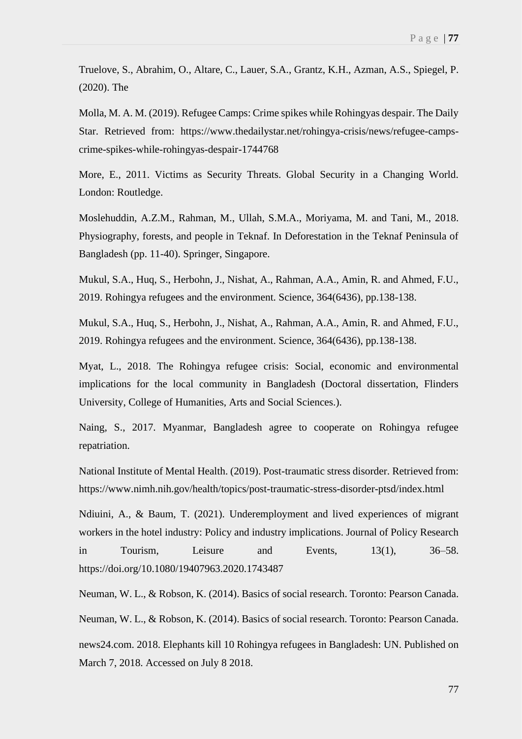Truelove, S., Abrahim, O., Altare, C., Lauer, S.A., Grantz, K.H., Azman, A.S., Spiegel, P. (2020). The

Molla, M. A. M. (2019). Refugee Camps: Crime spikes while Rohingyas despair. The Daily Star. Retrieved from: https://www.thedailystar.net/rohingya-crisis/news/refugee-camps-crime-spikes-while-rohingyas-despair-1744768

More, E., 2011. Victims as Security Threats. Global Security in a Changing World. London: Routledge.

Moslehuddin, A.Z.M., Rahman, M., Ullah, S.M.A., Moriyama, M. and Tani, M., 2018. Physiography, forests, and people in Teknaf. In Deforestation in the Teknaf Peninsula of Bangladesh (pp. 11-40). Springer, Singapore.

Mukul, S.A., Huq, S., Herbohn, J., Nishat, A., Rahman, A.A., Amin, R. and Ahmed, F.U., 2019. Rohingya refugees and the environment. Science, 364(6436), pp.138-138.

Mukul, S.A., Huq, S., Herbohn, J., Nishat, A., Rahman, A.A., Amin, R. and Ahmed, F.U., 2019. Rohingya refugees and the environment. Science, 364(6436), pp.138-138.

Myat, L., 2018. The Rohingya refugee crisis: Social, economic and environmental implications for the local community in Bangladesh (Doctoral dissertation, Flinders University, College of Humanities, Arts and Social Sciences.).

Naing, S., 2017. Myanmar, Bangladesh agree to cooperate on Rohingya refugee repatriation.

National Institute of Mental Health. (2019). Post-traumatic stress disorder. Retrieved from: https://www.nimh.nih.gov/health/topics/post-traumatic-stress-disorder-ptsd/index.html

Ndiuini, A., & Baum, T. (2021). Underemployment and lived experiences of migrant workers in the hotel industry: Policy and industry implications. Journal of Policy Research in Tourism, Leisure and Events, 13(1), 36–58. https://doi.org/10.1080/19407963.2020.1743487

Neuman, W. L., & Robson, K. (2014). Basics of social research. Toronto: Pearson Canada.

Neuman, W. L., & Robson, K. (2014). Basics of social research. Toronto: Pearson Canada.

news24.com. 2018. Elephants kill 10 Rohingya refugees in Bangladesh: UN. Published on March 7, 2018. Accessed on July 8 2018.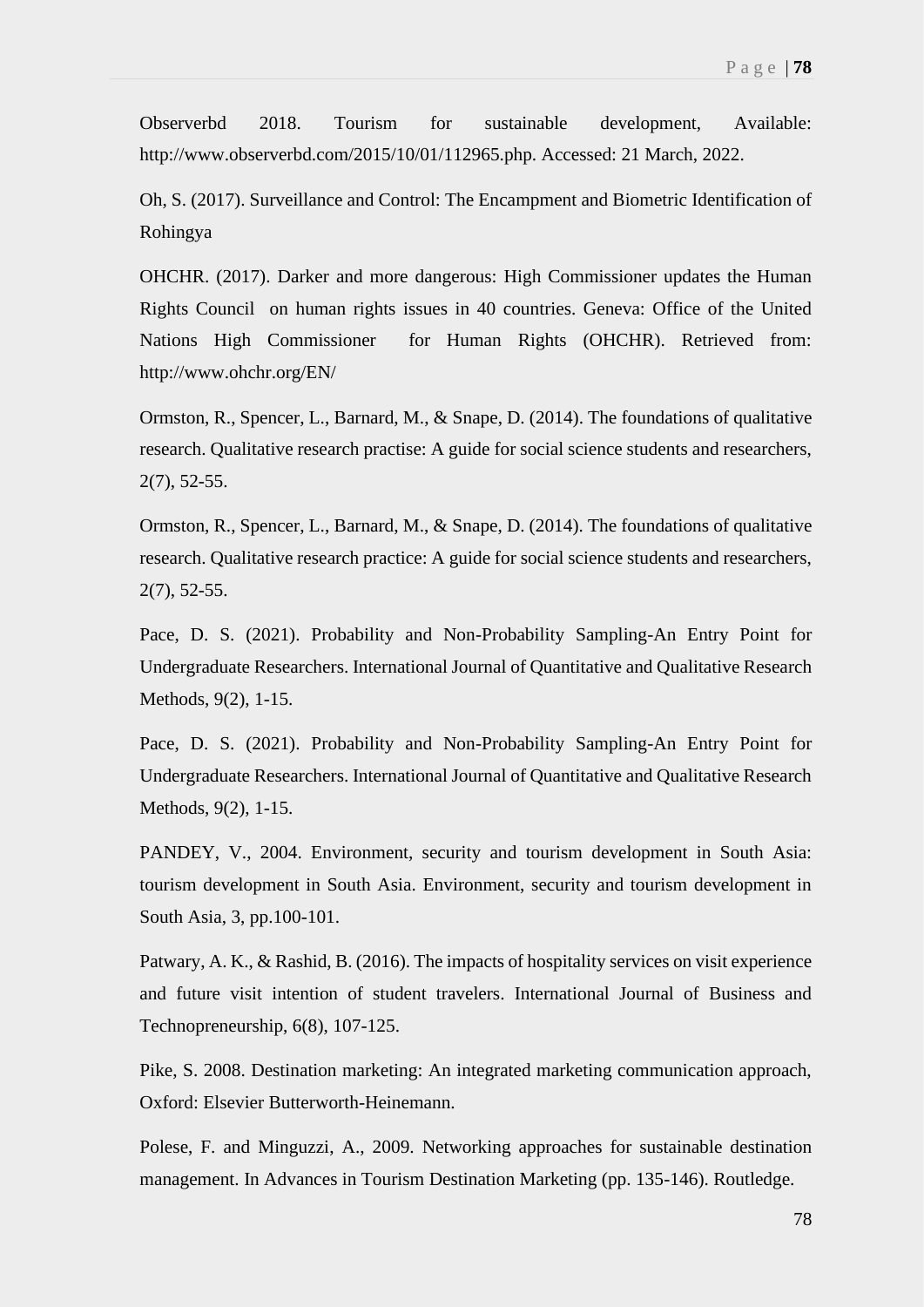Observerbd 2018. Tourism for sustainable development, Available: http://www.observerbd.com/2015/10/01/112965.php. Accessed: 21 March, 2022.

Oh, S. (2017). Surveillance and Control: The Encampment and Biometric Identification of Rohingya

OHCHR. (2017). Darker and more dangerous: High Commissioner updates the Human Rights Council on human rights issues in 40 countries. Geneva: Office of the United Nations High Commissioner for Human Rights (OHCHR). Retrieved from: http://www.ohchr.org/EN/

Ormston, R., Spencer, L., Barnard, M., & Snape, D. (2014). The foundations of qualitative research. Qualitative research practise: A guide for social science students and researchers, 2(7), 52-55.

Ormston, R., Spencer, L., Barnard, M., & Snape, D. (2014). The foundations of qualitative research. Qualitative research practice: A guide for social science students and researchers, 2(7), 52-55.

Pace, D. S. (2021). Probability and Non-Probability Sampling-An Entry Point for Undergraduate Researchers. International Journal of Quantitative and Qualitative Research Methods, 9(2), 1-15.

Pace, D. S. (2021). Probability and Non-Probability Sampling-An Entry Point for Undergraduate Researchers. International Journal of Quantitative and Qualitative Research Methods, 9(2), 1-15.

PANDEY, V., 2004. Environment, security and tourism development in South Asia: tourism development in South Asia. Environment, security and tourism development in South Asia, 3, pp.100-101.

Patwary, A. K., & Rashid, B. (2016). The impacts of hospitality services on visit experience and future visit intention of student travelers. International Journal of Business and Technopreneurship, 6(8), 107-125.

Pike, S. 2008. Destination marketing: An integrated marketing communication approach, Oxford: Elsevier Butterworth-Heinemann.

Polese, F. and Minguzzi, A., 2009. Networking approaches for sustainable destination management. In Advances in Tourism Destination Marketing (pp. 135-146). Routledge.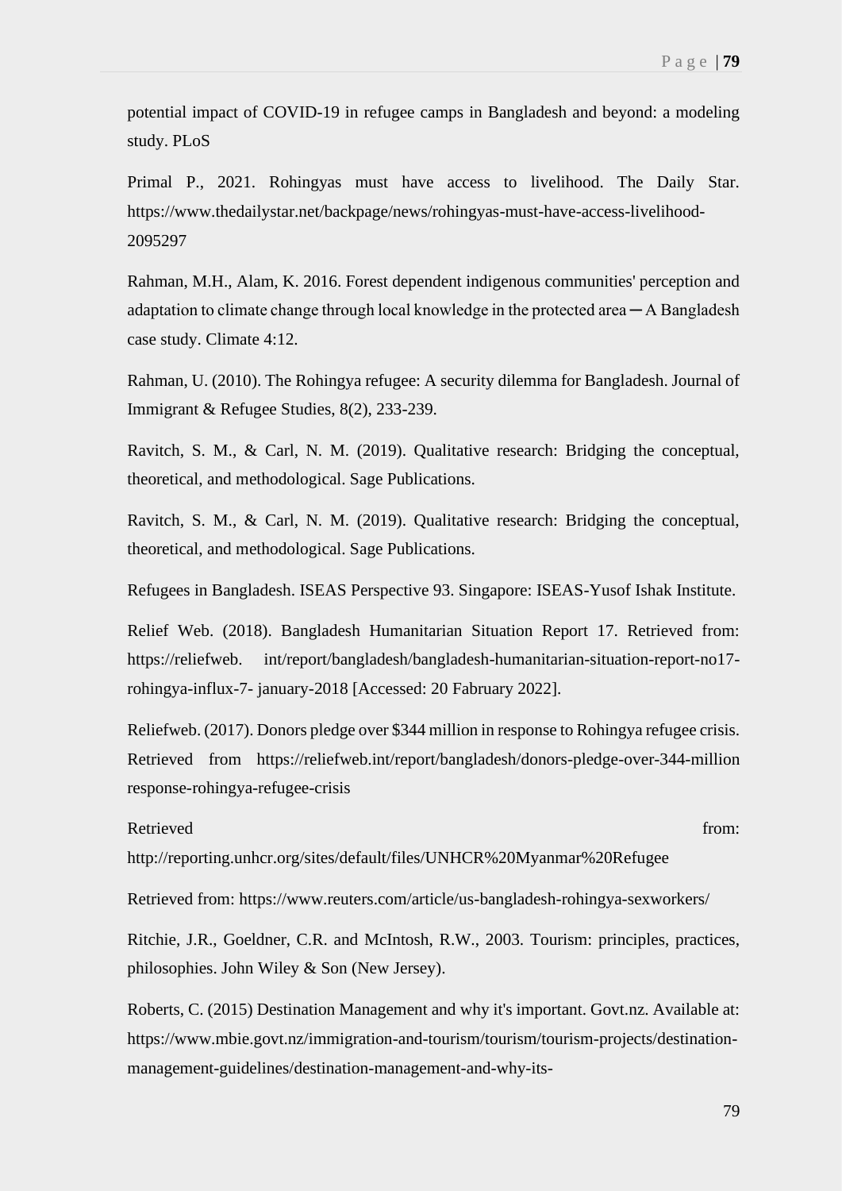potential impact of COVID-19 in refugee camps in Bangladesh and beyond: a modeling study. PLoS

Primal P., 2021. Rohingyas must have access to livelihood. The Daily Star. https://www.thedailystar.net/backpage/news/rohingyas-must-have-access-livelihood-2095297

Rahman, M.H., Alam, K. 2016. Forest dependent indigenous communities' perception and adaptation to climate change through local knowledge in the protected area ─ A Bangladesh case study. Climate 4:12.

Rahman, U. (2010). The Rohingya refugee: A security dilemma for Bangladesh. Journal of Immigrant & Refugee Studies, 8(2), 233-239.

Ravitch, S. M., & Carl, N. M. (2019). Qualitative research: Bridging the conceptual, theoretical, and methodological. Sage Publications.

Ravitch, S. M., & Carl, N. M. (2019). Qualitative research: Bridging the conceptual, theoretical, and methodological. Sage Publications.

Refugees in Bangladesh. ISEAS Perspective 93. Singapore: ISEAS-Yusof Ishak Institute.

Relief Web. (2018). Bangladesh Humanitarian Situation Report 17. Retrieved from: https://reliefweb. int/report/bangladesh/bangladesh-humanitarian-situation-report-no17-rohingya-influx-7- january-2018 [Accessed: 20 Fabruary 2022].

Reliefweb. (2017). Donors pledge over $344 million in response to Rohingya refugee crisis. Retrieved from https://reliefweb.int/report/bangladesh/donors-pledge-over-344-million response-rohingya-refugee-crisis

Retrieved from: http://reporting.unhcr.org/sites/default/files/UNHCR%20Myanmar%20Refugee

Retrieved from: https://www.reuters.com/article/us-bangladesh-rohingya-sexworkers/

Ritchie, J.R., Goeldner, C.R. and McIntosh, R.W., 2003. Tourism: principles, practices, philosophies. John Wiley & Son (New Jersey).

Roberts, C. (2015) Destination Management and why it's important. Govt.nz. Available at: https://www.mbie.govt.nz/immigration-and-tourism/tourism/tourism-projects/destination-management-guidelines/destination-management-and-why-its-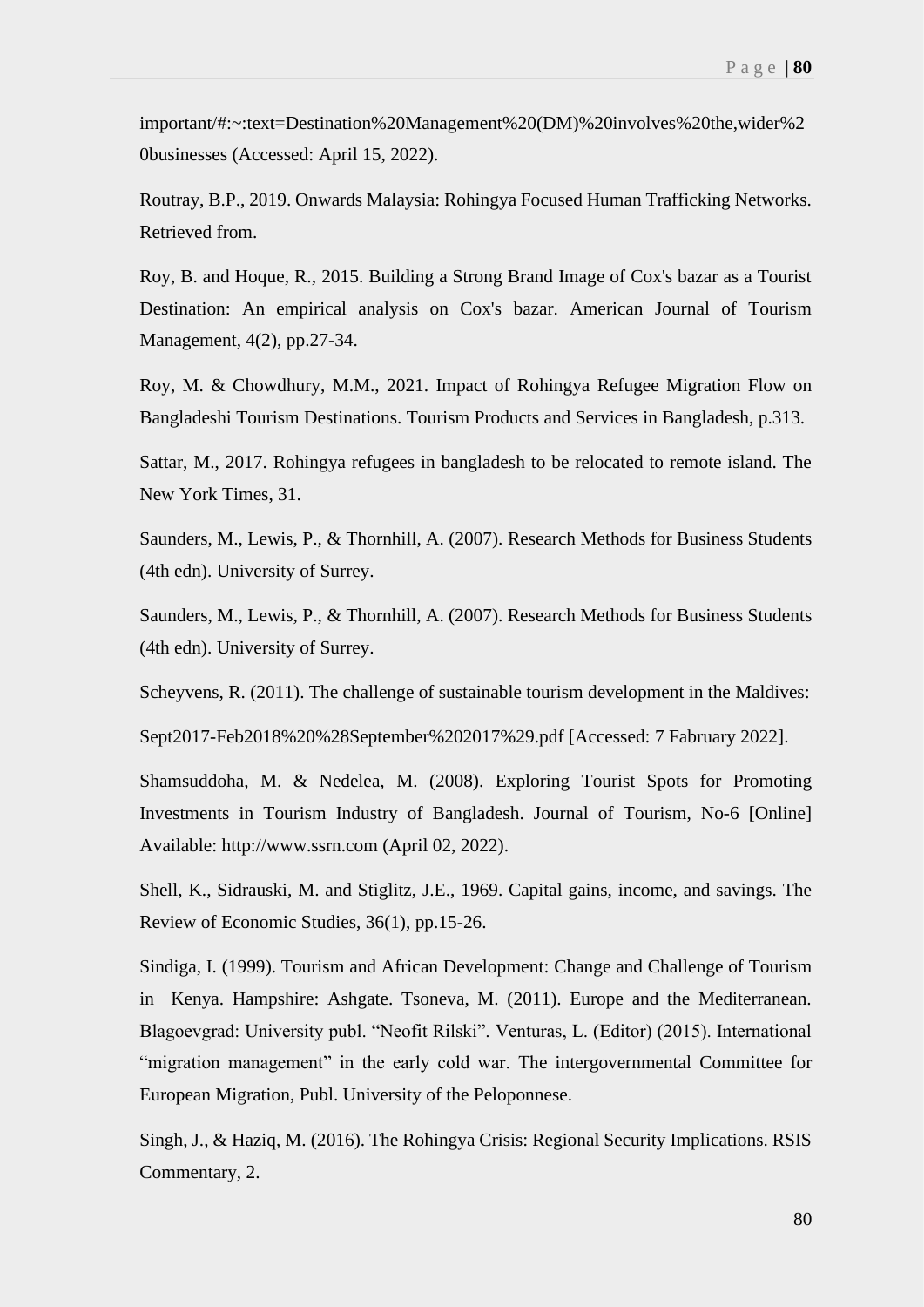important/#:~:text=Destination%20Management%20(DM)%20involves%20the,wider%20businesses (Accessed: April 15, 2022).

Routray, B.P., 2019. Onwards Malaysia: Rohingya Focused Human Trafficking Networks. Retrieved from.

Roy, B. and Hoque, R., 2015. Building a Strong Brand Image of Cox's bazar as a Tourist Destination: An empirical analysis on Cox's bazar. American Journal of Tourism Management, 4(2), pp.27-34.

Roy, M. & Chowdhury, M.M., 2021. Impact of Rohingya Refugee Migration Flow on Bangladeshi Tourism Destinations. Tourism Products and Services in Bangladesh, p.313.

Sattar, M., 2017. Rohingya refugees in bangladesh to be relocated to remote island. The New York Times, 31.

Saunders, M., Lewis, P., & Thornhill, A. (2007). Research Methods for Business Students (4th edn). University of Surrey.

Saunders, M., Lewis, P., & Thornhill, A. (2007). Research Methods for Business Students (4th edn). University of Surrey.

Scheyvens, R. (2011). The challenge of sustainable tourism development in the Maldives:

Sept2017-Feb2018%20%28September%202017%29.pdf [Accessed: 7 Fabruary 2022].

Shamsuddoha, M. & Nedelea, M. (2008). Exploring Tourist Spots for Promoting Investments in Tourism Industry of Bangladesh. Journal of Tourism, No-6 [Online] Available: http://www.ssrn.com (April 02, 2022).

Shell, K., Sidrauski, M. and Stiglitz, J.E., 1969. Capital gains, income, and savings. The Review of Economic Studies, 36(1), pp.15-26.

Sindiga, I. (1999). Tourism and African Development: Change and Challenge of Tourism in Kenya. Hampshire: Ashgate. Tsoneva, M. (2011). Europe and the Mediterranean. Blagoevgrad: University publ. "Neofit Rilski". Venturas, L. (Editor) (2015). International "migration management" in the early cold war. The intergovernmental Committee for European Migration, Publ. University of the Peloponnese.

Singh, J., & Haziq, M. (2016). The Rohingya Crisis: Regional Security Implications. RSIS Commentary, 2.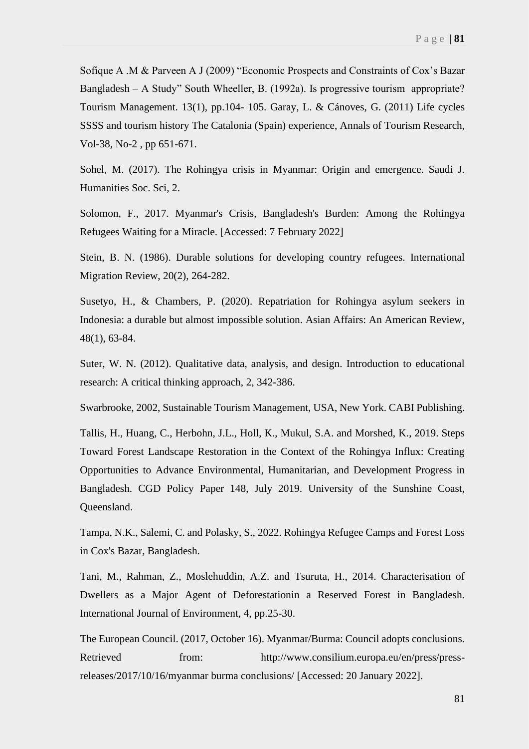Sofique A .M & Parveen A J (2009) “Economic Prospects and Constraints of Cox’s Bazar Bangladesh – A Study” South Wheeller, B. (1992a). Is progressive tourism appropriate? Tourism Management. 13(1), pp.104- 105. Garay, L. & Cánoves, G. (2011) Life cycles SSSS and tourism history The Catalonia (Spain) experience, Annals of Tourism Research, Vol-38, No-2 , pp 651-671.

Sohel, M. (2017). The Rohingya crisis in Myanmar: Origin and emergence. Saudi J. Humanities Soc. Sci, 2.

Solomon, F., 2017. Myanmar's Crisis, Bangladesh's Burden: Among the Rohingya Refugees Waiting for a Miracle. [Accessed: 7 February 2022]

Stein, B. N. (1986). Durable solutions for developing country refugees. International Migration Review, 20(2), 264-282.

Susetyo, H., & Chambers, P. (2020). Repatriation for Rohingya asylum seekers in Indonesia: a durable but almost impossible solution. Asian Affairs: An American Review, 48(1), 63-84.

Suter, W. N. (2012). Qualitative data, analysis, and design. Introduction to educational research: A critical thinking approach, 2, 342-386.

Swarbrooke, 2002, Sustainable Tourism Management, USA, New York. CABI Publishing.

Tallis, H., Huang, C., Herbohn, J.L., Holl, K., Mukul, S.A. and Morshed, K., 2019. Steps Toward Forest Landscape Restoration in the Context of the Rohingya Influx: Creating Opportunities to Advance Environmental, Humanitarian, and Development Progress in Bangladesh. CGD Policy Paper 148, July 2019. University of the Sunshine Coast, Queensland.

Tampa, N.K., Salemi, C. and Polasky, S., 2022. Rohingya Refugee Camps and Forest Loss in Cox's Bazar, Bangladesh.

Tani, M., Rahman, Z., Moslehuddin, A.Z. and Tsuruta, H., 2014. Characterisation of Dwellers as a Major Agent of Deforestationin a Reserved Forest in Bangladesh. International Journal of Environment, 4, pp.25-30.

The European Council. (2017, October 16). Myanmar/Burma: Council adopts conclusions. Retrieved from: http://www.consilium.europa.eu/en/press/press-releases/2017/10/16/myanmar burma conclusions/ [Accessed: 20 January 2022].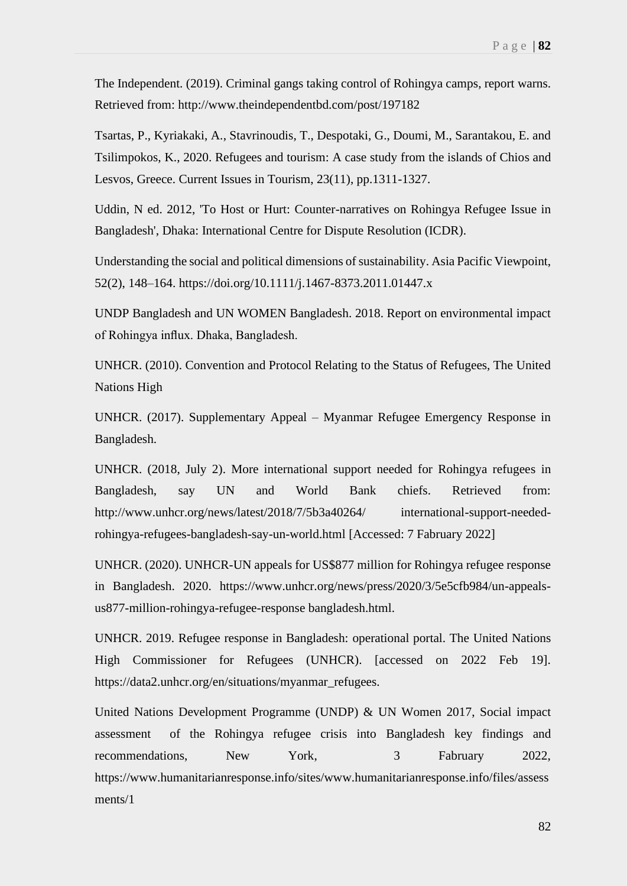The Independent. (2019). Criminal gangs taking control of Rohingya camps, report warns. Retrieved from: http://www.theindependentbd.com/post/197182

Tsartas, P., Kyriakaki, A., Stavrinoudis, T., Despotaki, G., Doumi, M., Sarantakou, E. and Tsilimpokos, K., 2020. Refugees and tourism: A case study from the islands of Chios and Lesvos, Greece. Current Issues in Tourism, 23(11), pp.1311-1327.

Uddin, N ed. 2012, 'To Host or Hurt: Counter-narratives on Rohingya Refugee Issue in Bangladesh', Dhaka: International Centre for Dispute Resolution (ICDR).

Understanding the social and political dimensions of sustainability. Asia Pacific Viewpoint, 52(2), 148–164. https://doi.org/10.1111/j.1467-8373.2011.01447.x

UNDP Bangladesh and UN WOMEN Bangladesh. 2018. Report on environmental impact of Rohingya influx. Dhaka, Bangladesh.

UNHCR. (2010). Convention and Protocol Relating to the Status of Refugees, The United Nations High

UNHCR. (2017). Supplementary Appeal – Myanmar Refugee Emergency Response in Bangladesh.

UNHCR. (2018, July 2). More international support needed for Rohingya refugees in Bangladesh, say UN and World Bank chiefs. Retrieved from: http://www.unhcr.org/news/latest/2018/7/5b3a40264/ international-support-needed-rohingya-refugees-bangladesh-say-un-world.html [Accessed: 7 Fabruary 2022]

UNHCR. (2020). UNHCR-UN appeals for US$877 million for Rohingya refugee response in Bangladesh. 2020. https://www.unhcr.org/news/press/2020/3/5e5cfb984/un-appeals-us877-million-rohingya-refugee-response bangladesh.html.

UNHCR. 2019. Refugee response in Bangladesh: operational portal. The United Nations High Commissioner for Refugees (UNHCR). [accessed on 2022 Feb 19]. https://data2.unhcr.org/en/situations/myanmar_refugees.

United Nations Development Programme (UNDP) & UN Women 2017, Social impact assessment of the Rohingya refugee crisis into Bangladesh key findings and recommendations, New York, 3 February 2022, https://www.humanitarianresponse.info/sites/www.humanitarianresponse.info/files/assessments/1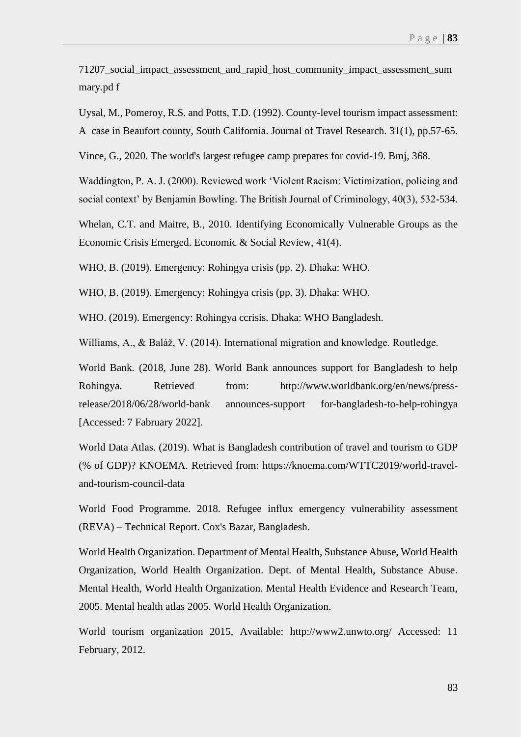71207_social_impact_assessment_and_rapid_host_community_impact_assessment_summary.pd f

Uysal, M., Pomeroy, R.S. and Potts, T.D. (1992). County-level tourism impact assessment: A case in Beaufort county, South California. Journal of Travel Research. 31(1), pp.57-65.

Vince, G., 2020. The world's largest refugee camp prepares for covid-19. Bmj, 368.

Waddington, P. A. J. (2000). Reviewed work 'Violent Racism: Victimization, policing and social context' by Benjamin Bowling. The British Journal of Criminology, 40(3), 532-534.

Whelan, C.T. and Maitre, B., 2010. Identifying Economically Vulnerable Groups as the Economic Crisis Emerged. Economic & Social Review, 41(4).

WHO, B. (2019). Emergency: Rohingya crisis (pp. 2). Dhaka: WHO.

WHO, B. (2019). Emergency: Rohingya crisis (pp. 3). Dhaka: WHO.

WHO. (2019). Emergency: Rohingya ccrisis. Dhaka: WHO Bangladesh.

Williams, A., & Baláž, V. (2014). International migration and knowledge. Routledge.

World Bank. (2018, June 28). World Bank announces support for Bangladesh to help Rohingya. Retrieved from: http://www.worldbank.org/en/news/press-release/2018/06/28/world-bank announces-support for-bangladesh-to-help-rohingya [Accessed: 7 Fabruary 2022].

World Data Atlas. (2019). What is Bangladesh contribution of travel and tourism to GDP (% of GDP)? KNOEMA. Retrieved from: https://knoema.com/WTTC2019/world-travel-and-tourism-council-data

World Food Programme. 2018. Refugee influx emergency vulnerability assessment (REVA) – Technical Report. Cox's Bazar, Bangladesh.

World Health Organization. Department of Mental Health, Substance Abuse, World Health Organization, World Health Organization. Dept. of Mental Health, Substance Abuse. Mental Health, World Health Organization. Mental Health Evidence and Research Team, 2005. Mental health atlas 2005. World Health Organization.

World tourism organization 2015, Available: http://www2.unwto.org/ Accessed: 11 February, 2012.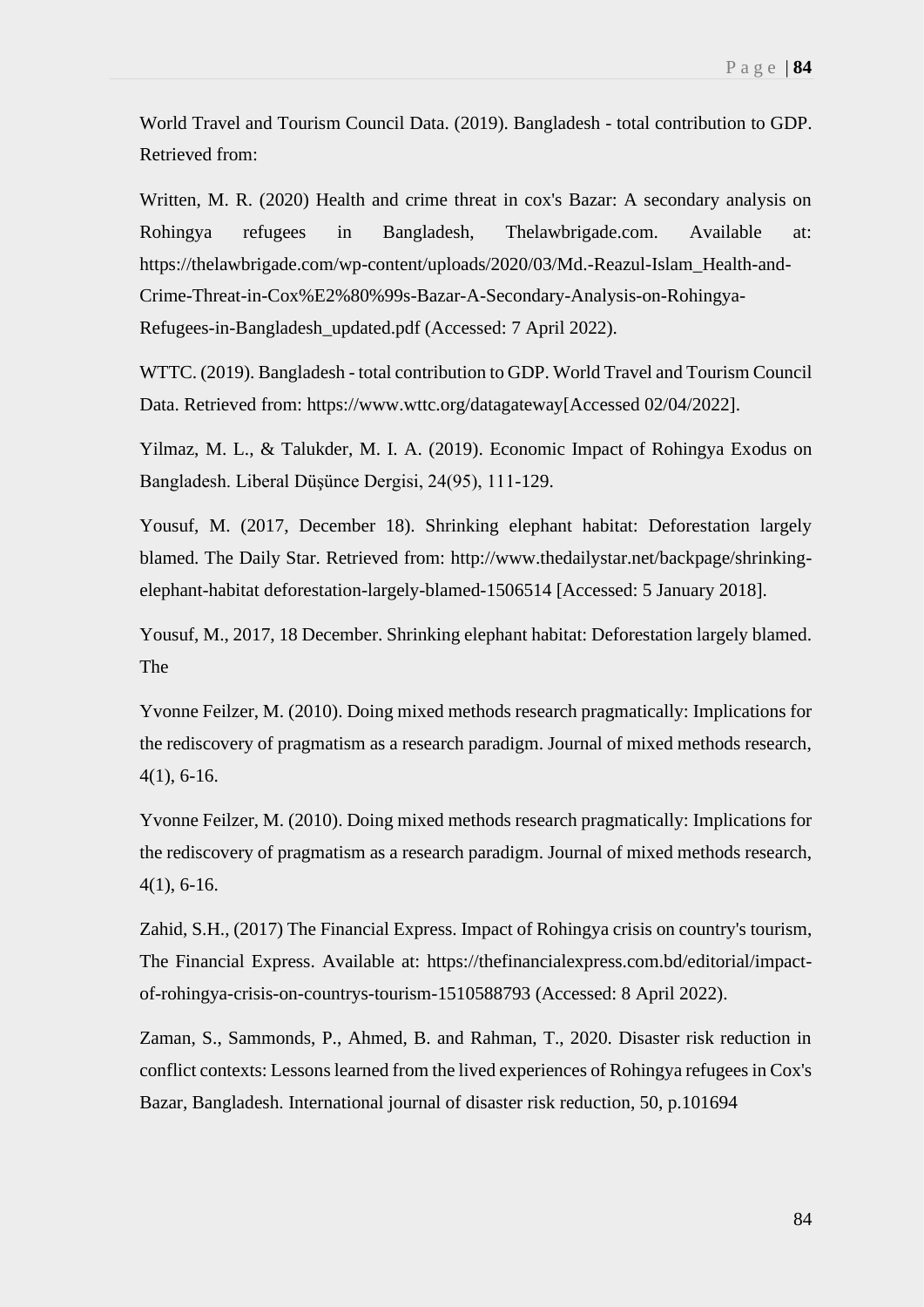World Travel and Tourism Council Data. (2019). Bangladesh - total contribution to GDP. Retrieved from:

Written, M. R. (2020) Health and crime threat in cox's Bazar: A secondary analysis on Rohingya refugees in Bangladesh, Thelawbrigade.com. Available at: https://thelawbrigade.com/wp-content/uploads/2020/03/Md.-Reazul-Islam_Health-and-Crime-Threat-in-Cox%E2%80%99s-Bazar-A-Secondary-Analysis-on-Rohingya-Refugees-in-Bangladesh_updated.pdf (Accessed: 7 April 2022).

WTTC. (2019). Bangladesh - total contribution to GDP. World Travel and Tourism Council Data. Retrieved from: https://www.wttc.org/datagateway[Accessed 02/04/2022].

Yilmaz, M. L., & Talukder, M. I. A. (2019). Economic Impact of Rohingya Exodus on Bangladesh. Liberal Düşünce Dergisi, 24(95), 111-129.

Yousuf, M. (2017, December 18). Shrinking elephant habitat: Deforestation largely blamed. The Daily Star. Retrieved from: http://www.thedailystar.net/backpage/shrinking-elephant-habitat deforestation-largely-blamed-1506514 [Accessed: 5 January 2018].

Yousuf, M., 2017, 18 December. Shrinking elephant habitat: Deforestation largely blamed. The

Yvonne Feilzer, M. (2010). Doing mixed methods research pragmatically: Implications for the rediscovery of pragmatism as a research paradigm. Journal of mixed methods research, 4(1), 6-16.

Yvonne Feilzer, M. (2010). Doing mixed methods research pragmatically: Implications for the rediscovery of pragmatism as a research paradigm. Journal of mixed methods research, 4(1), 6-16.

Zahid, S.H., (2017) The Financial Express. Impact of Rohingya crisis on country's tourism, The Financial Express. Available at: https://thefinancialexpress.com.bd/editorial/impact-of-rohingya-crisis-on-countrys-tourism-1510588793 (Accessed: 8 April 2022).

Zaman, S., Sammonds, P., Ahmed, B. and Rahman, T., 2020. Disaster risk reduction in conflict contexts: Lessons learned from the lived experiences of Rohingya refugees in Cox's Bazar, Bangladesh. International journal of disaster risk reduction, 50, p.101694